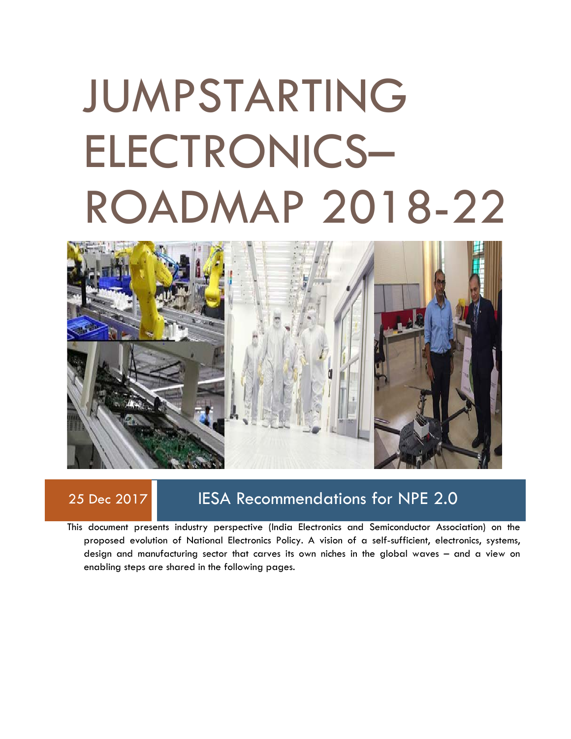# JUMPSTARTING ELECTRONICS– ROADMAP 2018-22

25 Dec 2017

## IESA Recommendations for NPE 2.0

This document presents industry perspective (India Electronics and Semiconductor Association) on the proposed evolution of National Electronics Policy. A vision of a self-sufficient, electronics, systems, design and manufacturing sector that carves its own niches in the global waves – and a view on enabling steps are shared in the following pages.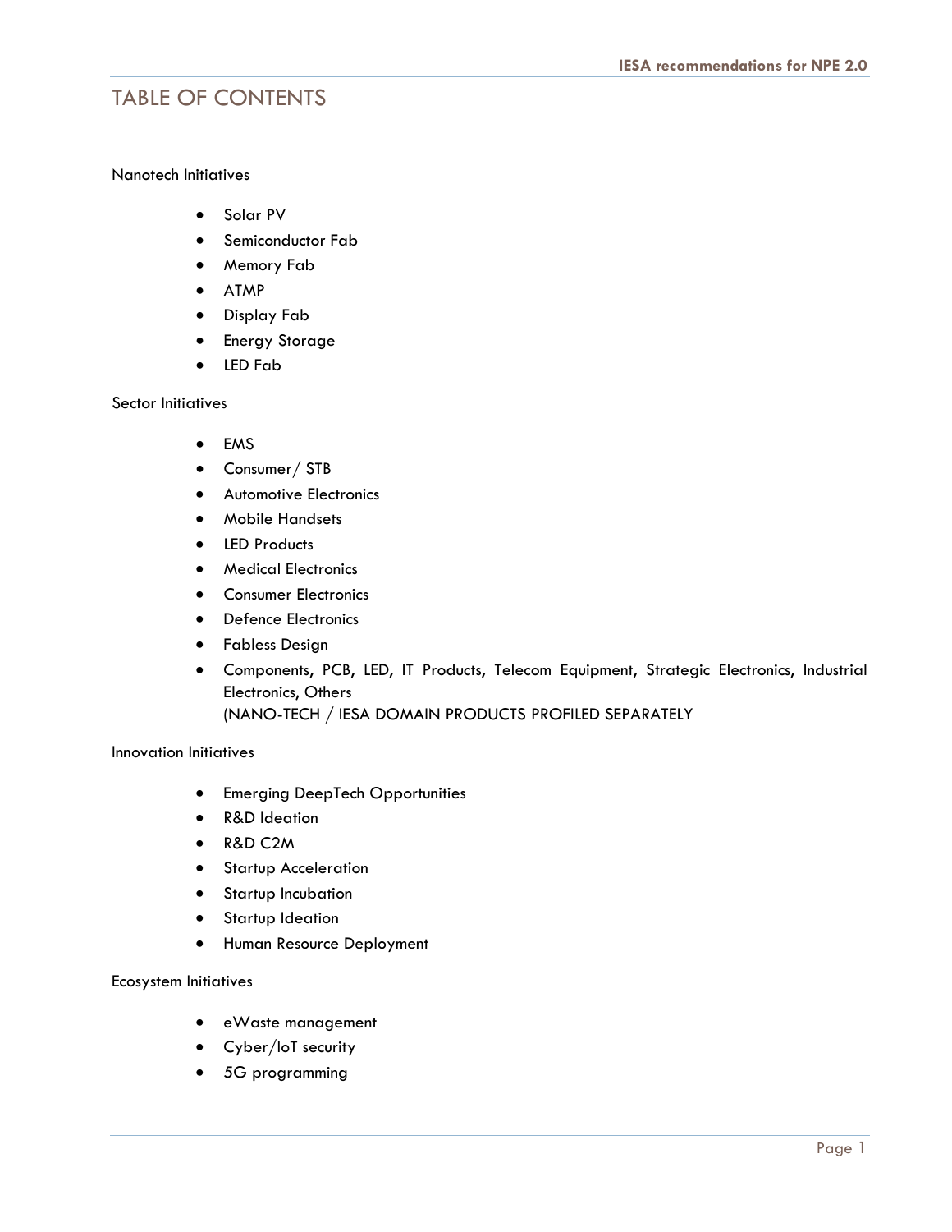# TABLE OF CONTENTS

Nanotech Initiatives

- Solar PV
- Semiconductor Fab
- Memory Fab
- ATMP
- Display Fab
- Energy Storage
- LED Fab

Sector Initiatives

- EMS
- Consumer/ STB
- Automotive Electronics
- Mobile Handsets
- LED Products
- Medical Electronics
- Consumer Electronics
- Defence Electronics
- Fabless Design
- Components, PCB, LED, IT Products, Telecom Equipment, Strategic Electronics, Industrial Electronics, Others
  (NANO-TECH / IESA DOMAIN PRODUCTS PROFILED SEPARATELY

Innovation Initiatives

- Emerging DeepTech Opportunities
- R&D Ideation
- R&D C2M
- Startup Acceleration
- Startup Incubation
- Startup Ideation
- Human Resource Deployment

Ecosystem Initiatives

- eWaste management
- Cyber/IoT security
- 5G programming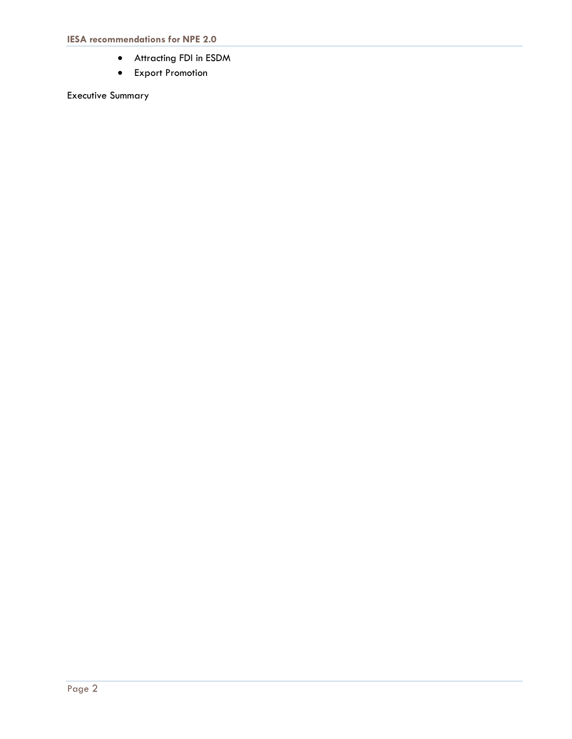- Attracting FDI in ESDM
- Export Promotion

Executive Summary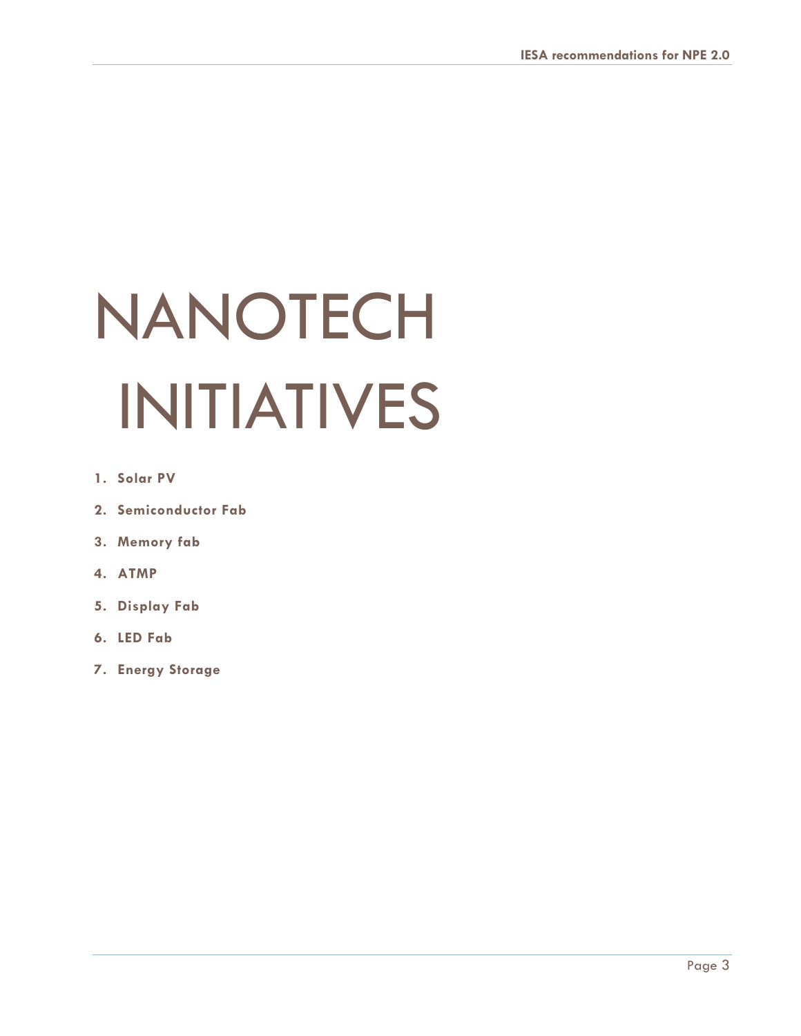# NANOTECH INITIATIVES

1. **Solar PV**
2. **Semiconductor Fab**
3. **Memory fab**
4. **ATMP**
5. **Display Fab**
6. **LED Fab**
7. **Energy Storage**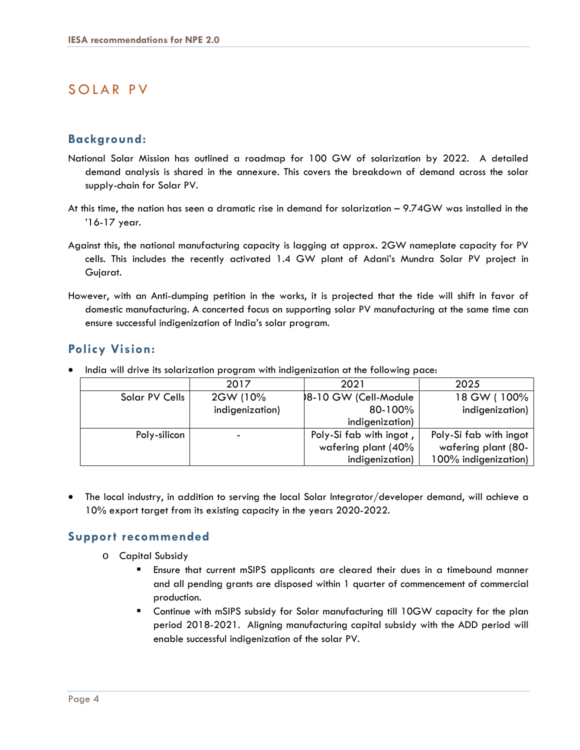# SOLAR PV

## Background:

National Solar Mission has outlined a roadmap for 100 GW of solarization by 2022. A detailed demand analysis is shared in the annexure. This covers the breakdown of demand across the solar supply-chain for Solar PV.

At this time, the nation has seen a dramatic rise in demand for solarization – 9.74GW was installed in the '16-17 year.

Against this, the national manufacturing capacity is lagging at approx. 2GW nameplate capacity for PV cells. This includes the recently activated 1.4 GW plant of Adani's Mundra Solar PV project in Gujarat.

However, with an Anti-dumping petition in the works, it is projected that the tide will shift in favor of domestic manufacturing. A concerted focus on supporting solar PV manufacturing at the same time can ensure successful indigenization of India's solar program.

## Policy Vision:

- India will drive its solarization program with indigenization at the following pace:

| | 2017 | 2021 | 2025 |
|---|---|---|---|
| Solar PV Cells | 2GW (10% indigenization) | )8-10 GW (Cell-Module 80-100% indigenization) | 18 GW ( 100% indigenization) |
| Poly-silicon | - | Poly-Si fab with ingot , wafering plant (40% indigenization) | Poly-Si fab with ingot wafering plant (80-100% indigenization) |

- The local industry, in addition to serving the local Solar Integrator/developer demand, will achieve a 10% export target from its existing capacity in the years 2020-2022.

## Support recommended

- Capital Subsidy
  - Ensure that current mSIPS applicants are cleared their dues in a timebound manner and all pending grants are disposed within 1 quarter of commencement of commercial production.
  - Continue with mSIPS subsidy for Solar manufacturing till 10GW capacity for the plan period 2018-2021. Aligning manufacturing capital subsidy with the ADD period will enable successful indigenization of the solar PV.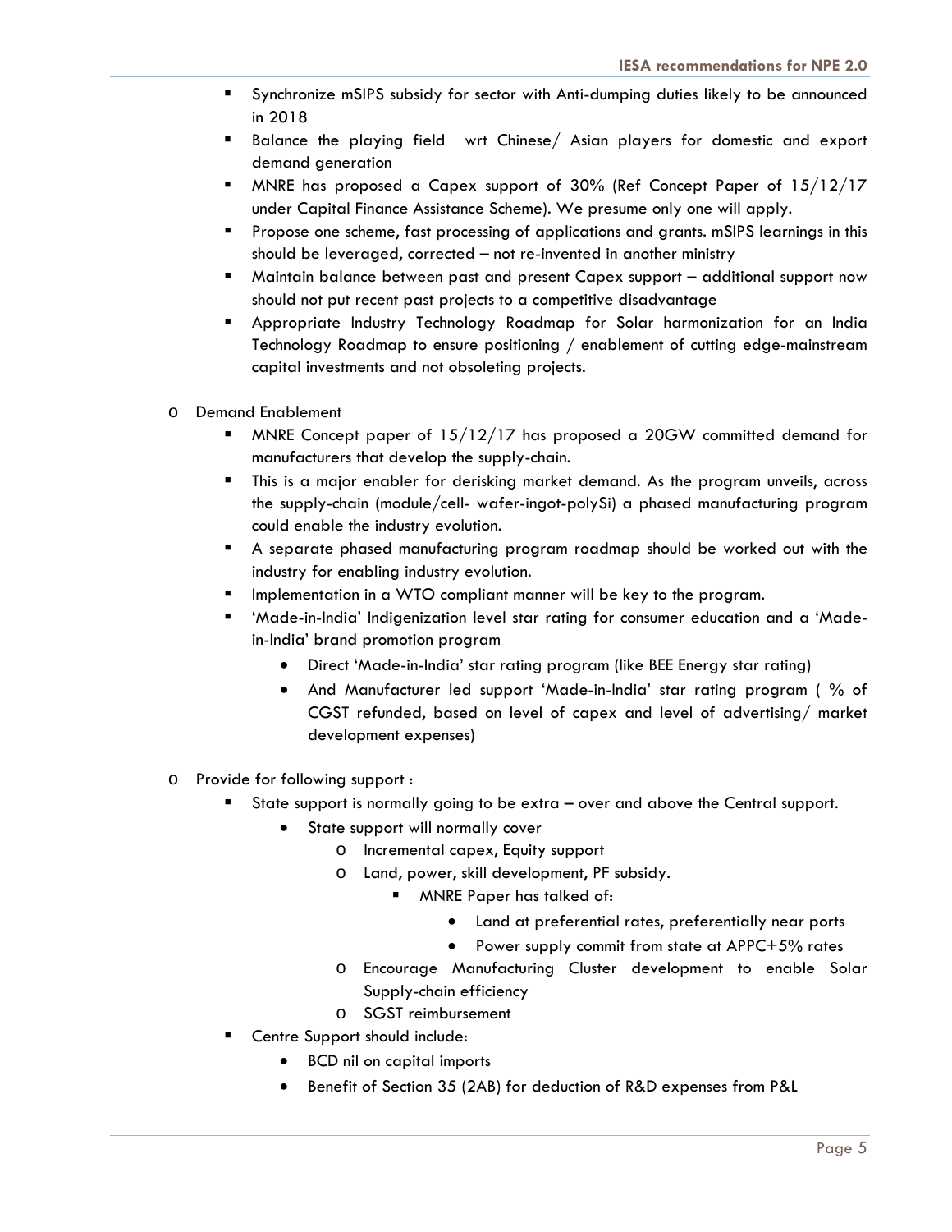- Synchronize mSIPS subsidy for sector with Anti-dumping duties likely to be announced in 2018
    - Balance the playing field wrt Chinese/ Asian players for domestic and export demand generation
    - MNRE has proposed a Capex support of 30% (Ref Concept Paper of 15/12/17 under Capital Finance Assistance Scheme). We presume only one will apply.
    - Propose one scheme, fast processing of applications and grants. mSIPS learnings in this should be leveraged, corrected – not re-invented in another ministry
    - Maintain balance between past and present Capex support – additional support now should not put recent past projects to a competitive disadvantage
    - Appropriate Industry Technology Roadmap for Solar harmonization for an India Technology Roadmap to ensure positioning / enablement of cutting edge-mainstream capital investments and not obsoleting projects.

- Demand Enablement
    - MNRE Concept paper of 15/12/17 has proposed a 20GW committed demand for manufacturers that develop the supply-chain.
    - This is a major enabler for derisking market demand. As the program unveils, across the supply-chain (module/cell- wafer-ingot-polySi) a phased manufacturing program could enable the industry evolution.
    - A separate phased manufacturing program roadmap should be worked out with the industry for enabling industry evolution.
    - Implementation in a WTO compliant manner will be key to the program.
    - 'Made-in-India' Indigenization level star rating for consumer education and a 'Made-in-India' brand promotion program
        - Direct 'Made-in-India' star rating program (like BEE Energy star rating)
        - And Manufacturer led support 'Made-in-India' star rating program ( % of CGST refunded, based on level of capex and level of advertising/ market development expenses)

- Provide for following support :
    - State support is normally going to be extra – over and above the Central support.
        - State support will normally cover
            - Incremental capex, Equity support
            - Land, power, skill development, PF subsidy.
                - MNRE Paper has talked of:
                    - Land at preferential rates, preferentially near ports
                    - Power supply commit from state at APPC+5% rates
            - Encourage Manufacturing Cluster development to enable Solar Supply-chain efficiency
            - SGST reimbursement
    - Centre Support should include:
        - BCD nil on capital imports
        - Benefit of Section 35 (2AB) for deduction of R&D expenses from P&L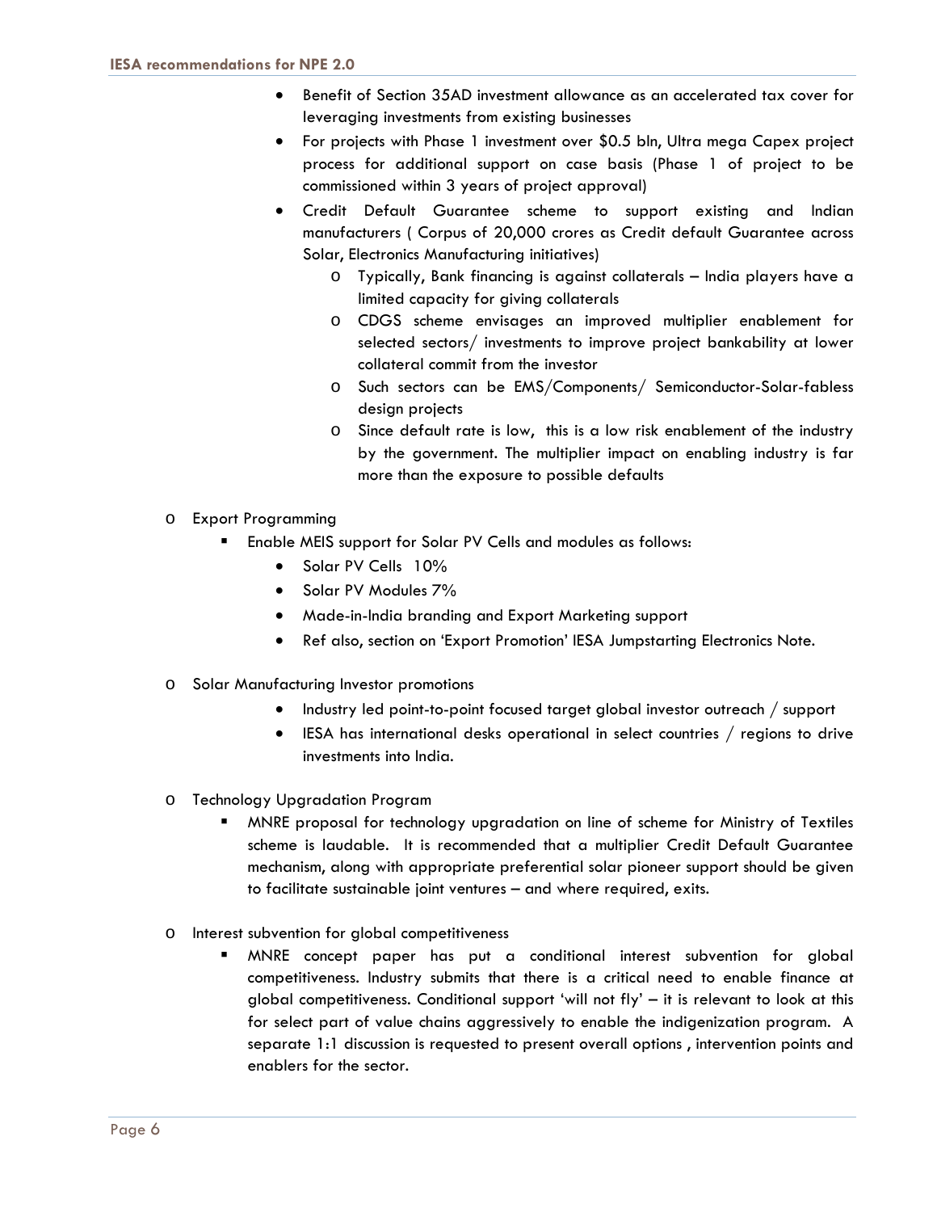- Benefit of Section 35AD investment allowance as an accelerated tax cover for leveraging investments from existing businesses
- For projects with Phase 1 investment over $0.5 bln, Ultra mega Capex project process for additional support on case basis (Phase 1 of project to be commissioned within 3 years of project approval)
- Credit Default Guarantee scheme to support existing and Indian manufacturers ( Corpus of 20,000 crores as Credit default Guarantee across Solar, Electronics Manufacturing initiatives)
  - Typically, Bank financing is against collaterals – India players have a limited capacity for giving collaterals
  - CDGS scheme envisages an improved multiplier enablement for selected sectors/ investments to improve project bankability at lower collateral commit from the investor
  - Such sectors can be EMS/Components/ Semiconductor-Solar-fabless design projects
  - Since default rate is low, this is a low risk enablement of the industry by the government. The multiplier impact on enabling industry is far more than the exposure to possible defaults

- Export Programming
  - Enable MEIS support for Solar PV Cells and modules as follows:
    - Solar PV Cells 10%
    - Solar PV Modules 7%
    - Made-in-India branding and Export Marketing support
    - Ref also, section on 'Export Promotion' IESA Jumpstarting Electronics Note.

- Solar Manufacturing Investor promotions
  - Industry led point-to-point focused target global investor outreach / support
  - IESA has international desks operational in select countries / regions to drive investments into India.

- Technology Upgradation Program
  - MNRE proposal for technology upgradation on line of scheme for Ministry of Textiles scheme is laudable. It is recommended that a multiplier Credit Default Guarantee mechanism, along with appropriate preferential solar pioneer support should be given to facilitate sustainable joint ventures – and where required, exits.

- Interest subvention for global competitiveness
  - MNRE concept paper has put a conditional interest subvention for global competitiveness. Industry submits that there is a critical need to enable finance at global competitiveness. Conditional support 'will not fly' – it is relevant to look at this for select part of value chains aggressively to enable the indigenization program. A separate 1:1 discussion is requested to present overall options , intervention points and enablers for the sector.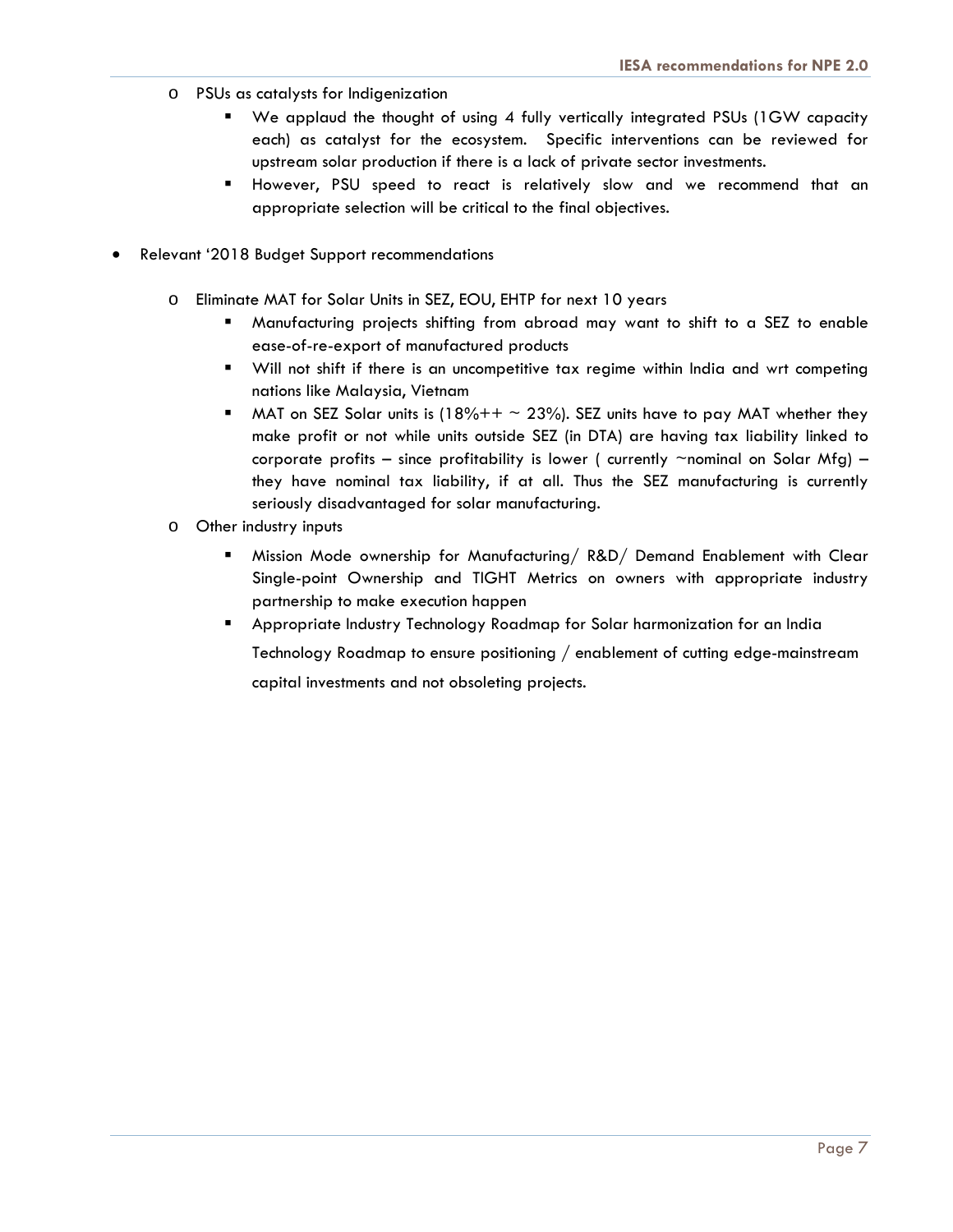- PSUs as catalysts for Indigenization
  - We applaud the thought of using 4 fully vertically integrated PSUs (1GW capacity each) as catalyst for the ecosystem. Specific interventions can be reviewed for upstream solar production if there is a lack of private sector investments.
  - However, PSU speed to react is relatively slow and we recommend that an appropriate selection will be critical to the final objectives.

- Relevant '2018 Budget Support recommendations
  - Eliminate MAT for Solar Units in SEZ, EOU, EHTP for next 10 years
    - Manufacturing projects shifting from abroad may want to shift to a SEZ to enable ease-of-re-export of manufactured products
    - Will not shift if there is an uncompetitive tax regime within India and wrt competing nations like Malaysia, Vietnam
    - MAT on SEZ Solar units is (18%++ ~ 23%). SEZ units have to pay MAT whether they make profit or not while units outside SEZ (in DTA) are having tax liability linked to corporate profits – since profitability is lower ( currently ~nominal on Solar Mfg) – they have nominal tax liability, if at all. Thus the SEZ manufacturing is currently seriously disadvantaged for solar manufacturing.
  - Other industry inputs
    - Mission Mode ownership for Manufacturing/ R&D/ Demand Enablement with Clear Single-point Ownership and TIGHT Metrics on owners with appropriate industry partnership to make execution happen
    - Appropriate Industry Technology Roadmap for Solar harmonization for an India Technology Roadmap to ensure positioning / enablement of cutting edge-mainstream capital investments and not obsoleting projects.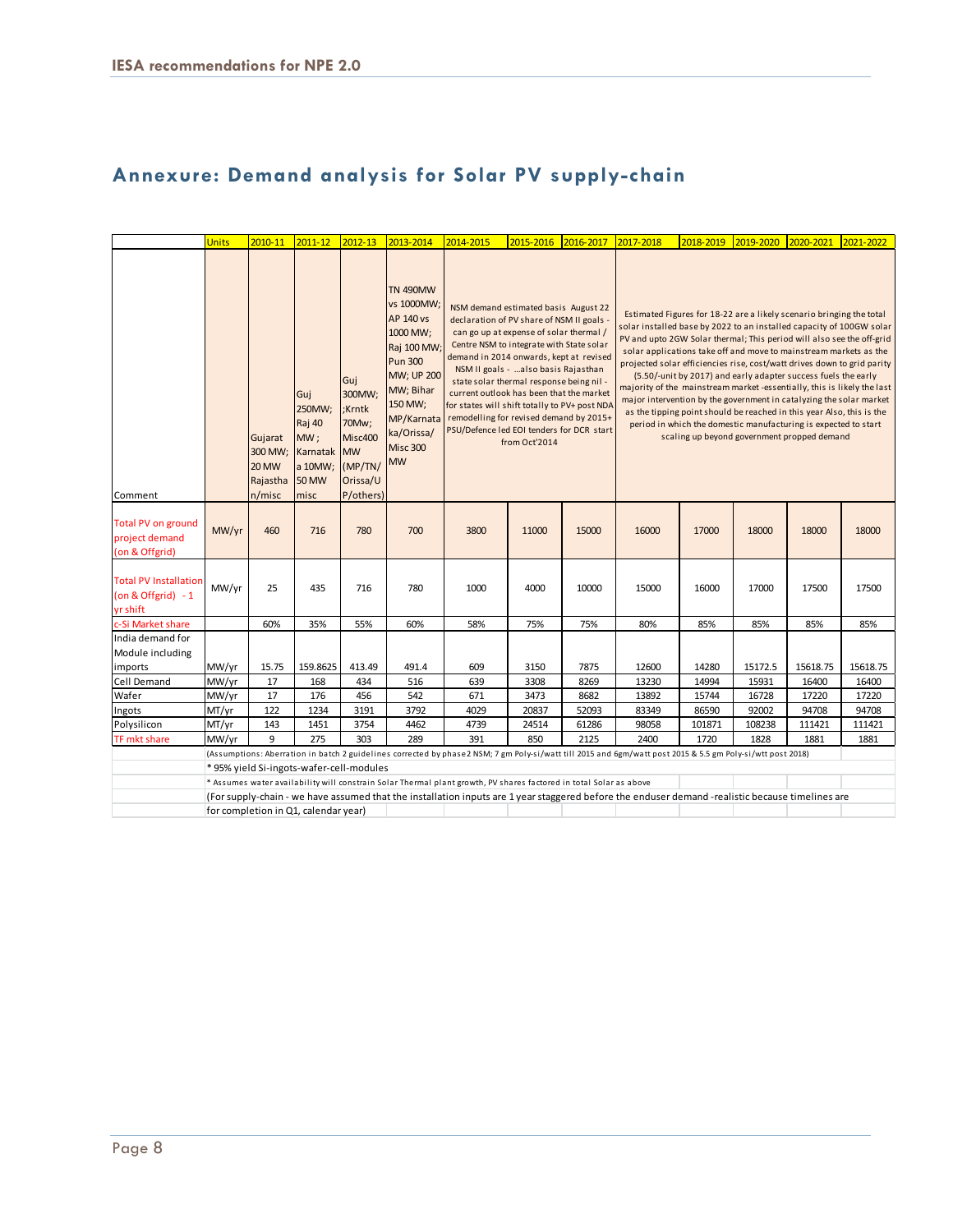## Annexure: Demand analysis for Solar PV supply-chain

| | Units | 2010-11 | 2011-12 | 2012-13 | 2013-2014 | 2014-2015 | 2015-2016 | 2016-2017 | 2017-2018 | 2018-2019 | 2019-2020 | 2020-2021 | 2021-2022 |
|---|---|---|---|---|---|---|---|---|---|---|---|---|---|
| Comment | | Gujarat 300 MW; 20 MW Rajasthan/misc | Guj 250MW; Raj 40 MW ; Karnataka 10MW; 50 MW misc | Guj 300MW; ;Krntk 70Mw; Misc400 MW (MP/TN/Orissa/UP/others) | TN 490MW vs 1000MW; AP 140 vs 1000 MW; Raj 100 MW; Pun 300 MW; UP 200 MW; Bihar 150 MW; MP/Karnataka/Orissa/ Misc 300 MW | NSM demand estimated basis August 22 declaration of PV share of NSM II goals - can go up at expense of solar thermal / Centre NSM to integrate with State solar demand in 2014 onwards, kept at revised NSM II goals - ...also basis Rajasthan state solar thermal response being nil - current outlook has been that the market for states will shift totally to PV+ post NDA remodelling for revised demand by 2015+ PSU/Defence led EOI tenders for DCR start from Oct'2014 | | | Estimated Figures for 18-22 are a likely scenario bringing the total solar installed base by 2022 to an installed capacity of 100GW solar PV and upto 2GW Solar thermal; This period will also see the off-grid solar applications take off and move to mainstream markets as the projected solar efficiencies rise, cost/watt drives down to grid parity (5.50/-unit by 2017) and early adapter success fuels the early majority of the mainstream market -essentially, this is likely the last major intervention by the government in catalyzing the solar market as the tipping point should be reached in this year Also, this is the period in which the domestic manufacturing is expected to start scaling up beyond government propped demand | | | | |
| Total PV on ground project demand (on & Offgrid) | MW/yr | 460 | 716 | 780 | 700 | 3800 | 11000 | 15000 | 16000 | 17000 | 18000 | 18000 | 18000 |
| Total PV Installation (on & Offgrid) - 1 yr shift | MW/yr | 25 | 435 | 716 | 780 | 1000 | 4000 | 10000 | 15000 | 16000 | 17000 | 17500 | 17500 |
| c-Si Market share | | 60% | 35% | 55% | 60% | 58% | 75% | 75% | 80% | 85% | 85% | 85% | 85% |
| India demand for Module including imports | MW/yr | 15.75 | 159.8625 | 413.49 | 491.4 | 609 | 3150 | 7875 | 12600 | 14280 | 15172.5 | 15618.75 | 15618.75 |
| Cell Demand | MW/yr | 17 | 168 | 434 | 516 | 639 | 3308 | 8269 | 13230 | 14994 | 15931 | 16400 | 16400 |
| Wafer | MW/yr | 17 | 176 | 456 | 542 | 671 | 3473 | 8682 | 13892 | 15744 | 16728 | 17220 | 17220 |
| Ingots | MT/yr | 122 | 1234 | 3191 | 3792 | 4029 | 20837 | 52093 | 83349 | 86590 | 92002 | 94708 | 94708 |
| Polysilicon | MT/yr | 143 | 1451 | 3754 | 4462 | 4739 | 24514 | 61286 | 98058 | 101871 | 108238 | 111421 | 111421 |
| TF mkt share | MW/yr | 9 | 275 | 303 | 289 | 391 | 850 | 2125 | 2400 | 1720 | 1828 | 1881 | 1881 |

(Assumptions: Aberration in batch 2 guidelines corrected by phase2 NSM; 7 gm Poly-si/watt till 2015 and 6gm/watt post 2015 & 5.5 gm Poly-si/wtt post 2018)

* 95% yield Si-ingots-wafer-cell-modules

* Assumes water availability will constrain Solar Thermal plant growth, PV shares factored in total Solar as above

(For supply-chain - we have assumed that the installation inputs are 1 year staggered before the enduser demand -realistic because timelines are for completion in Q1, calendar year)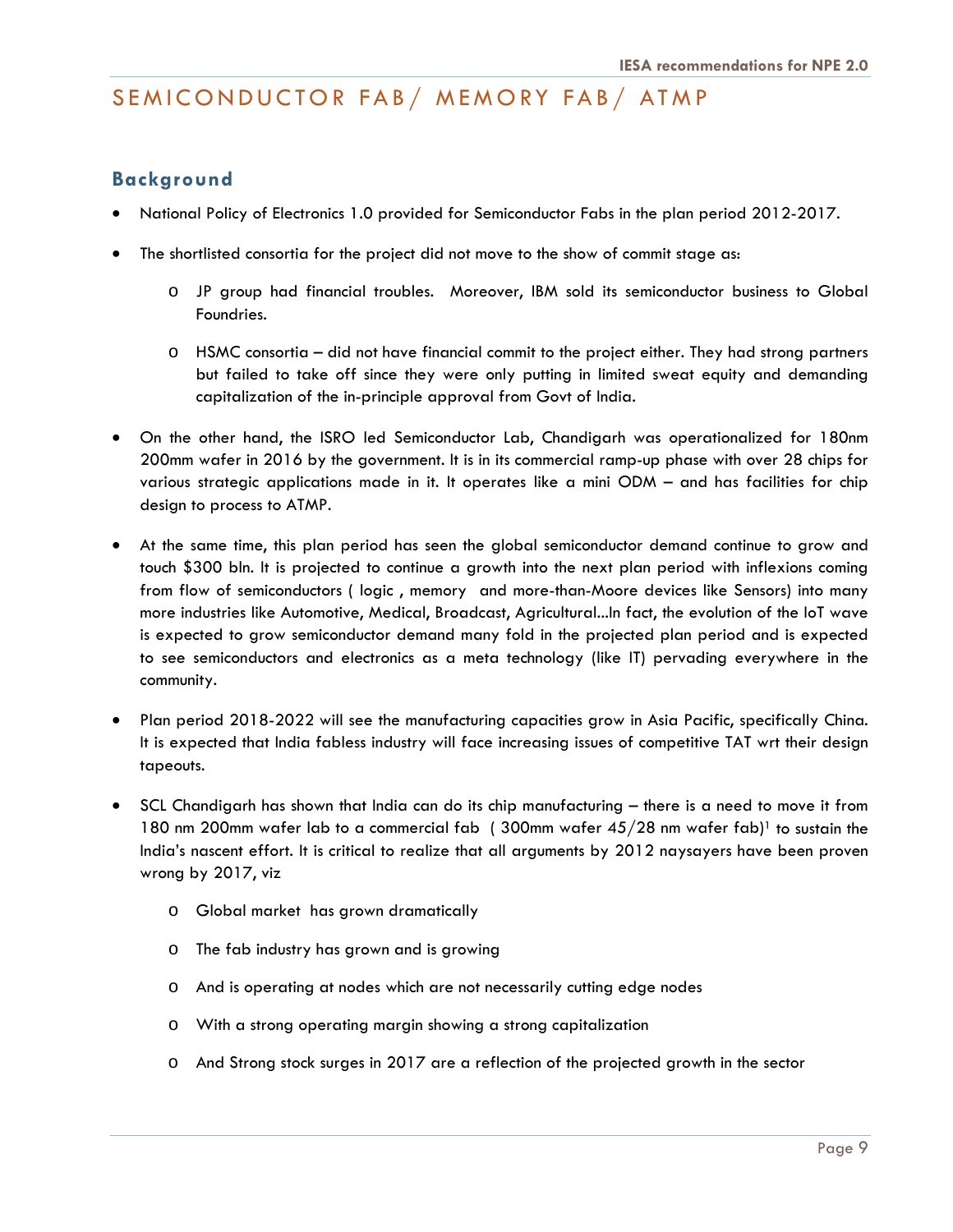# SEMICONDUCTOR FAB/ MEMORY FAB/ ATMP

## Background

- National Policy of Electronics 1.0 provided for Semiconductor Fabs in the plan period 2012-2017.
- The shortlisted consortia for the project did not move to the show of commit stage as:
  - JP group had financial troubles. Moreover, IBM sold its semiconductor business to Global Foundries.
  - HSMC consortia – did not have financial commit to the project either. They had strong partners but failed to take off since they were only putting in limited sweat equity and demanding capitalization of the in-principle approval from Govt of India.
- On the other hand, the ISRO led Semiconductor Lab, Chandigarh was operationalized for 180nm 200mm wafer in 2016 by the government. It is in its commercial ramp-up phase with over 28 chips for various strategic applications made in it. It operates like a mini ODM – and has facilities for chip design to process to ATMP.
- At the same time, this plan period has seen the global semiconductor demand continue to grow and touch $300 bln. It is projected to continue a growth into the next plan period with inflexions coming from flow of semiconductors ( logic , memory and more-than-Moore devices like Sensors) into many more industries like Automotive, Medical, Broadcast, Agricultural...In fact, the evolution of the IoT wave is expected to grow semiconductor demand many fold in the projected plan period and is expected to see semiconductors and electronics as a meta technology (like IT) pervading everywhere in the community.
- Plan period 2018-2022 will see the manufacturing capacities grow in Asia Pacific, specifically China. It is expected that India fabless industry will face increasing issues of competitive TAT wrt their design tapeouts.
- SCL Chandigarh has shown that India can do its chip manufacturing – there is a need to move it from 180 nm 200mm wafer lab to a commercial fab ( 300mm wafer 45/28 nm wafer fab)[1] to sustain the India's nascent effort. It is critical to realize that all arguments by 2012 naysayers have been proven wrong by 2017, viz
  - Global market has grown dramatically
  - The fab industry has grown and is growing
  - And is operating at nodes which are not necessarily cutting edge nodes
  - With a strong operating margin showing a strong capitalization
  - And Strong stock surges in 2017 are a reflection of the projected growth in the sector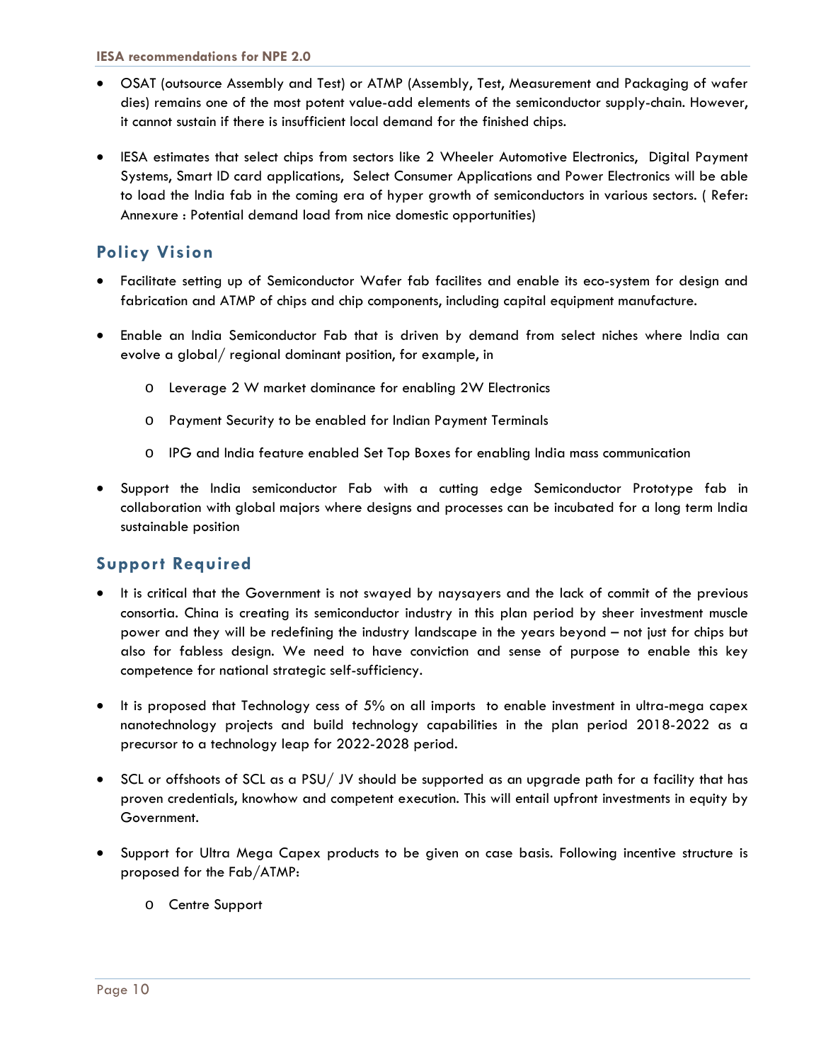- OSAT (outsource Assembly and Test) or ATMP (Assembly, Test, Measurement and Packaging of wafer dies) remains one of the most potent value-add elements of the semiconductor supply-chain. However, it cannot sustain if there is insufficient local demand for the finished chips.

- IESA estimates that select chips from sectors like 2 Wheeler Automotive Electronics, Digital Payment Systems, Smart ID card applications, Select Consumer Applications and Power Electronics will be able to load the India fab in the coming era of hyper growth of semiconductors in various sectors. ( Refer: Annexure : Potential demand load from nice domestic opportunities)

## Policy Vision

- Facilitate setting up of Semiconductor Wafer fab facilites and enable its eco-system for design and fabrication and ATMP of chips and chip components, including capital equipment manufacture.

- Enable an India Semiconductor Fab that is driven by demand from select niches where India can evolve a global/ regional dominant position, for example, in

  - Leverage 2 W market dominance for enabling 2W Electronics
  - Payment Security to be enabled for Indian Payment Terminals
  - IPG and India feature enabled Set Top Boxes for enabling India mass communication

- Support the India semiconductor Fab with a cutting edge Semiconductor Prototype fab in collaboration with global majors where designs and processes can be incubated for a long term India sustainable position

## Support Required

- It is critical that the Government is not swayed by naysayers and the lack of commit of the previous consortia. China is creating its semiconductor industry in this plan period by sheer investment muscle power and they will be redefining the industry landscape in the years beyond – not just for chips but also for fabless design. We need to have conviction and sense of purpose to enable this key competence for national strategic self-sufficiency.

- It is proposed that Technology cess of 5% on all imports to enable investment in ultra-mega capex nanotechnology projects and build technology capabilities in the plan period 2018-2022 as a precursor to a technology leap for 2022-2028 period.

- SCL or offshoots of SCL as a PSU/ JV should be supported as an upgrade path for a facility that has proven credentials, knowhow and competent execution. This will entail upfront investments in equity by Government.

- Support for Ultra Mega Capex products to be given on case basis. Following incentive structure is proposed for the Fab/ATMP:

  - Centre Support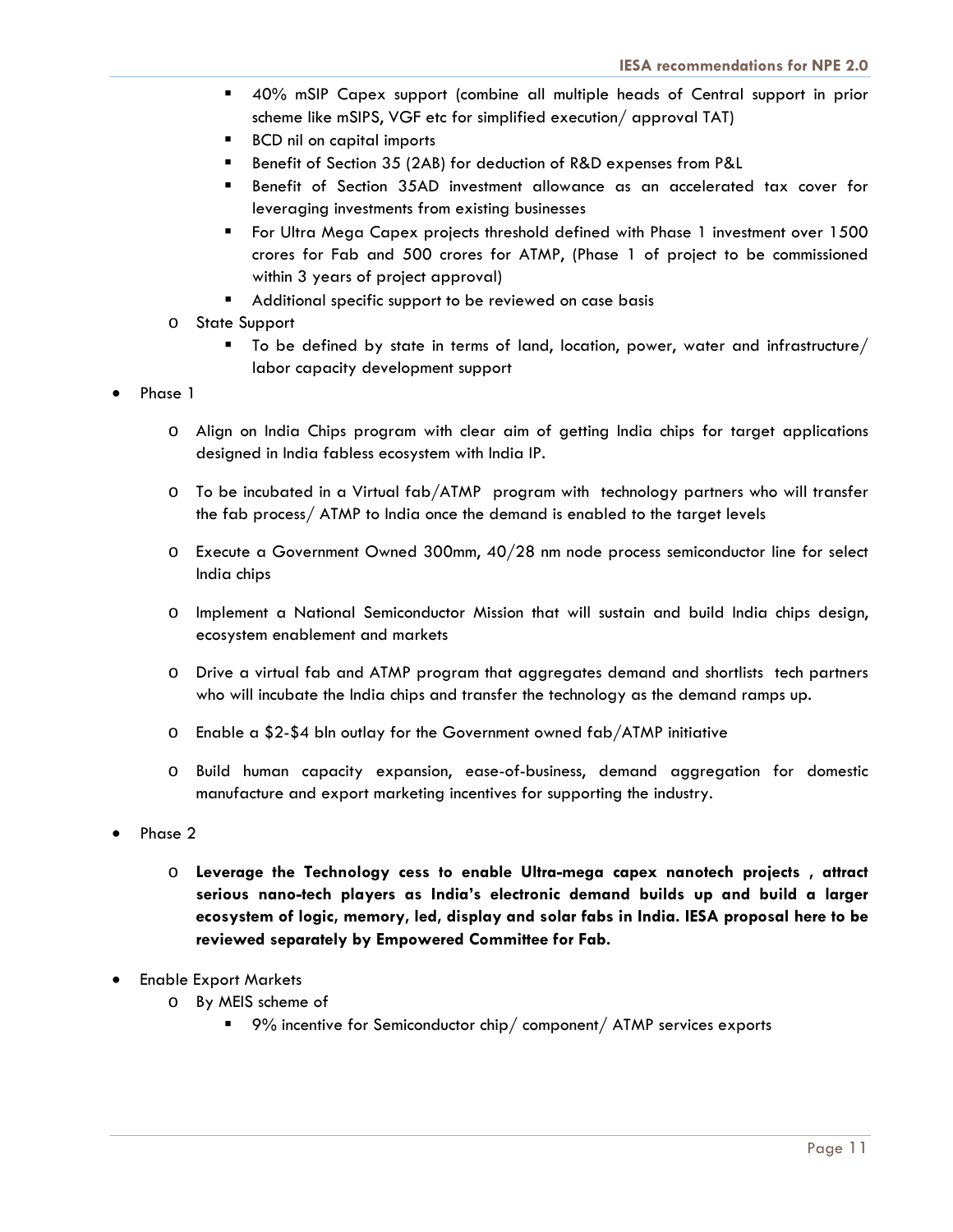- 40% mSIP Capex support (combine all multiple heads of Central support in prior scheme like mSIPS, VGF etc for simplified execution/ approval TAT)
        - BCD nil on capital imports
        - Benefit of Section 35 (2AB) for deduction of R&D expenses from P&L
        - Benefit of Section 35AD investment allowance as an accelerated tax cover for leveraging investments from existing businesses
        - For Ultra Mega Capex projects threshold defined with Phase 1 investment over 1500 crores for Fab and 500 crores for ATMP, (Phase 1 of project to be commissioned within 3 years of project approval)
        - Additional specific support to be reviewed on case basis
    - State Support
        - To be defined by state in terms of land, location, power, water and infrastructure/ labor capacity development support

- Phase 1
    - Align on India Chips program with clear aim of getting India chips for target applications designed in India fabless ecosystem with India IP.
    - To be incubated in a Virtual fab/ATMP program with technology partners who will transfer the fab process/ ATMP to India once the demand is enabled to the target levels
    - Execute a Government Owned 300mm, 40/28 nm node process semiconductor line for select India chips
    - Implement a National Semiconductor Mission that will sustain and build India chips design, ecosystem enablement and markets
    - Drive a virtual fab and ATMP program that aggregates demand and shortlists tech partners who will incubate the India chips and transfer the technology as the demand ramps up.
    - Enable a $2-$4 bln outlay for the Government owned fab/ATMP initiative
    - Build human capacity expansion, ease-of-business, demand aggregation for domestic manufacture and export marketing incentives for supporting the industry.

- Phase 2
    - **Leverage the Technology cess to enable Ultra-mega capex nanotech projects , attract serious nano-tech players as India's electronic demand builds up and build a larger ecosystem of logic, memory, led, display and solar fabs in India. IESA proposal here to be reviewed separately by Empowered Committee for Fab.**

- Enable Export Markets
    - By MEIS scheme of
        - 9% incentive for Semiconductor chip/ component/ ATMP services exports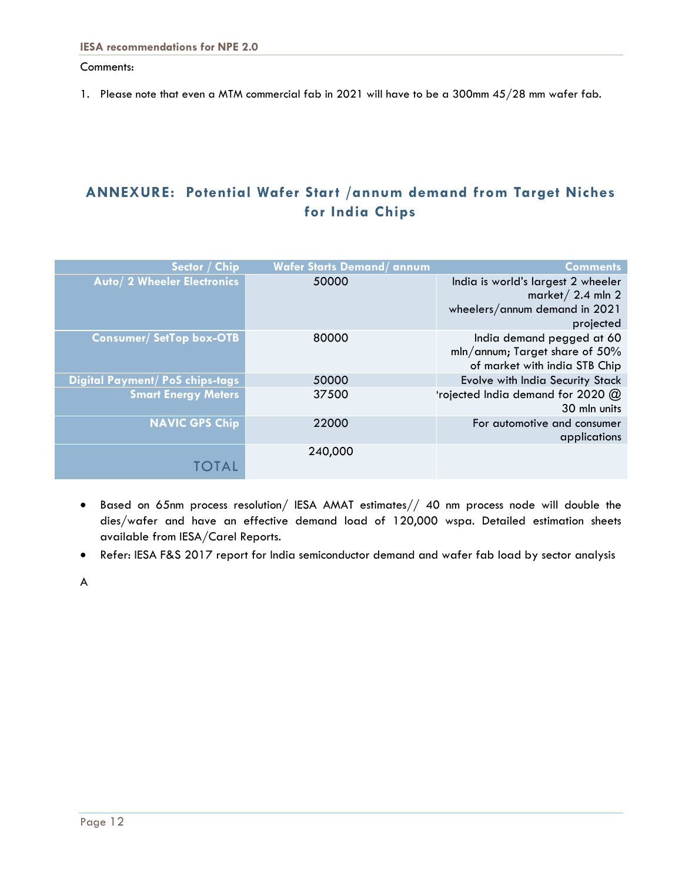Comments:

1. Please note that even a MTM commercial fab in 2021 will have to be a 300mm 45/28 mm wafer fab.

## ANNEXURE: Potential Wafer Start /annum demand from Target Niches for India Chips

| Sector / Chip | Wafer Starts Demand/ annum | Comments |
|---|---|---|
| Auto/ 2 Wheeler Electronics | 50000 | India is world's largest 2 wheeler market/ 2.4 mln 2 wheelers/annum demand in 2021 projected |
| Consumer/ SetTop box-OTB | 80000 | India demand pegged at 60 mln/annum; Target share of 50% of market with india STB Chip |
| Digital Payment/ PoS chips-tags | 50000 | Evolve with India Security Stack |
| Smart Energy Meters | 37500 | 'rojected India demand for 2020 @ 30 mln units |
| NAVIC GPS Chip | 22000 | For automotive and consumer applications |
| TOTAL | 240,000 | |

- Based on 65nm process resolution/ IESA AMAT estimates// 40 nm process node will double the dies/wafer and have an effective demand load of 120,000 wspa. Detailed estimation sheets available from IESA/Carel Reports.
- Refer: IESA F&S 2017 report for India semiconductor demand and wafer fab load by sector analysis

A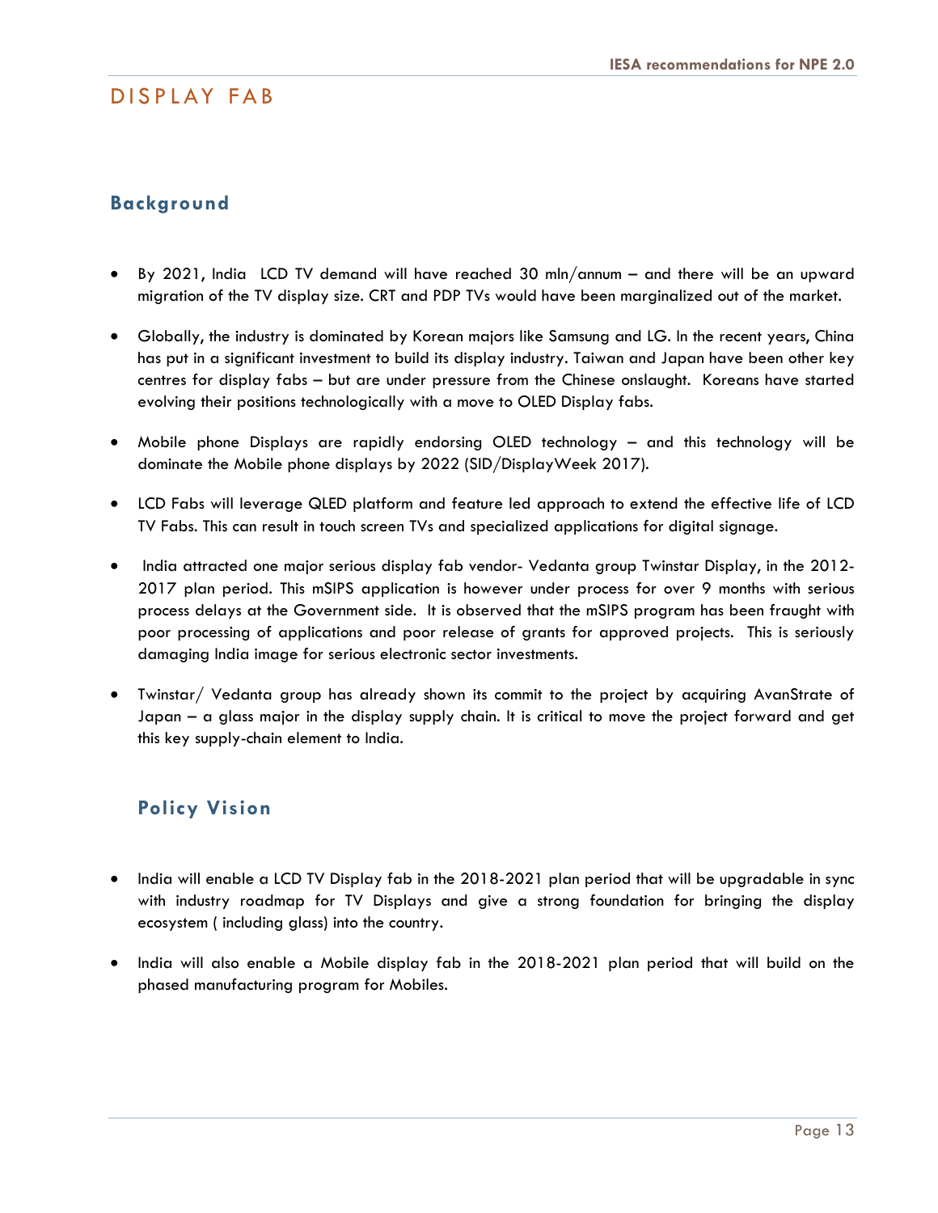# DISPLAY FAB

## Background

- By 2021, India LCD TV demand will have reached 30 mln/annum – and there will be an upward migration of the TV display size. CRT and PDP TVs would have been marginalized out of the market.
- Globally, the industry is dominated by Korean majors like Samsung and LG. In the recent years, China has put in a significant investment to build its display industry. Taiwan and Japan have been other key centres for display fabs – but are under pressure from the Chinese onslaught. Koreans have started evolving their positions technologically with a move to OLED Display fabs.
- Mobile phone Displays are rapidly endorsing OLED technology – and this technology will be dominate the Mobile phone displays by 2022 (SID/DisplayWeek 2017).
- LCD Fabs will leverage QLED platform and feature led approach to extend the effective life of LCD TV Fabs. This can result in touch screen TVs and specialized applications for digital signage.
- India attracted one major serious display fab vendor- Vedanta group Twinstar Display, in the 2012-2017 plan period. This mSIPS application is however under process for over 9 months with serious process delays at the Government side. It is observed that the mSIPS program has been fraught with poor processing of applications and poor release of grants for approved projects. This is seriously damaging India image for serious electronic sector investments.
- Twinstar/ Vedanta group has already shown its commit to the project by acquiring AvanStrate of Japan – a glass major in the display supply chain. It is critical to move the project forward and get this key supply-chain element to India.

## Policy Vision

- India will enable a LCD TV Display fab in the 2018-2021 plan period that will be upgradable in sync with industry roadmap for TV Displays and give a strong foundation for bringing the display ecosystem ( including glass) into the country.
- India will also enable a Mobile display fab in the 2018-2021 plan period that will build on the phased manufacturing program for Mobiles.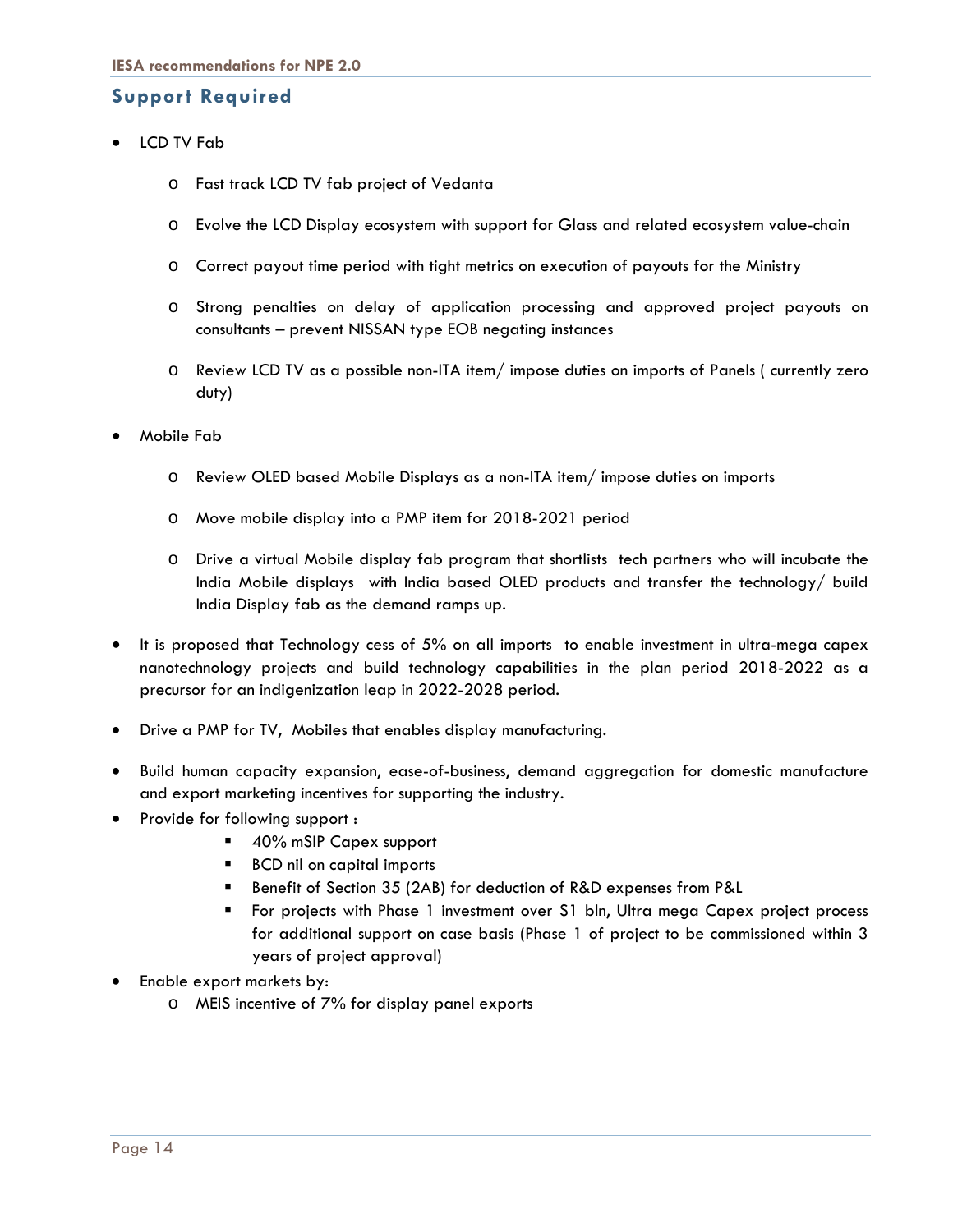## Support Required

- LCD TV Fab
  - Fast track LCD TV fab project of Vedanta
  - Evolve the LCD Display ecosystem with support for Glass and related ecosystem value-chain
  - Correct payout time period with tight metrics on execution of payouts for the Ministry
  - Strong penalties on delay of application processing and approved project payouts on consultants – prevent NISSAN type EOB negating instances
  - Review LCD TV as a possible non-ITA item/ impose duties on imports of Panels ( currently zero duty)
- Mobile Fab
  - Review OLED based Mobile Displays as a non-ITA item/ impose duties on imports
  - Move mobile display into a PMP item for 2018-2021 period
  - Drive a virtual Mobile display fab program that shortlists tech partners who will incubate the India Mobile displays with India based OLED products and transfer the technology/ build India Display fab as the demand ramps up.
- It is proposed that Technology cess of 5% on all imports to enable investment in ultra-mega capex nanotechnology projects and build technology capabilities in the plan period 2018-2022 as a precursor for an indigenization leap in 2022-2028 period.
- Drive a PMP for TV, Mobiles that enables display manufacturing.
- Build human capacity expansion, ease-of-business, demand aggregation for domestic manufacture and export marketing incentives for supporting the industry.
- Provide for following support :
  - 40% mSIP Capex support
  - BCD nil on capital imports
  - Benefit of Section 35 (2AB) for deduction of R&D expenses from P&L
  - For projects with Phase 1 investment over $1 bln, Ultra mega Capex project process for additional support on case basis (Phase 1 of project to be commissioned within 3 years of project approval)
- Enable export markets by:
  - MEIS incentive of 7% for display panel exports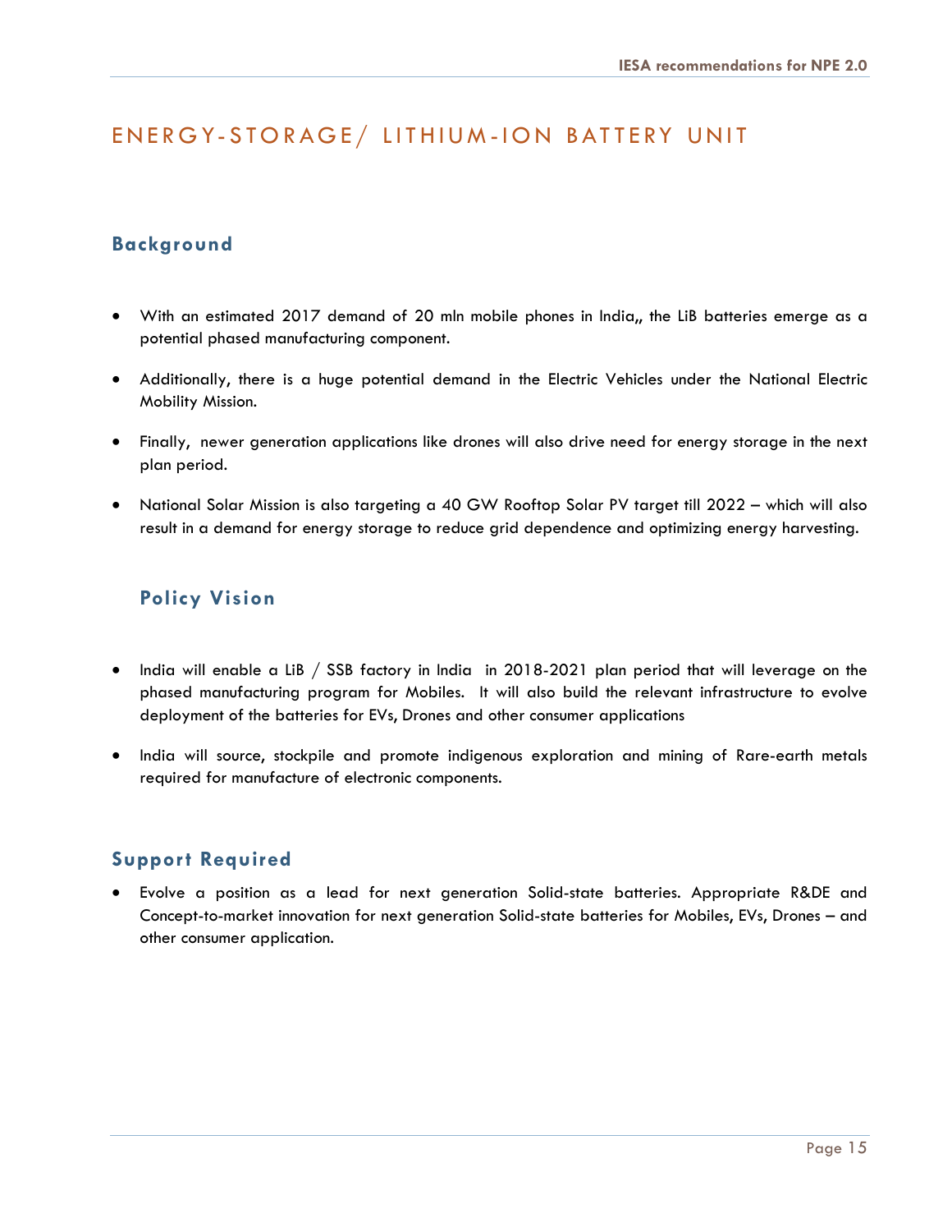# ENERGY-STORAGE/ LITHIUM-ION BATTERY UNIT

## Background

- With an estimated 2017 demand of 20 mln mobile phones in India,, the LiB batteries emerge as a potential phased manufacturing component.
- Additionally, there is a huge potential demand in the Electric Vehicles under the National Electric Mobility Mission.
- Finally, newer generation applications like drones will also drive need for energy storage in the next plan period.
- National Solar Mission is also targeting a 40 GW Rooftop Solar PV target till 2022 – which will also result in a demand for energy storage to reduce grid dependence and optimizing energy harvesting.

## Policy Vision

- India will enable a LiB / SSB factory in India in 2018-2021 plan period that will leverage on the phased manufacturing program for Mobiles. It will also build the relevant infrastructure to evolve deployment of the batteries for EVs, Drones and other consumer applications
- India will source, stockpile and promote indigenous exploration and mining of Rare-earth metals required for manufacture of electronic components.

## Support Required

- Evolve a position as a lead for next generation Solid-state batteries. Appropriate R&DE and Concept-to-market innovation for next generation Solid-state batteries for Mobiles, EVs, Drones – and other consumer application.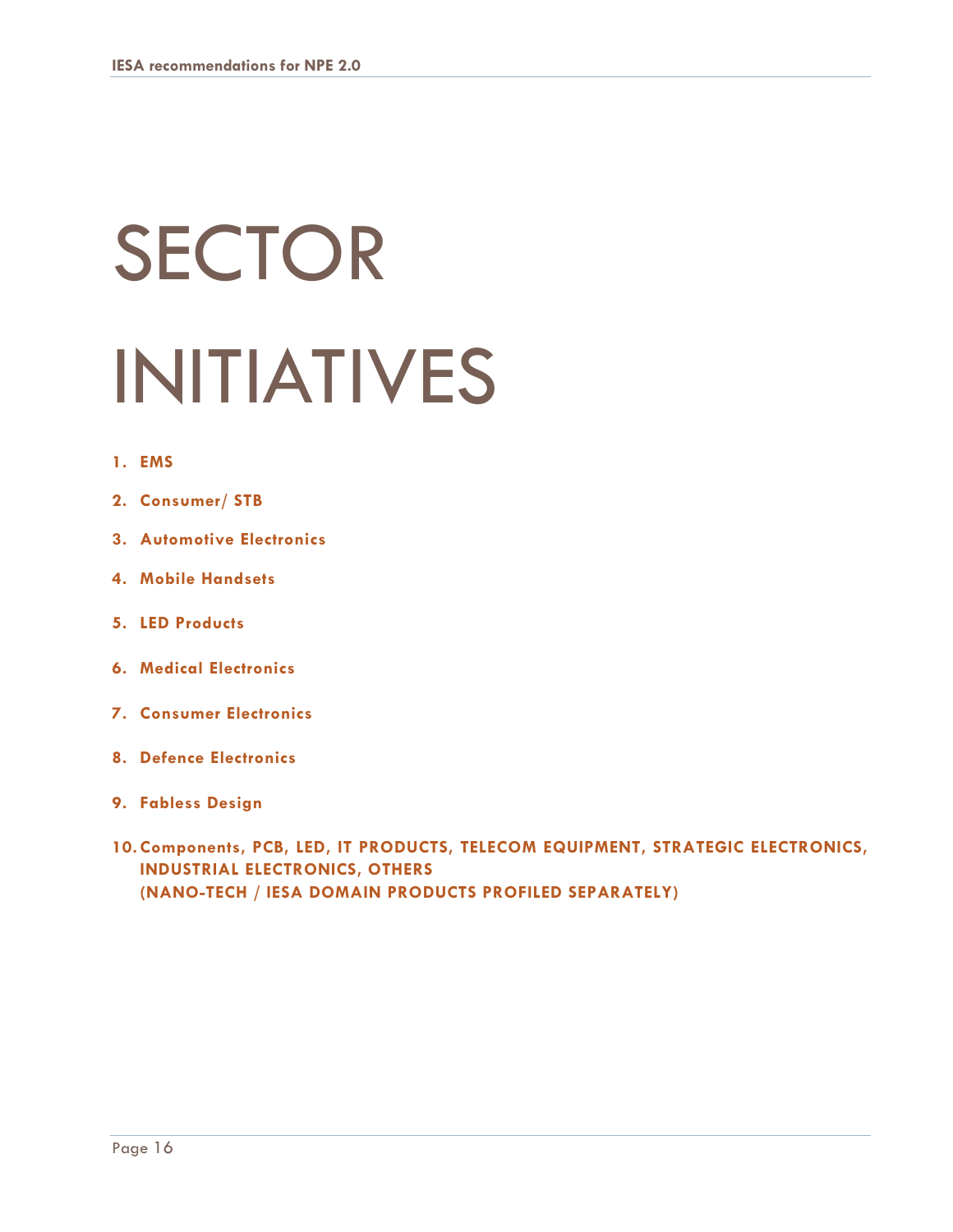# SECTOR INITIATIVES

1. **EMS**
2. **Consumer/ STB**
3. **Automotive Electronics**
4. **Mobile Handsets**
5. **LED Products**
6. **Medical Electronics**
7. **Consumer Electronics**
8. **Defence Electronics**
9. **Fabless Design**
10. **Components, PCB, LED, IT PRODUCTS, TELECOM EQUIPMENT, STRATEGIC ELECTRONICS, INDUSTRIAL ELECTRONICS, OTHERS (NANO-TECH / IESA DOMAIN PRODUCTS PROFILED SEPARATELY)**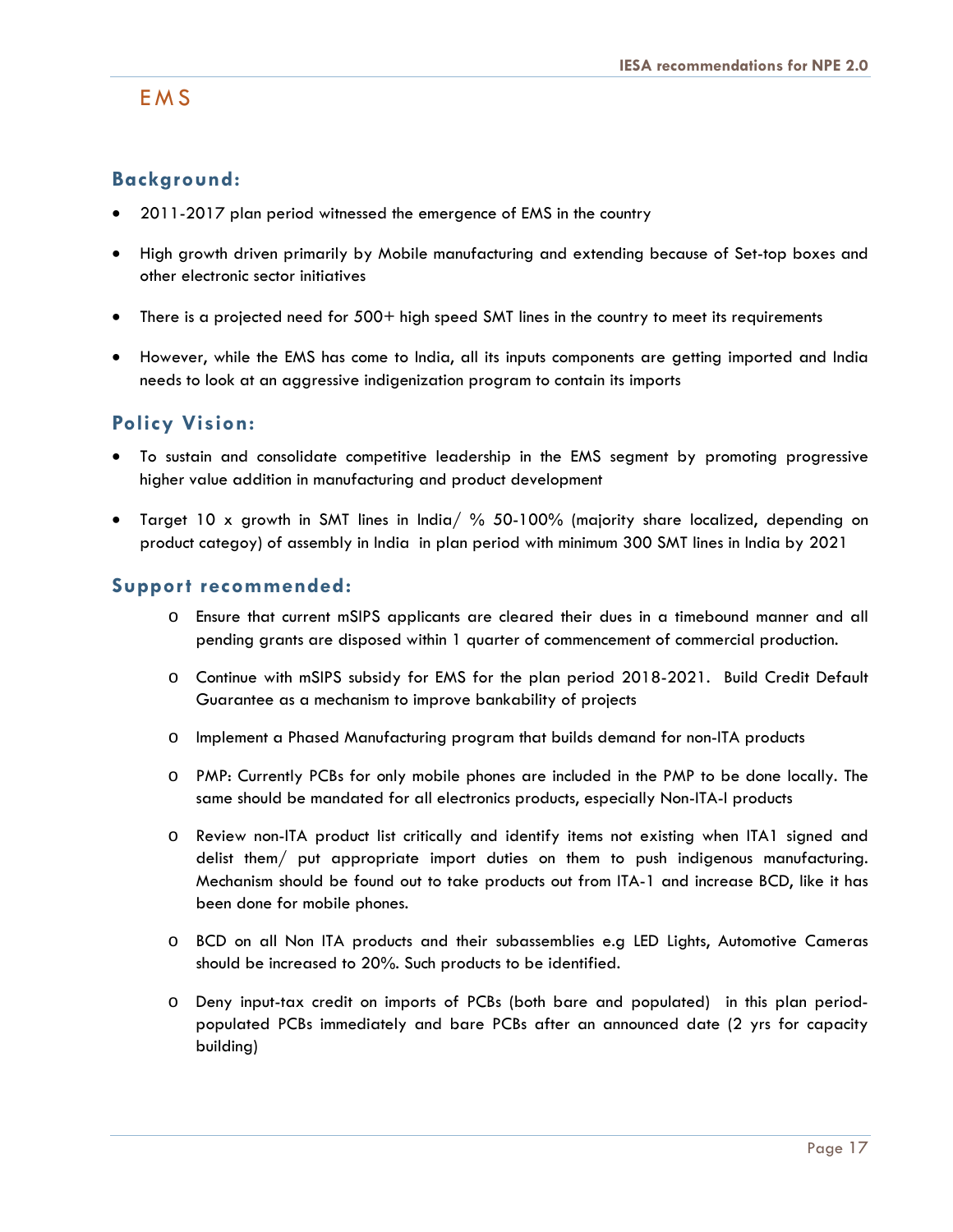# EMS

## Background:

- 2011-2017 plan period witnessed the emergence of EMS in the country
- High growth driven primarily by Mobile manufacturing and extending because of Set-top boxes and other electronic sector initiatives
- There is a projected need for 500+ high speed SMT lines in the country to meet its requirements
- However, while the EMS has come to India, all its inputs components are getting imported and India needs to look at an aggressive indigenization program to contain its imports

## Policy Vision:

- To sustain and consolidate competitive leadership in the EMS segment by promoting progressive higher value addition in manufacturing and product development
- Target 10 x growth in SMT lines in India/ % 50-100% (majority share localized, depending on product categoy) of assembly in India in plan period with minimum 300 SMT lines in India by 2021

## Support recommended:

- Ensure that current mSIPS applicants are cleared their dues in a timebound manner and all pending grants are disposed within 1 quarter of commencement of commercial production.
- Continue with mSIPS subsidy for EMS for the plan period 2018-2021. Build Credit Default Guarantee as a mechanism to improve bankability of projects
- Implement a Phased Manufacturing program that builds demand for non-ITA products
- PMP: Currently PCBs for only mobile phones are included in the PMP to be done locally. The same should be mandated for all electronics products, especially Non-ITA-I products
- Review non-ITA product list critically and identify items not existing when ITA1 signed and delist them/ put appropriate import duties on them to push indigenous manufacturing. Mechanism should be found out to take products out from ITA-1 and increase BCD, like it has been done for mobile phones.
- BCD on all Non ITA products and their subassemblies e.g LED Lights, Automotive Cameras should be increased to 20%. Such products to be identified.
- Deny input-tax credit on imports of PCBs (both bare and populated) in this plan period- populated PCBs immediately and bare PCBs after an announced date (2 yrs for capacity building)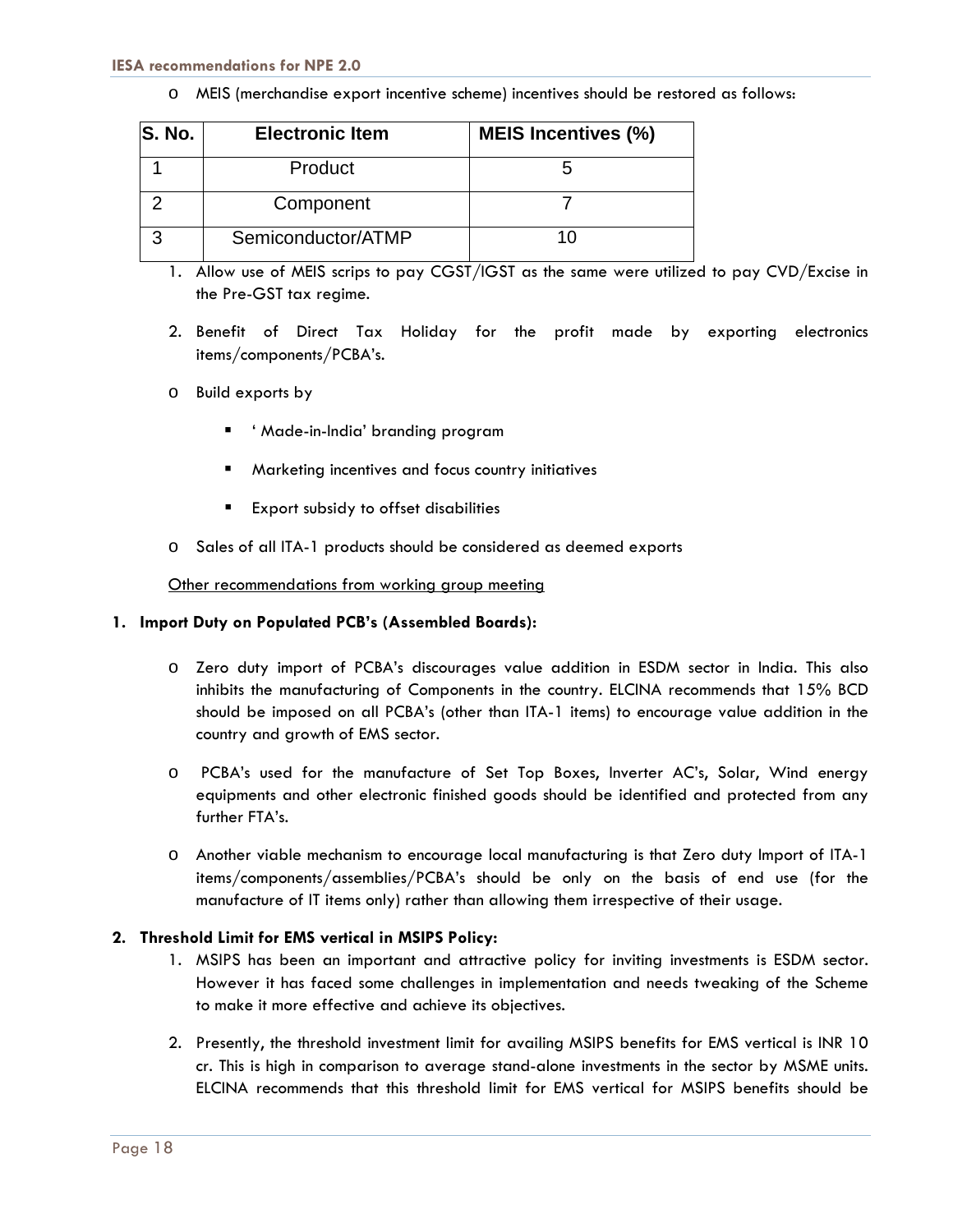- MEIS (merchandise export incentive scheme) incentives should be restored as follows:

| S. No. | Electronic Item | MEIS Incentives (%) |
|---|---|---|
| 1 | Product | 5 |
| 2 | Component | 7 |
| 3 | Semiconductor/ATMP | 10 |

1. Allow use of MEIS scrips to pay CGST/IGST as the same were utilized to pay CVD/Excise in the Pre-GST tax regime.
2. Benefit of Direct Tax Holiday for the profit made by exporting electronics items/components/PCBA's.

- Build exports by
  - ' Made-in-India' branding program
  - Marketing incentives and focus country initiatives
  - Export subsidy to offset disabilities
- Sales of all ITA-1 products should be considered as deemed exports

Other recommendations from working group meeting

**1. Import Duty on Populated PCB's (Assembled Boards):**

- Zero duty import of PCBA's discourages value addition in ESDM sector in India. This also inhibits the manufacturing of Components in the country. ELCINA recommends that 15% BCD should be imposed on all PCBA's (other than ITA-1 items) to encourage value addition in the country and growth of EMS sector.
- PCBA's used for the manufacture of Set Top Boxes, Inverter AC's, Solar, Wind energy equipments and other electronic finished goods should be identified and protected from any further FTA's.
- Another viable mechanism to encourage local manufacturing is that Zero duty Import of ITA-1 items/components/assemblies/PCBA's should be only on the basis of end use (for the manufacture of IT items only) rather than allowing them irrespective of their usage.

**2. Threshold Limit for EMS vertical in MSIPS Policy:**

1. MSIPS has been an important and attractive policy for inviting investments is ESDM sector. However it has faced some challenges in implementation and needs tweaking of the Scheme to make it more effective and achieve its objectives.
2. Presently, the threshold investment limit for availing MSIPS benefits for EMS vertical is INR 10 cr. This is high in comparison to average stand-alone investments in the sector by MSME units. ELCINA recommends that this threshold limit for EMS vertical for MSIPS benefits should be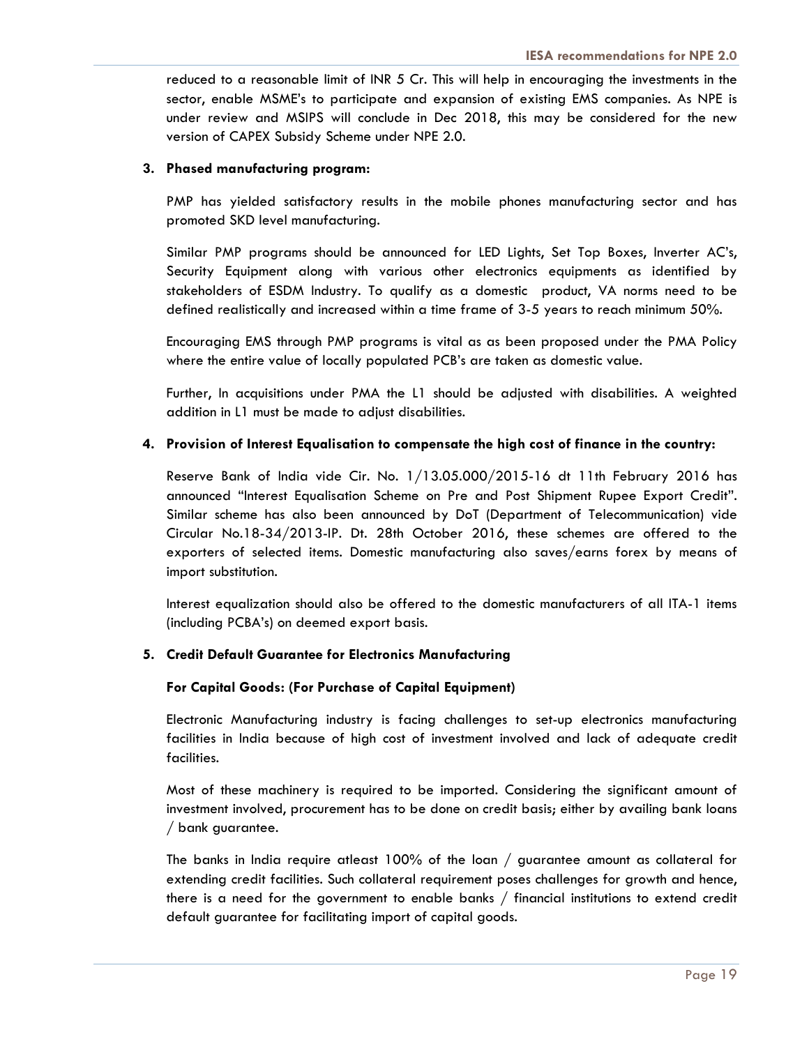reduced to a reasonable limit of INR 5 Cr. This will help in encouraging the investments in the sector, enable MSME's to participate and expansion of existing EMS companies. As NPE is under review and MSIPS will conclude in Dec 2018, this may be considered for the new version of CAPEX Subsidy Scheme under NPE 2.0.

**3. Phased manufacturing program:**

PMP has yielded satisfactory results in the mobile phones manufacturing sector and has promoted SKD level manufacturing.

Similar PMP programs should be announced for LED Lights, Set Top Boxes, Inverter AC's, Security Equipment along with various other electronics equipments as identified by stakeholders of ESDM Industry. To qualify as a domestic product, VA norms need to be defined realistically and increased within a time frame of 3-5 years to reach minimum 50%.

Encouraging EMS through PMP programs is vital as as been proposed under the PMA Policy where the entire value of locally populated PCB's are taken as domestic value.

Further, In acquisitions under PMA the L1 should be adjusted with disabilities. A weighted addition in L1 must be made to adjust disabilities.

**4. Provision of Interest Equalisation to compensate the high cost of finance in the country:**

Reserve Bank of India vide Cir. No. 1/13.05.000/2015-16 dt 11th February 2016 has announced "Interest Equalisation Scheme on Pre and Post Shipment Rupee Export Credit". Similar scheme has also been announced by DoT (Department of Telecommunication) vide Circular No.18-34/2013-IP. Dt. 28th October 2016, these schemes are offered to the exporters of selected items. Domestic manufacturing also saves/earns forex by means of import substitution.

Interest equalization should also be offered to the domestic manufacturers of all ITA-1 items (including PCBA's) on deemed export basis.

**5. Credit Default Guarantee for Electronics Manufacturing**

**For Capital Goods: (For Purchase of Capital Equipment)**

Electronic Manufacturing industry is facing challenges to set-up electronics manufacturing facilities in India because of high cost of investment involved and lack of adequate credit facilities.

Most of these machinery is required to be imported. Considering the significant amount of investment involved, procurement has to be done on credit basis; either by availing bank loans / bank guarantee.

The banks in India require atleast 100% of the loan / guarantee amount as collateral for extending credit facilities. Such collateral requirement poses challenges for growth and hence, there is a need for the government to enable banks / financial institutions to extend credit default guarantee for facilitating import of capital goods.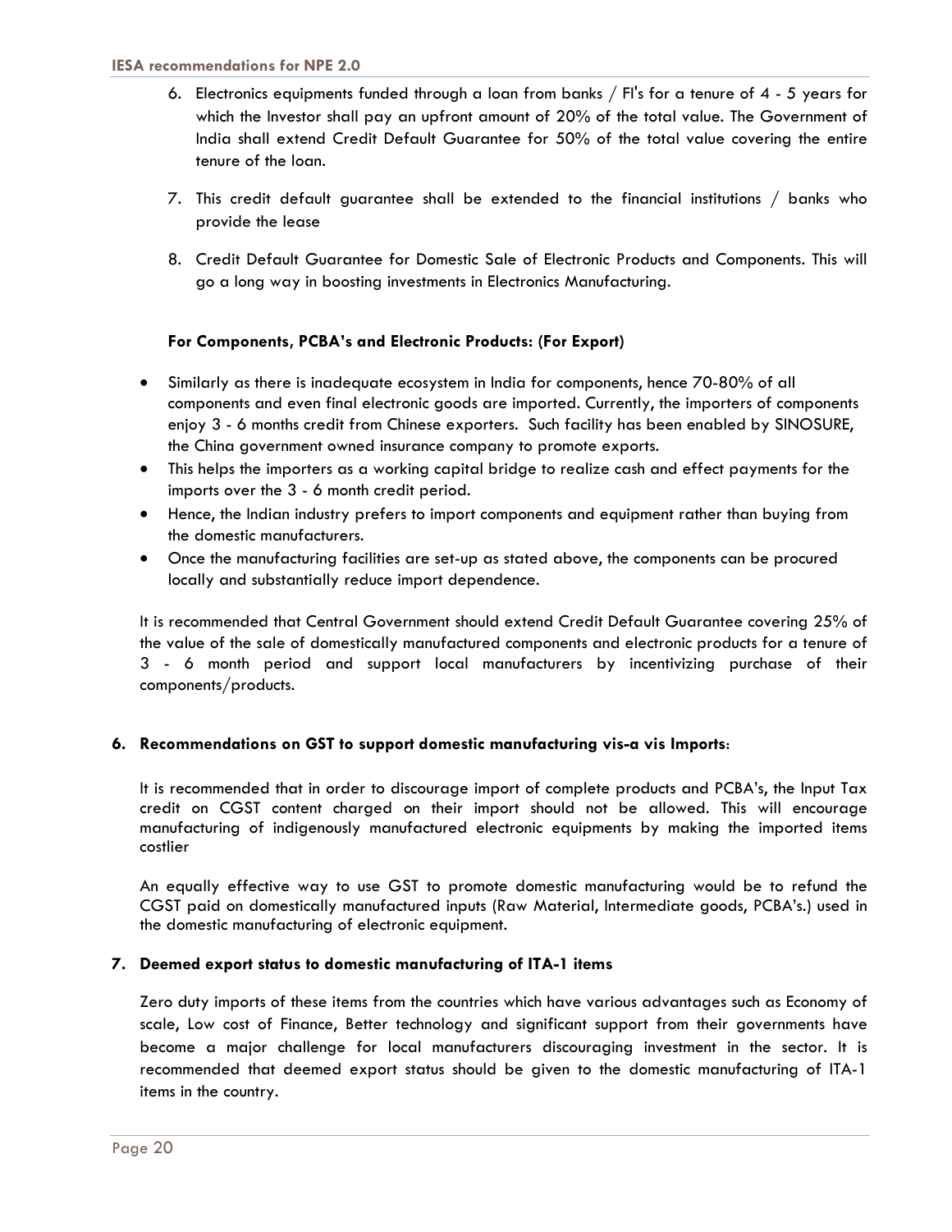6. Electronics equipments funded through a loan from banks / FI's for a tenure of 4 - 5 years for which the Investor shall pay an upfront amount of 20% of the total value. The Government of India shall extend Credit Default Guarantee for 50% of the total value covering the entire tenure of the loan.
7. This credit default guarantee shall be extended to the financial institutions / banks who provide the lease
8. Credit Default Guarantee for Domestic Sale of Electronic Products and Components. This will go a long way in boosting investments in Electronics Manufacturing.

**For Components, PCBA's and Electronic Products: (For Export)**

- Similarly as there is inadequate ecosystem in India for components, hence 70-80% of all components and even final electronic goods are imported. Currently, the importers of components enjoy 3 - 6 months credit from Chinese exporters. Such facility has been enabled by SINOSURE, the China government owned insurance company to promote exports.
- This helps the importers as a working capital bridge to realize cash and effect payments for the imports over the 3 - 6 month credit period.
- Hence, the Indian industry prefers to import components and equipment rather than buying from the domestic manufacturers.
- Once the manufacturing facilities are set-up as stated above, the components can be procured locally and substantially reduce import dependence.

It is recommended that Central Government should extend Credit Default Guarantee covering 25% of the value of the sale of domestically manufactured components and electronic products for a tenure of 3 - 6 month period and support local manufacturers by incentivizing purchase of their components/products.

**6. Recommendations on GST to support domestic manufacturing vis-a vis Imports**:

It is recommended that in order to discourage import of complete products and PCBA's, the Input Tax credit on CGST content charged on their import should not be allowed. This will encourage manufacturing of indigenously manufactured electronic equipments by making the imported items costlier

An equally effective way to use GST to promote domestic manufacturing would be to refund the CGST paid on domestically manufactured inputs (Raw Material, Intermediate goods, PCBA's.) used in the domestic manufacturing of electronic equipment.

**7. Deemed export status to domestic manufacturing of ITA-1 items**

Zero duty imports of these items from the countries which have various advantages such as Economy of scale, Low cost of Finance, Better technology and significant support from their governments have become a major challenge for local manufacturers discouraging investment in the sector. It is recommended that deemed export status should be given to the domestic manufacturing of ITA-1 items in the country.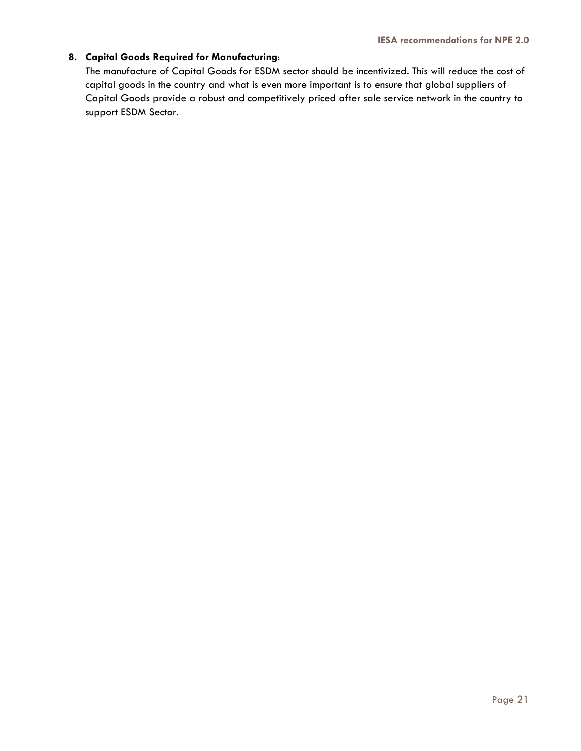8. **Capital Goods Required for Manufacturing**:
   The manufacture of Capital Goods for ESDM sector should be incentivized. This will reduce the cost of capital goods in the country and what is even more important is to ensure that global suppliers of Capital Goods provide a robust and competitively priced after sale service network in the country to support ESDM Sector.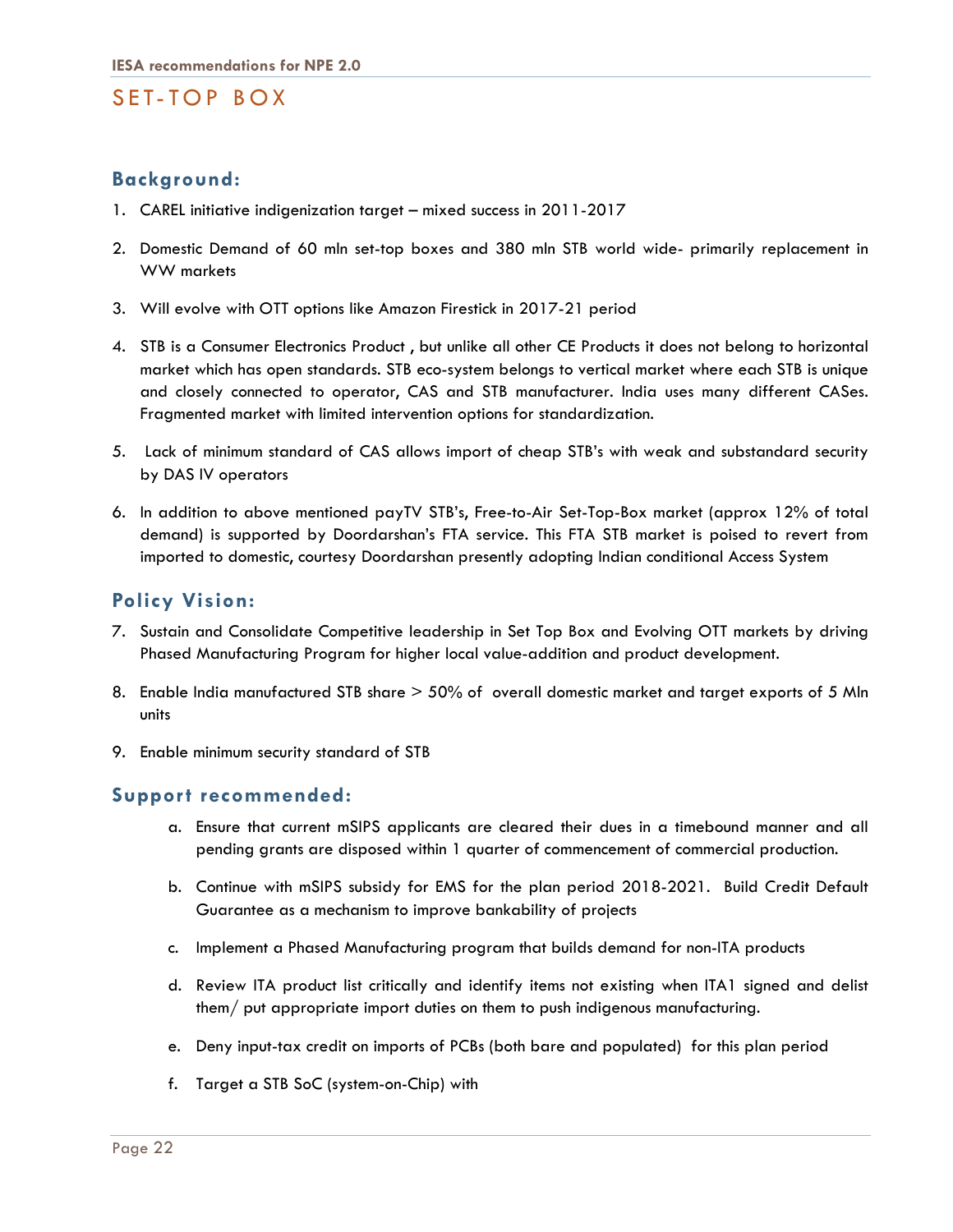# SET-TOP BOX

## Background:

1. CAREL initiative indigenization target – mixed success in 2011-2017
2. Domestic Demand of 60 mln set-top boxes and 380 mln STB world wide- primarily replacement in WW markets
3. Will evolve with OTT options like Amazon Firestick in 2017-21 period
4. STB is a Consumer Electronics Product , but unlike all other CE Products it does not belong to horizontal market which has open standards. STB eco-system belongs to vertical market where each STB is unique and closely connected to operator, CAS and STB manufacturer. India uses many different CASes. Fragmented market with limited intervention options for standardization.
5. Lack of minimum standard of CAS allows import of cheap STB's with weak and substandard security by DAS IV operators
6. In addition to above mentioned payTV STB's, Free-to-Air Set-Top-Box market (approx 12% of total demand) is supported by Doordarshan's FTA service. This FTA STB market is poised to revert from imported to domestic, courtesy Doordarshan presently adopting Indian conditional Access System

## Policy Vision:

7. Sustain and Consolidate Competitive leadership in Set Top Box and Evolving OTT markets by driving Phased Manufacturing Program for higher local value-addition and product development.
8. Enable India manufactured STB share > 50% of overall domestic market and target exports of 5 Mln units
9. Enable minimum security standard of STB

## Support recommended:

a. Ensure that current mSIPS applicants are cleared their dues in a timebound manner and all pending grants are disposed within 1 quarter of commencement of commercial production.

b. Continue with mSIPS subsidy for EMS for the plan period 2018-2021. Build Credit Default Guarantee as a mechanism to improve bankability of projects

c. Implement a Phased Manufacturing program that builds demand for non-ITA products

d. Review ITA product list critically and identify items not existing when ITA1 signed and delist them/ put appropriate import duties on them to push indigenous manufacturing.

e. Deny input-tax credit on imports of PCBs (both bare and populated) for this plan period

f. Target a STB SoC (system-on-Chip) with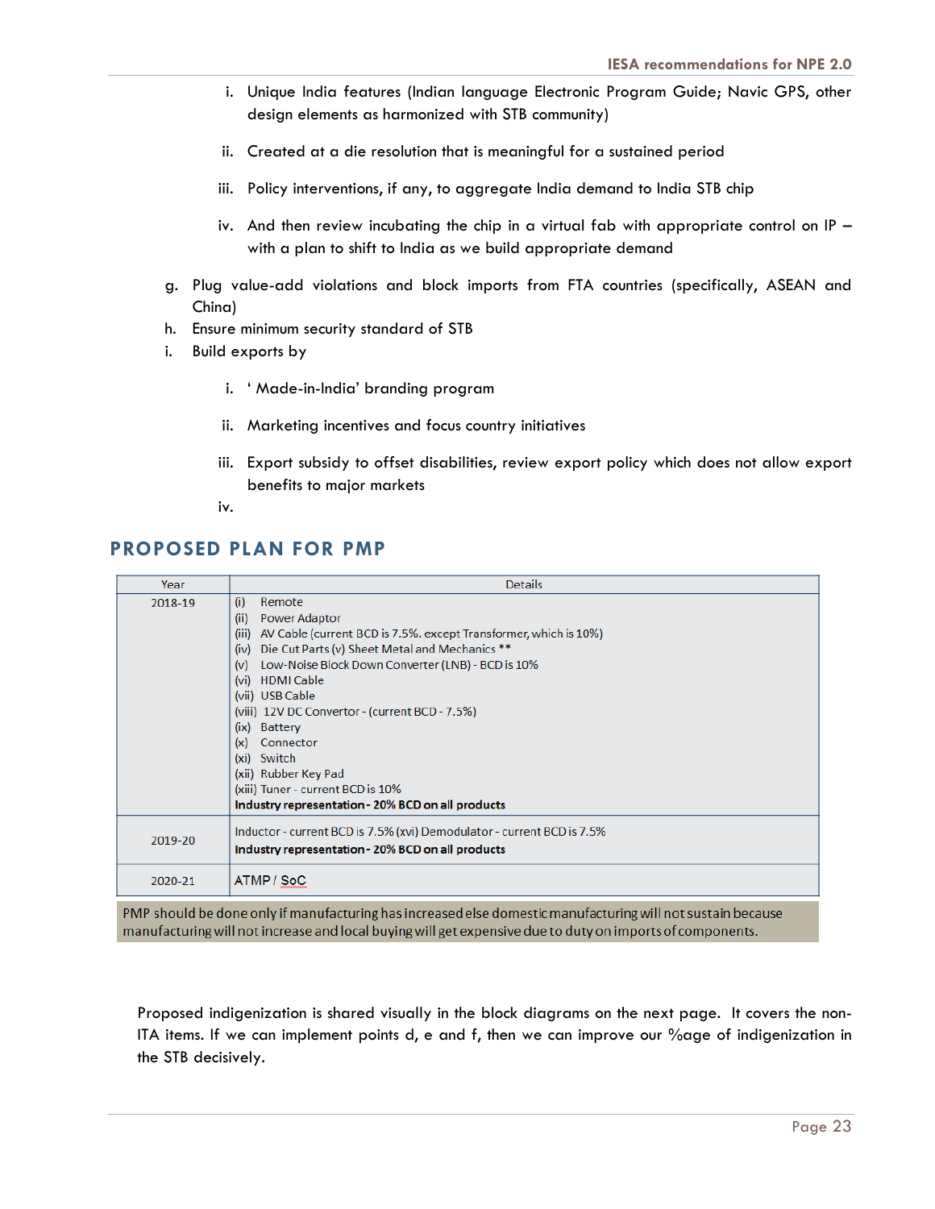i. Unique India features (Indian language Electronic Program Guide; Navic GPS, other design elements as harmonized with STB community)

ii. Created at a die resolution that is meaningful for a sustained period

iii. Policy interventions, if any, to aggregate India demand to India STB chip

iv. And then review incubating the chip in a virtual fab with appropriate control on IP – with a plan to shift to India as we build appropriate demand

g. Plug value-add violations and block imports from FTA countries (specifically, ASEAN and China)

h. Ensure minimum security standard of STB

i. Build exports by

i. ' Made-in-India' branding program

ii. Marketing incentives and focus country initiatives

iii. Export subsidy to offset disabilities, review export policy which does not allow export benefits to major markets

iv.

## PROPOSED PLAN FOR PMP

| Year | Details |
|---|---|
| 2018-19 | (i) Remote<br>(ii) Power Adaptor<br>(iii) AV Cable (current BCD is 7.5%. except Transformer, which is 10%)<br>(iv) Die Cut Parts (v) Sheet Metal and Mechanics **<br>(v) Low-Noise Block Down Converter (LNB) - BCD is 10%<br>(vi) HDMI Cable<br>(vii) USB Cable<br>(viii) 12V DC Convertor - (current BCD - 7.5%)<br>(ix) Battery<br>(x) Connector<br>(xi) Switch<br>(xii) Rubber Key Pad<br>(xiii) Tuner - current BCD is 10%<br>**Industry representation - 20% BCD on all products** |
| 2019-20 | Inductor - current BCD is 7.5% (xvi) Demodulator - current BCD is 7.5%<br>**Industry representation - 20% BCD on all products** |
| 2020-21 | ATMP / SoC |

PMP should be done only if manufacturing has increased else domestic manufacturing will not sustain because manufacturing will not increase and local buying will get expensive due to duty on imports of components.

Proposed indigenization is shared visually in the block diagrams on the next page. It covers the non-ITA items. If we can implement points d, e and f, then we can improve our %age of indigenization in the STB decisively.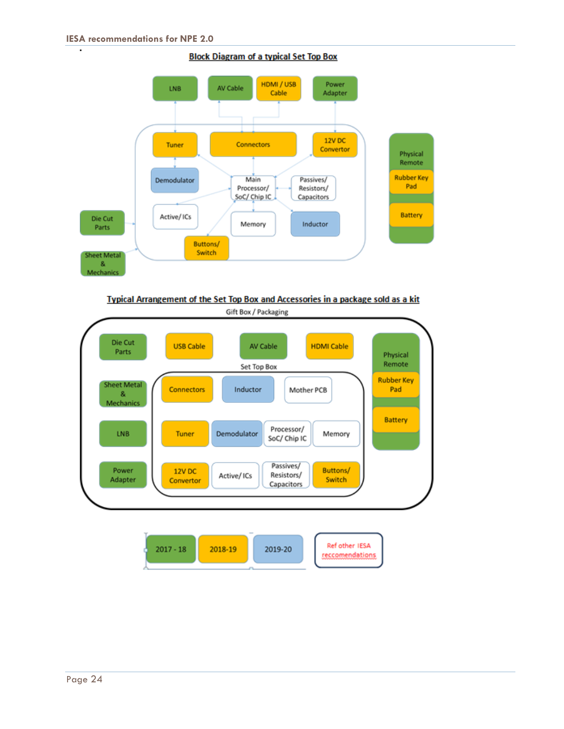**Block Diagram of a typical Set Top Box**

LNB | AV Cable | HDMI / USB Cable | Power Adapter

Tuner | Connectors | 12V DC Convertor

Demodulator | Main Processor/ SoC/ Chip IC | Passives/ Resistors/ Capacitors

Active/ ICs | Memory | Inductor

Buttons/ Switch

Die Cut Parts

Sheet Metal & Mechanics

Physical Remote | Rubber Key Pad | Battery

**Typical Arrangement of the Set Top Box and Accessories in a package sold as a kit**

Gift Box / Packaging

Die Cut Parts | USB Cable | AV Cable | HDMI Cable

Sheet Metal & Mechanics

LNB

Power Adapter

Set Top Box

Connectors | Inductor | Mother PCB

Tuner | Demodulator | Processor/ SoC/ Chip IC | Memory

12V DC Convertor | Active/ ICs | Passives/ Resistors/ Capacitors | Buttons/ Switch

Physical Remote | Rubber Key Pad | Battery

2017 - 18 | 2018-19 | 2019-20 | Ref other IESA reccomendations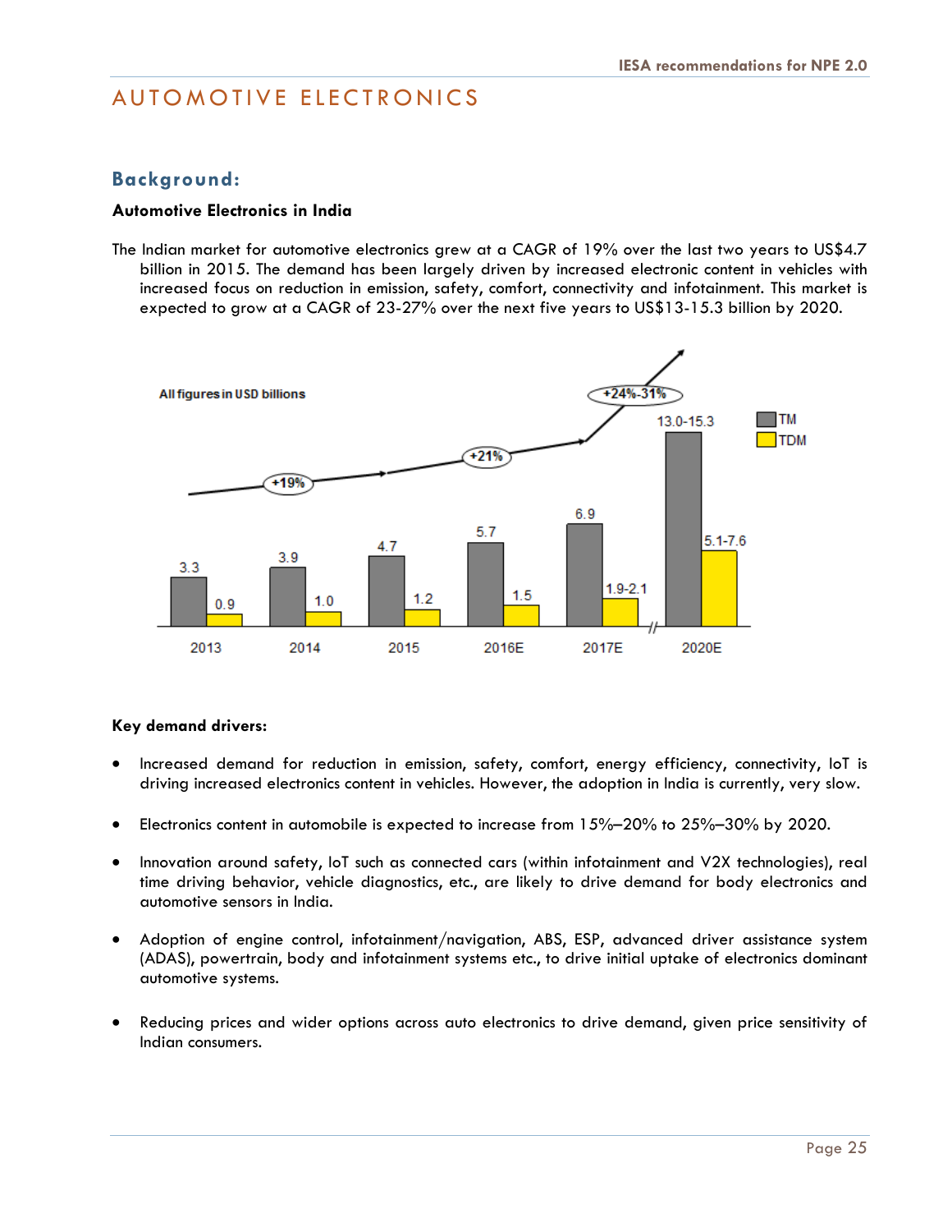# AUTOMOTIVE ELECTRONICS

## Background:

**Automotive Electronics in India**

The Indian market for automotive electronics grew at a CAGR of 19% over the last two years to US$4.7 billion in 2015. The demand has been largely driven by increased electronic content in vehicles with increased focus on reduction in emission, safety, comfort, connectivity and infotainment. This market is expected to grow at a CAGR of 23-27% over the next five years to US$13-15.3 billion by 2020.

All figures in USD billions

| Year | TM | TDM |
|---|---|---|
| 2013 | 3.3 | 0.9 |
| 2014 | 3.9 | 1.0 |
| 2015 | 4.7 | 1.2 |
| 2016E | 5.7 | 1.5 |
| 2017E | 6.9 | 1.9-2.1 |
| 2020E | 13.0-15.3 | 5.1-7.6 |

Growth: +19% (2013–2015), +21% (2015–2017E), +24%-31% (2017E–2020E)

**Key demand drivers:**

- Increased demand for reduction in emission, safety, comfort, energy efficiency, connectivity, IoT is driving increased electronics content in vehicles. However, the adoption in India is currently, very slow.
- Electronics content in automobile is expected to increase from 15%–20% to 25%–30% by 2020.
- Innovation around safety, IoT such as connected cars (within infotainment and V2X technologies), real time driving behavior, vehicle diagnostics, etc., are likely to drive demand for body electronics and automotive sensors in India.
- Adoption of engine control, infotainment/navigation, ABS, ESP, advanced driver assistance system (ADAS), powertrain, body and infotainment systems etc., to drive initial uptake of electronics dominant automotive systems.
- Reducing prices and wider options across auto electronics to drive demand, given price sensitivity of Indian consumers.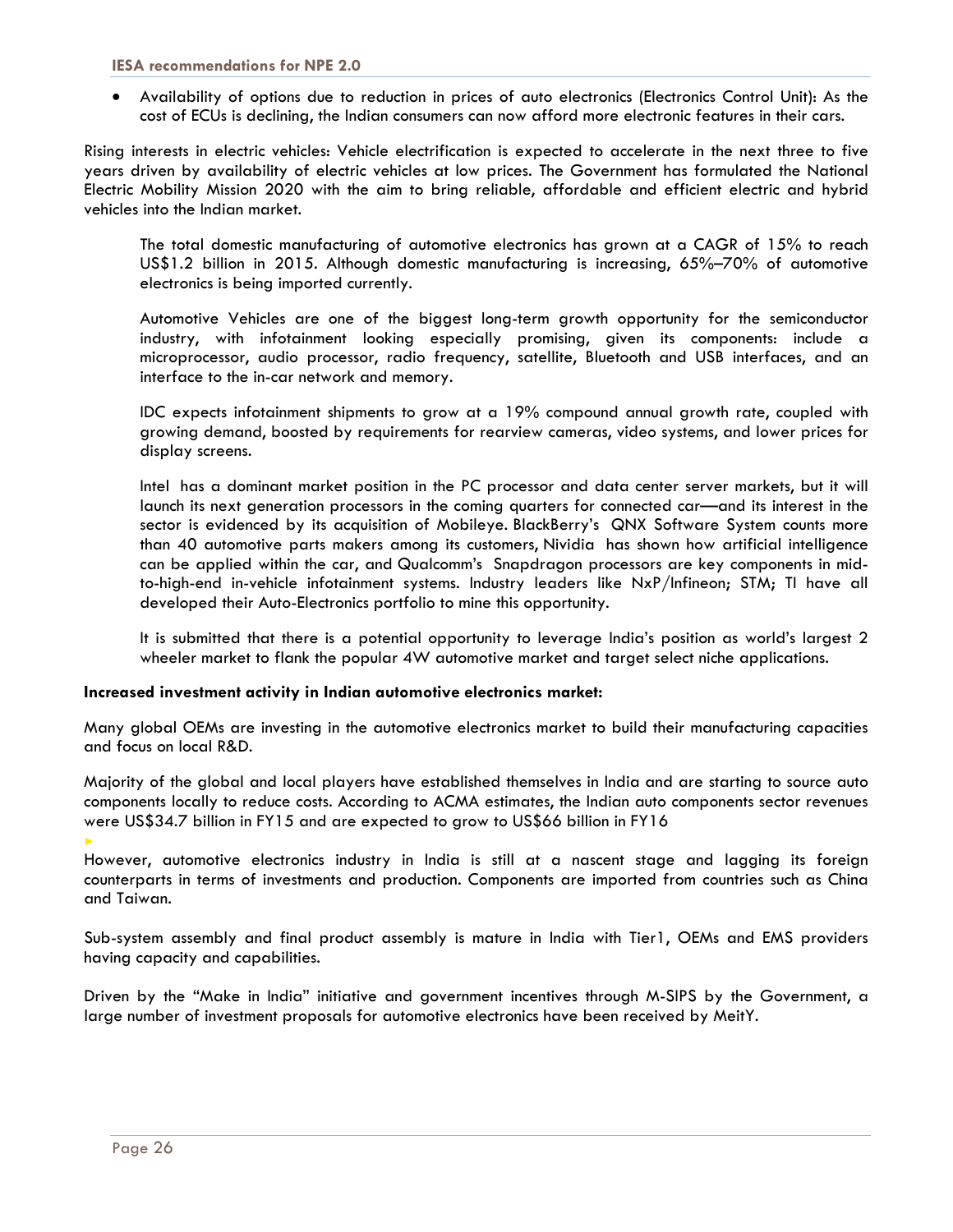- Availability of options due to reduction in prices of auto electronics (Electronics Control Unit): As the cost of ECUs is declining, the Indian consumers can now afford more electronic features in their cars.

Rising interests in electric vehicles: Vehicle electrification is expected to accelerate in the next three to five years driven by availability of electric vehicles at low prices. The Government has formulated the National Electric Mobility Mission 2020 with the aim to bring reliable, affordable and efficient electric and hybrid vehicles into the Indian market.

The total domestic manufacturing of automotive electronics has grown at a CAGR of 15% to reach US$1.2 billion in 2015. Although domestic manufacturing is increasing, 65%–70% of automotive electronics is being imported currently.

Automotive Vehicles are one of the biggest long-term growth opportunity for the semiconductor industry, with infotainment looking especially promising, given its components: include a microprocessor, audio processor, radio frequency, satellite, Bluetooth and USB interfaces, and an interface to the in-car network and memory.

IDC expects infotainment shipments to grow at a 19% compound annual growth rate, coupled with growing demand, boosted by requirements for rearview cameras, video systems, and lower prices for display screens.

Intel has a dominant market position in the PC processor and data center server markets, but it will launch its next generation processors in the coming quarters for connected car—and its interest in the sector is evidenced by its acquisition of Mobileye. BlackBerry's QNX Software System counts more than 40 automotive parts makers among its customers, Nividia has shown how artificial intelligence can be applied within the car, and Qualcomm's Snapdragon processors are key components in mid-to-high-end in-vehicle infotainment systems. Industry leaders like NxP/Infineon; STM; TI have all developed their Auto-Electronics portfolio to mine this opportunity.

It is submitted that there is a potential opportunity to leverage India's position as world's largest 2 wheeler market to flank the popular 4W automotive market and target select niche applications.

**Increased investment activity in Indian automotive electronics market:**

Many global OEMs are investing in the automotive electronics market to build their manufacturing capacities and focus on local R&D.

Majority of the global and local players have established themselves in India and are starting to source auto components locally to reduce costs. According to ACMA estimates, the Indian auto components sector revenues were US$34.7 billion in FY15 and are expected to grow to US$66 billion in FY16

However, automotive electronics industry in India is still at a nascent stage and lagging its foreign counterparts in terms of investments and production. Components are imported from countries such as China and Taiwan.

Sub-system assembly and final product assembly is mature in India with Tier1, OEMs and EMS providers having capacity and capabilities.

Driven by the "Make in India" initiative and government incentives through M-SIPS by the Government, a large number of investment proposals for automotive electronics have been received by MeitY.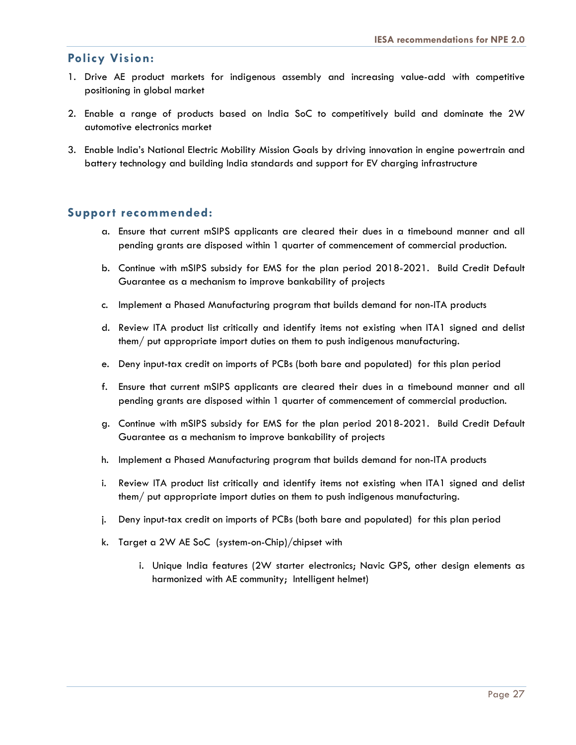## Policy Vision:

1. Drive AE product markets for indigenous assembly and increasing value-add with competitive positioning in global market

2. Enable a range of products based on India SoC to competitively build and dominate the 2W automotive electronics market

3. Enable India's National Electric Mobility Mission Goals by driving innovation in engine powertrain and battery technology and building India standards and support for EV charging infrastructure

## Support recommended:

a. Ensure that current mSIPS applicants are cleared their dues in a timebound manner and all pending grants are disposed within 1 quarter of commencement of commercial production.

b. Continue with mSIPS subsidy for EMS for the plan period 2018-2021. Build Credit Default Guarantee as a mechanism to improve bankability of projects

c. Implement a Phased Manufacturing program that builds demand for non-ITA products

d. Review ITA product list critically and identify items not existing when ITA1 signed and delist them/ put appropriate import duties on them to push indigenous manufacturing.

e. Deny input-tax credit on imports of PCBs (both bare and populated) for this plan period

f. Ensure that current mSIPS applicants are cleared their dues in a timebound manner and all pending grants are disposed within 1 quarter of commencement of commercial production.

g. Continue with mSIPS subsidy for EMS for the plan period 2018-2021. Build Credit Default Guarantee as a mechanism to improve bankability of projects

h. Implement a Phased Manufacturing program that builds demand for non-ITA products

i. Review ITA product list critically and identify items not existing when ITA1 signed and delist them/ put appropriate import duties on them to push indigenous manufacturing.

j. Deny input-tax credit on imports of PCBs (both bare and populated) for this plan period

k. Target a 2W AE SoC (system-on-Chip)/chipset with

    i. Unique India features (2W starter electronics; Navic GPS, other design elements as harmonized with AE community; Intelligent helmet)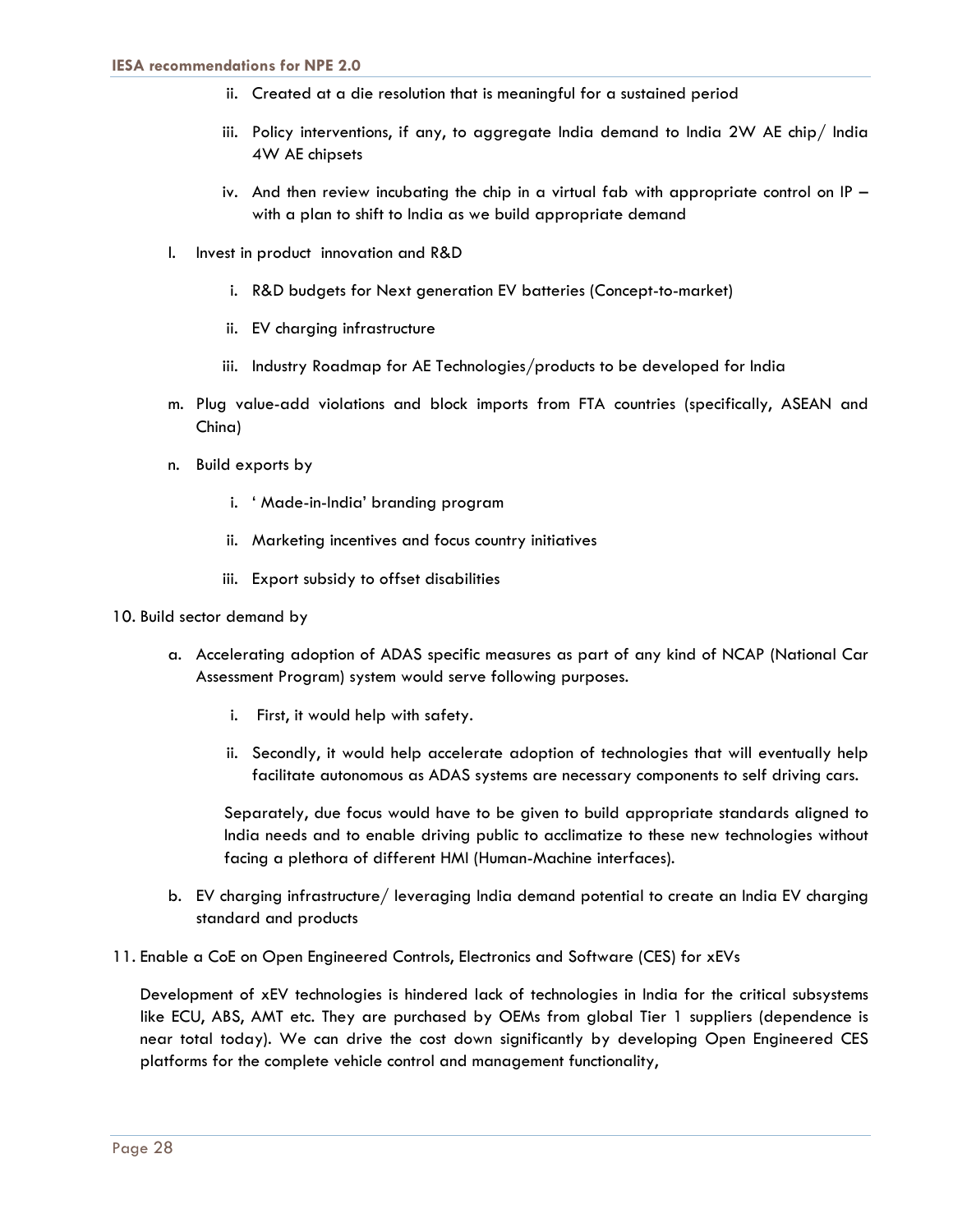ii. Created at a die resolution that is meaningful for a sustained period

   iii. Policy interventions, if any, to aggregate India demand to India 2W AE chip/ India 4W AE chipsets

   iv. And then review incubating the chip in a virtual fab with appropriate control on IP – with a plan to shift to India as we build appropriate demand

l. Invest in product innovation and R&D

   i. R&D budgets for Next generation EV batteries (Concept-to-market)

   ii. EV charging infrastructure

   iii. Industry Roadmap for AE Technologies/products to be developed for India

m. Plug value-add violations and block imports from FTA countries (specifically, ASEAN and China)

n. Build exports by

   i. ' Made-in-India' branding program

   ii. Marketing incentives and focus country initiatives

   iii. Export subsidy to offset disabilities

10. Build sector demand by

   a. Accelerating adoption of ADAS specific measures as part of any kind of NCAP (National Car Assessment Program) system would serve following purposes.

      i. First, it would help with safety.

      ii. Secondly, it would help accelerate adoption of technologies that will eventually help facilitate autonomous as ADAS systems are necessary components to self driving cars.

      Separately, due focus would have to be given to build appropriate standards aligned to India needs and to enable driving public to acclimatize to these new technologies without facing a plethora of different HMI (Human-Machine interfaces).

   b. EV charging infrastructure/ leveraging India demand potential to create an India EV charging standard and products

11. Enable a CoE on Open Engineered Controls, Electronics and Software (CES) for xEVs

   Development of xEV technologies is hindered lack of technologies in India for the critical subsystems like ECU, ABS, AMT etc. They are purchased by OEMs from global Tier 1 suppliers (dependence is near total today). We can drive the cost down significantly by developing Open Engineered CES platforms for the complete vehicle control and management functionality,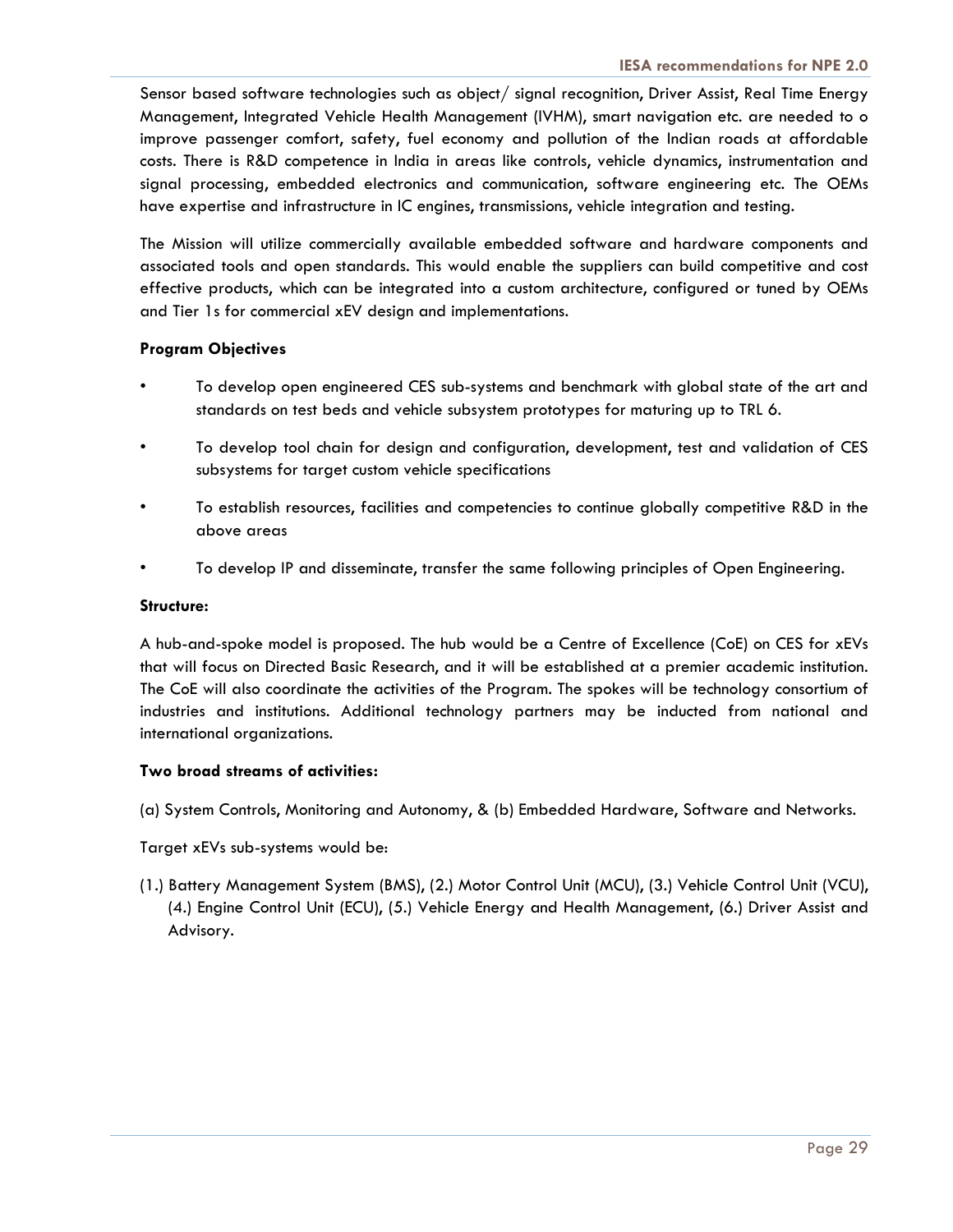Sensor based software technologies such as object/ signal recognition, Driver Assist, Real Time Energy Management, Integrated Vehicle Health Management (IVHM), smart navigation etc. are needed to o improve passenger comfort, safety, fuel economy and pollution of the Indian roads at affordable costs. There is R&D competence in India in areas like controls, vehicle dynamics, instrumentation and signal processing, embedded electronics and communication, software engineering etc. The OEMs have expertise and infrastructure in IC engines, transmissions, vehicle integration and testing.

The Mission will utilize commercially available embedded software and hardware components and associated tools and open standards. This would enable the suppliers can build competitive and cost effective products, which can be integrated into a custom architecture, configured or tuned by OEMs and Tier 1s for commercial xEV design and implementations.

**Program Objectives**

- To develop open engineered CES sub-systems and benchmark with global state of the art and standards on test beds and vehicle subsystem prototypes for maturing up to TRL 6.
- To develop tool chain for design and configuration, development, test and validation of CES subsystems for target custom vehicle specifications
- To establish resources, facilities and competencies to continue globally competitive R&D in the above areas
- To develop IP and disseminate, transfer the same following principles of Open Engineering.

**Structure:**

A hub-and-spoke model is proposed. The hub would be a Centre of Excellence (CoE) on CES for xEVs that will focus on Directed Basic Research, and it will be established at a premier academic institution. The CoE will also coordinate the activities of the Program. The spokes will be technology consortium of industries and institutions. Additional technology partners may be inducted from national and international organizations.

**Two broad streams of activities:**

(a) System Controls, Monitoring and Autonomy, & (b) Embedded Hardware, Software and Networks.

Target xEVs sub-systems would be:

(1.) Battery Management System (BMS), (2.) Motor Control Unit (MCU), (3.) Vehicle Control Unit (VCU), (4.) Engine Control Unit (ECU), (5.) Vehicle Energy and Health Management, (6.) Driver Assist and Advisory.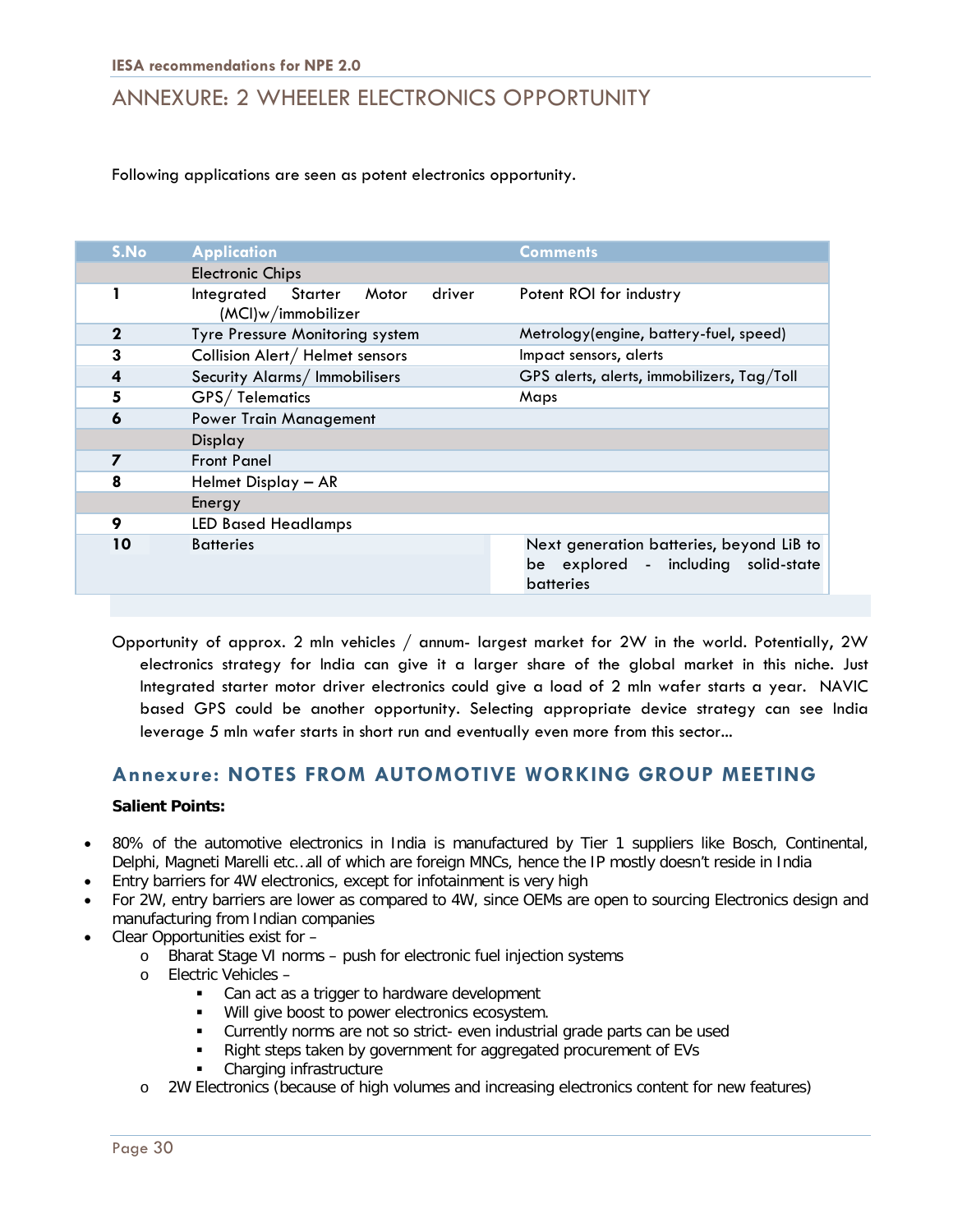## ANNEXURE: 2 WHEELER ELECTRONICS OPPORTUNITY

Following applications are seen as potent electronics opportunity.

| S.No | Application | Comments |
|---|---|---|
| | Electronic Chips | |
| 1 | Integrated Starter Motor driver (MCI)w/immobilizer | Potent ROI for industry |
| 2 | Tyre Pressure Monitoring system | Metrology(engine, battery-fuel, speed) |
| 3 | Collision Alert/ Helmet sensors | Impact sensors, alerts |
| 4 | Security Alarms/ Immobilisers | GPS alerts, alerts, immobilizers, Tag/Toll |
| 5 | GPS/ Telematics | Maps |
| 6 | Power Train Management | |
| | Display | |
| 7 | Front Panel | |
| 8 | Helmet Display – AR | |
| | Energy | |
| 9 | LED Based Headlamps | |
| 10 | Batteries | Next generation batteries, beyond LiB to be explored - including solid-state batteries |

Opportunity of approx. 2 mln vehicles / annum- largest market for 2W in the world. Potentially, 2W electronics strategy for India can give it a larger share of the global market in this niche. Just Integrated starter motor driver electronics could give a load of 2 mln wafer starts a year. NAVIC based GPS could be another opportunity. Selecting appropriate device strategy can see India leverage 5 mln wafer starts in short run and eventually even more from this sector...

## Annexure: NOTES FROM AUTOMOTIVE WORKING GROUP MEETING

**Salient Points:**

- 80% of the automotive electronics in India is manufactured by Tier 1 suppliers like Bosch, Continental, Delphi, Magneti Marelli etc…all of which are foreign MNCs, hence the IP mostly doesn't reside in India
- Entry barriers for 4W electronics, except for infotainment is very high
- For 2W, entry barriers are lower as compared to 4W, since OEMs are open to sourcing Electronics design and manufacturing from Indian companies
- Clear Opportunities exist for –
  - Bharat Stage VI norms – push for electronic fuel injection systems
  - Electric Vehicles –
    - Can act as a trigger to hardware development
    - Will give boost to power electronics ecosystem.
    - Currently norms are not so strict- even industrial grade parts can be used
    - Right steps taken by government for aggregated procurement of EVs
    - Charging infrastructure
  - 2W Electronics (because of high volumes and increasing electronics content for new features)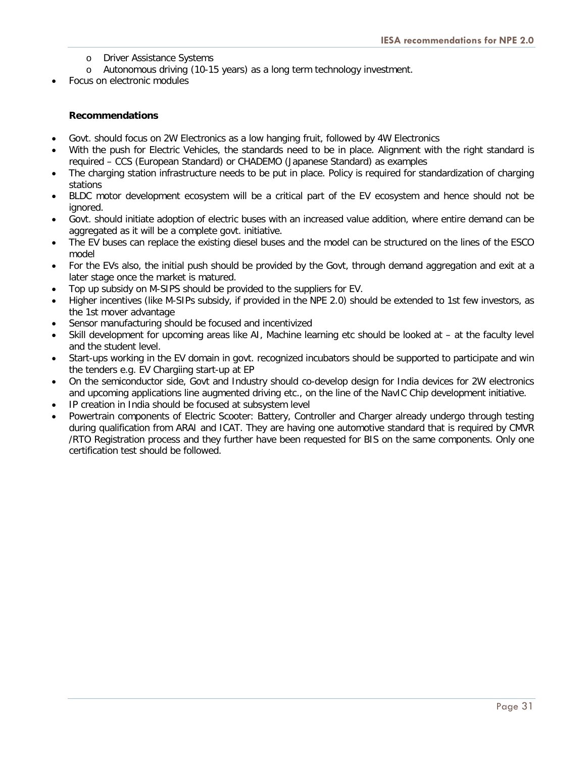- Driver Assistance Systems
  - Autonomous driving (10-15 years) as a long term technology investment.
- Focus on electronic modules

**Recommendations**

- Govt. should focus on 2W Electronics as a low hanging fruit, followed by 4W Electronics
- With the push for Electric Vehicles, the standards need to be in place. Alignment with the right standard is required – CCS (European Standard) or CHADEMO (Japanese Standard) as examples
- The charging station infrastructure needs to be put in place. Policy is required for standardization of charging stations
- BLDC motor development ecosystem will be a critical part of the EV ecosystem and hence should not be ignored.
- Govt. should initiate adoption of electric buses with an increased value addition, where entire demand can be aggregated as it will be a complete govt. initiative.
- The EV buses can replace the existing diesel buses and the model can be structured on the lines of the ESCO model
- For the EVs also, the initial push should be provided by the Govt, through demand aggregation and exit at a later stage once the market is matured.
- Top up subsidy on M-SIPS should be provided to the suppliers for EV.
- Higher incentives (like M-SIPs subsidy, if provided in the NPE 2.0) should be extended to 1st few investors, as the 1st mover advantage
- Sensor manufacturing should be focused and incentivized
- Skill development for upcoming areas like AI, Machine learning etc should be looked at – at the faculty level and the student level.
- Start-ups working in the EV domain in govt. recognized incubators should be supported to participate and win the tenders e.g. EV Chargiing start-up at EP
- On the semiconductor side, Govt and Industry should co-develop design for India devices for 2W electronics and upcoming applications line augmented driving etc., on the line of the NavIC Chip development initiative.
- IP creation in India should be focused at subsystem level
- Powertrain components of Electric Scooter: Battery, Controller and Charger already undergo through testing during qualification from ARAI and ICAT. They are having one automotive standard that is required by CMVR /RTO Registration process and they further have been requested for BIS on the same components. Only one certification test should be followed.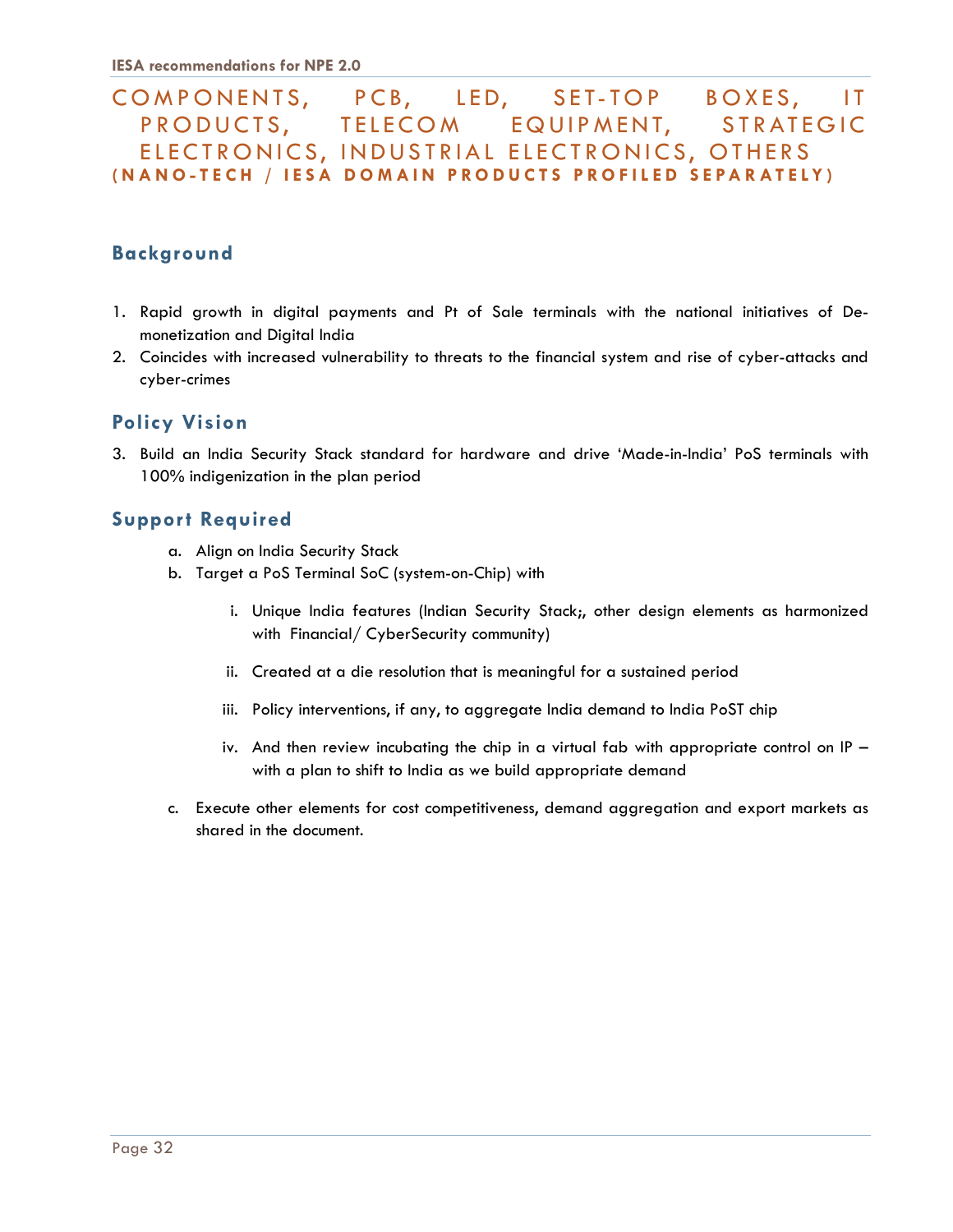# COMPONENTS, PCB, LED, SET-TOP BOXES, IT PRODUCTS, TELECOM EQUIPMENT, STRATEGIC ELECTRONICS, INDUSTRIAL ELECTRONICS, OTHERS

**(NANO-TECH / IESA DOMAIN PRODUCTS PROFILED SEPARATELY)**

## Background

1. Rapid growth in digital payments and Pt of Sale terminals with the national initiatives of De-monetization and Digital India
2. Coincides with increased vulnerability to threats to the financial system and rise of cyber-attacks and cyber-crimes

## Policy Vision

3. Build an India Security Stack standard for hardware and drive 'Made-in-India' PoS terminals with 100% indigenization in the plan period

## Support Required

a. Align on India Security Stack

b. Target a PoS Terminal SoC (system-on-Chip) with

   i. Unique India features (Indian Security Stack;, other design elements as harmonized with Financial/ CyberSecurity community)

   ii. Created at a die resolution that is meaningful for a sustained period

   iii. Policy interventions, if any, to aggregate India demand to India PoST chip

   iv. And then review incubating the chip in a virtual fab with appropriate control on IP – with a plan to shift to India as we build appropriate demand

c. Execute other elements for cost competitiveness, demand aggregation and export markets as shared in the document.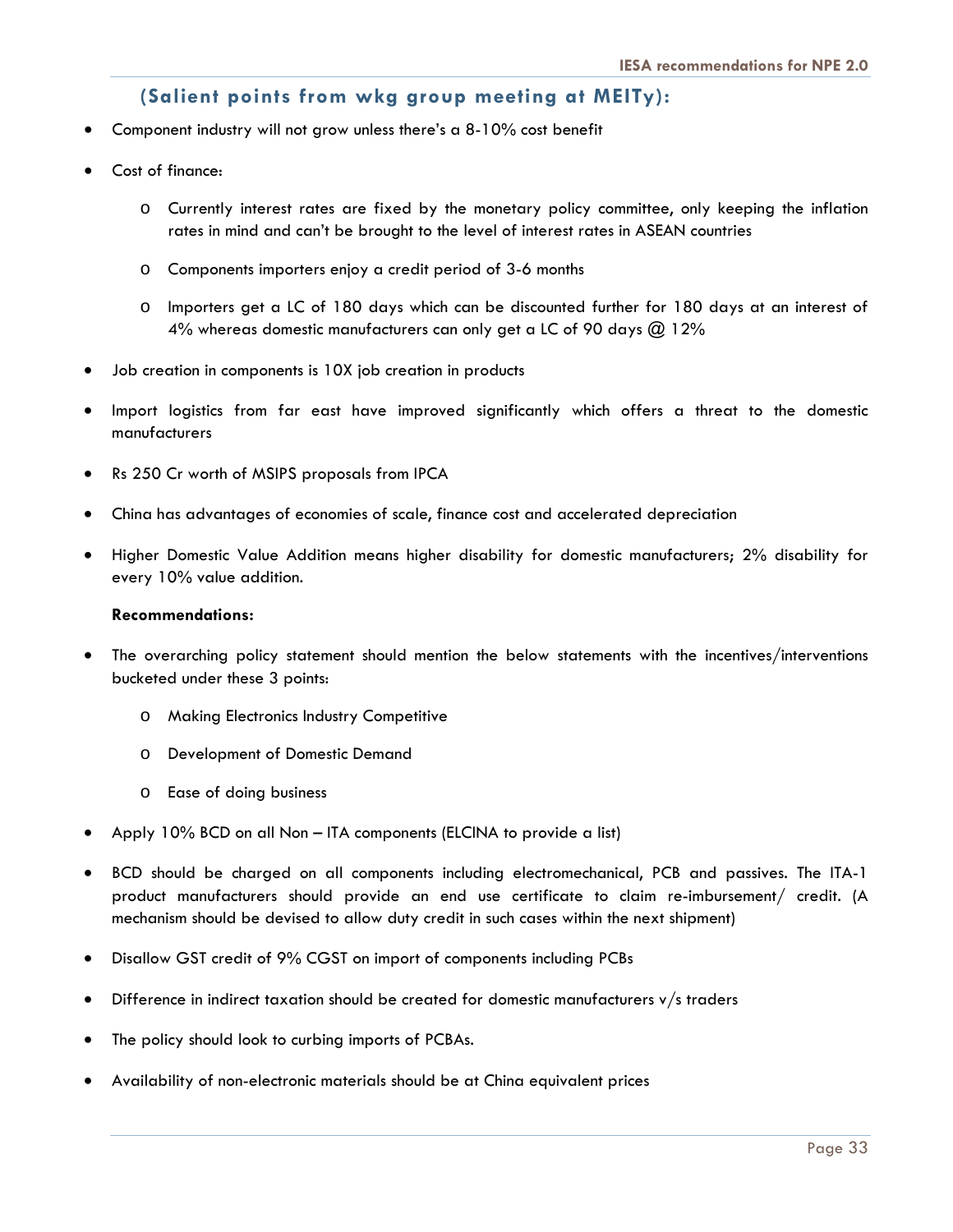### (Salient points from wkg group meeting at MEITy):

- Component industry will not grow unless there's a 8-10% cost benefit
- Cost of finance:
  - Currently interest rates are fixed by the monetary policy committee, only keeping the inflation rates in mind and can't be brought to the level of interest rates in ASEAN countries
  - Components importers enjoy a credit period of 3-6 months
  - Importers get a LC of 180 days which can be discounted further for 180 days at an interest of 4% whereas domestic manufacturers can only get a LC of 90 days @ 12%
- Job creation in components is 10X job creation in products
- Import logistics from far east have improved significantly which offers a threat to the domestic manufacturers
- Rs 250 Cr worth of MSIPS proposals from IPCA
- China has advantages of economies of scale, finance cost and accelerated depreciation
- Higher Domestic Value Addition means higher disability for domestic manufacturers; 2% disability for every 10% value addition.

**Recommendations:**

- The overarching policy statement should mention the below statements with the incentives/interventions bucketed under these 3 points:
  - Making Electronics Industry Competitive
  - Development of Domestic Demand
  - Ease of doing business
- Apply 10% BCD on all Non – ITA components (ELCINA to provide a list)
- BCD should be charged on all components including electromechanical, PCB and passives. The ITA-1 product manufacturers should provide an end use certificate to claim re-imbursement/ credit. (A mechanism should be devised to allow duty credit in such cases within the next shipment)
- Disallow GST credit of 9% CGST on import of components including PCBs
- Difference in indirect taxation should be created for domestic manufacturers v/s traders
- The policy should look to curbing imports of PCBAs.
- Availability of non-electronic materials should be at China equivalent prices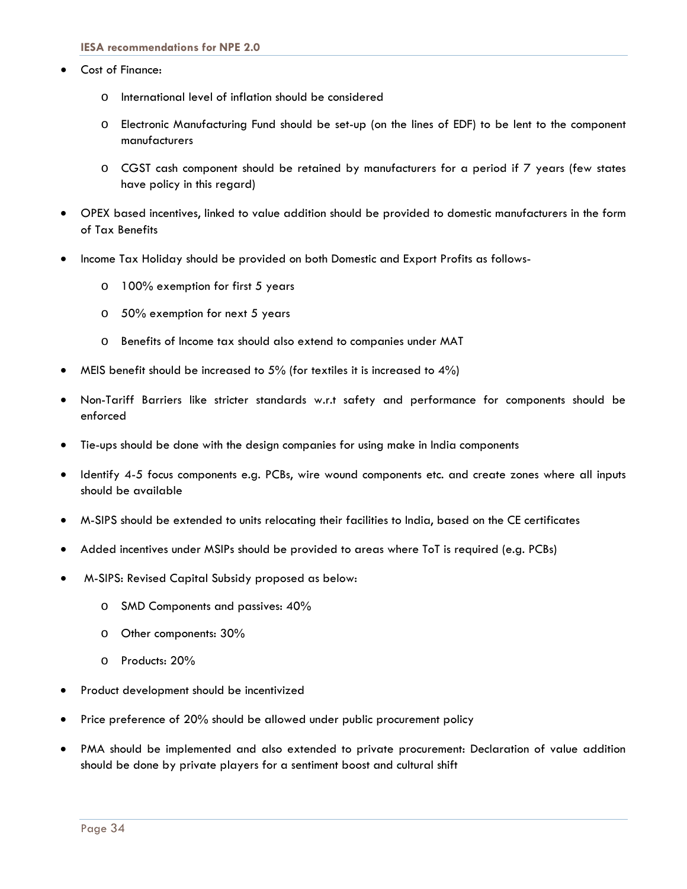- Cost of Finance:
  - International level of inflation should be considered
  - Electronic Manufacturing Fund should be set-up (on the lines of EDF) to be lent to the component manufacturers
  - CGST cash component should be retained by manufacturers for a period if 7 years (few states have policy in this regard)
- OPEX based incentives, linked to value addition should be provided to domestic manufacturers in the form of Tax Benefits
- Income Tax Holiday should be provided on both Domestic and Export Profits as follows-
  - 100% exemption for first 5 years
  - 50% exemption for next 5 years
  - Benefits of Income tax should also extend to companies under MAT
- MEIS benefit should be increased to 5% (for textiles it is increased to 4%)
- Non-Tariff Barriers like stricter standards w.r.t safety and performance for components should be enforced
- Tie-ups should be done with the design companies for using make in India components
- Identify 4-5 focus components e.g. PCBs, wire wound components etc. and create zones where all inputs should be available
- M-SIPS should be extended to units relocating their facilities to India, based on the CE certificates
- Added incentives under MSIPs should be provided to areas where ToT is required (e.g. PCBs)
- M-SIPS: Revised Capital Subsidy proposed as below:
  - SMD Components and passives: 40%
  - Other components: 30%
  - Products: 20%
- Product development should be incentivized
- Price preference of 20% should be allowed under public procurement policy
- PMA should be implemented and also extended to private procurement: Declaration of value addition should be done by private players for a sentiment boost and cultural shift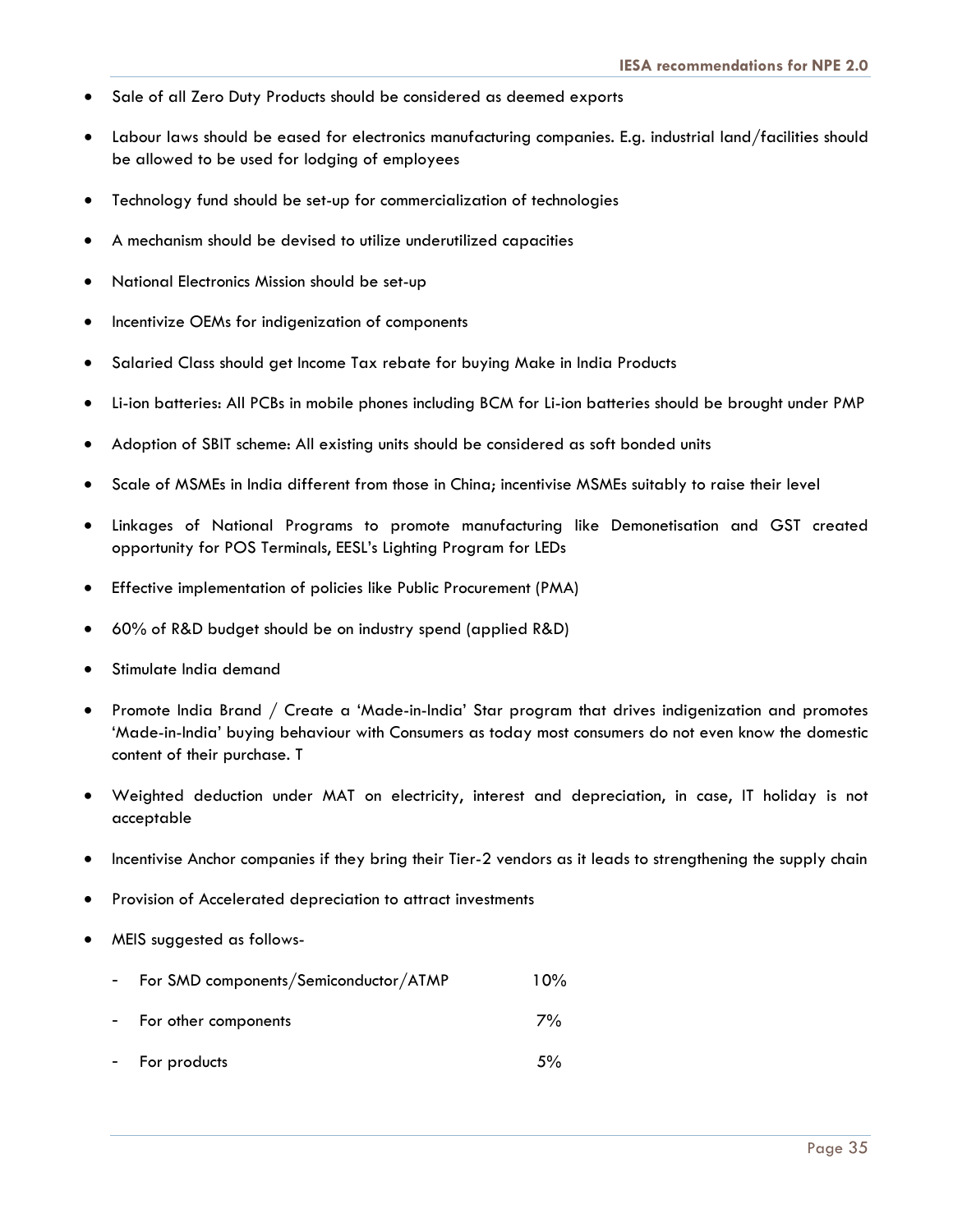- Sale of all Zero Duty Products should be considered as deemed exports
- Labour laws should be eased for electronics manufacturing companies. E.g. industrial land/facilities should be allowed to be used for lodging of employees
- Technology fund should be set-up for commercialization of technologies
- A mechanism should be devised to utilize underutilized capacities
- National Electronics Mission should be set-up
- Incentivize OEMs for indigenization of components
- Salaried Class should get Income Tax rebate for buying Make in India Products
- Li-ion batteries: All PCBs in mobile phones including BCM for Li-ion batteries should be brought under PMP
- Adoption of SBIT scheme: All existing units should be considered as soft bonded units
- Scale of MSMEs in India different from those in China; incentivise MSMEs suitably to raise their level
- Linkages of National Programs to promote manufacturing like Demonetisation and GST created opportunity for POS Terminals, EESL's Lighting Program for LEDs
- Effective implementation of policies like Public Procurement (PMA)
- 60% of R&D budget should be on industry spend (applied R&D)
- Stimulate India demand
- Promote India Brand / Create a 'Made-in-India' Star program that drives indigenization and promotes 'Made-in-India' buying behaviour with Consumers as today most consumers do not even know the domestic content of their purchase. T
- Weighted deduction under MAT on electricity, interest and depreciation, in case, IT holiday is not acceptable
- Incentivise Anchor companies if they bring their Tier-2 vendors as it leads to strengthening the supply chain
- Provision of Accelerated depreciation to attract investments
- MEIS suggested as follows-
  - For SMD components/Semiconductor/ATMP 10%
  - For other components 7%
  - For products 5%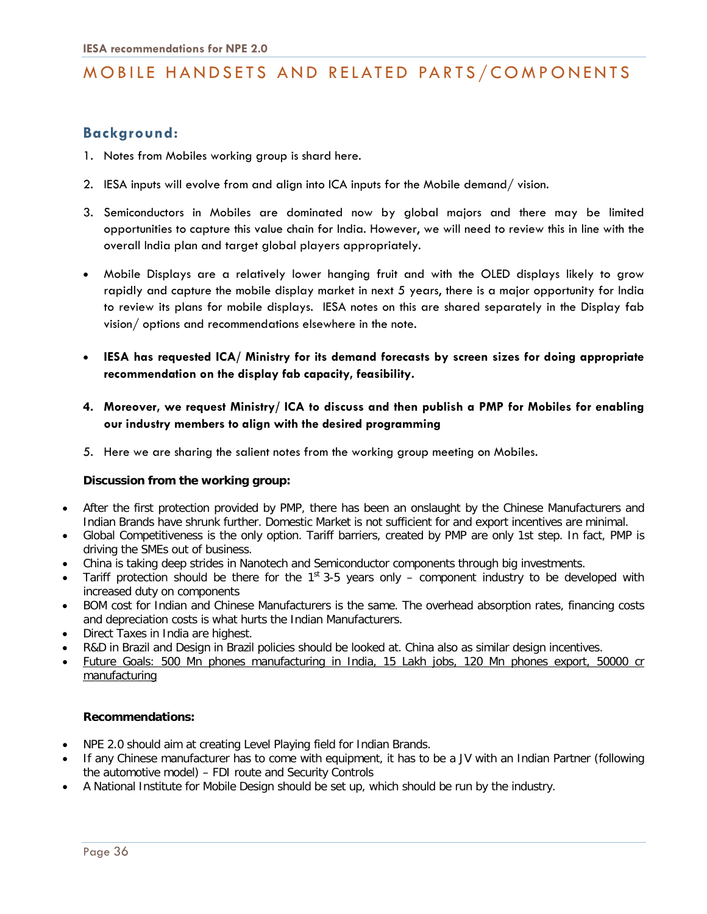# MOBILE HANDSETS AND RELATED PARTS/COMPONENTS

## Background:

1. Notes from Mobiles working group is shard here.
2. IESA inputs will evolve from and align into ICA inputs for the Mobile demand/ vision.
3. Semiconductors in Mobiles are dominated now by global majors and there may be limited opportunities to capture this value chain for India. However, we will need to review this in line with the overall India plan and target global players appropriately.

- Mobile Displays are a relatively lower hanging fruit and with the OLED displays likely to grow rapidly and capture the mobile display market in next 5 years, there is a major opportunity for India to review its plans for mobile displays. IESA notes on this are shared separately in the Display fab vision/ options and recommendations elsewhere in the note.
- **IESA has requested ICA/ Ministry for its demand forecasts by screen sizes for doing appropriate recommendation on the display fab capacity, feasibility.**

4. **Moreover, we request Ministry/ ICA to discuss and then publish a PMP for Mobiles for enabling our industry members to align with the desired programming**
5. Here we are sharing the salient notes from the working group meeting on Mobiles.

**Discussion from the working group:**

- After the first protection provided by PMP, there has been an onslaught by the Chinese Manufacturers and Indian Brands have shrunk further. Domestic Market is not sufficient for and export incentives are minimal.
- Global Competitiveness is the only option. Tariff barriers, created by PMP are only 1st step. In fact, PMP is driving the SMEs out of business.
- China is taking deep strides in Nanotech and Semiconductor components through big investments.
- Tariff protection should be there for the 1st 3-5 years only – component industry to be developed with increased duty on components
- BOM cost for Indian and Chinese Manufacturers is the same. The overhead absorption rates, financing costs and depreciation costs is what hurts the Indian Manufacturers.
- Direct Taxes in India are highest.
- R&D in Brazil and Design in Brazil policies should be looked at. China also as similar design incentives.
- <u>Future Goals: 500 Mn phones manufacturing in India, 15 Lakh jobs, 120 Mn phones export, 50000 cr manufacturing</u>

**Recommendations:**

- NPE 2.0 should aim at creating Level Playing field for Indian Brands.
- If any Chinese manufacturer has to come with equipment, it has to be a JV with an Indian Partner (following the automotive model) – FDI route and Security Controls
- A National Institute for Mobile Design should be set up, which should be run by the industry.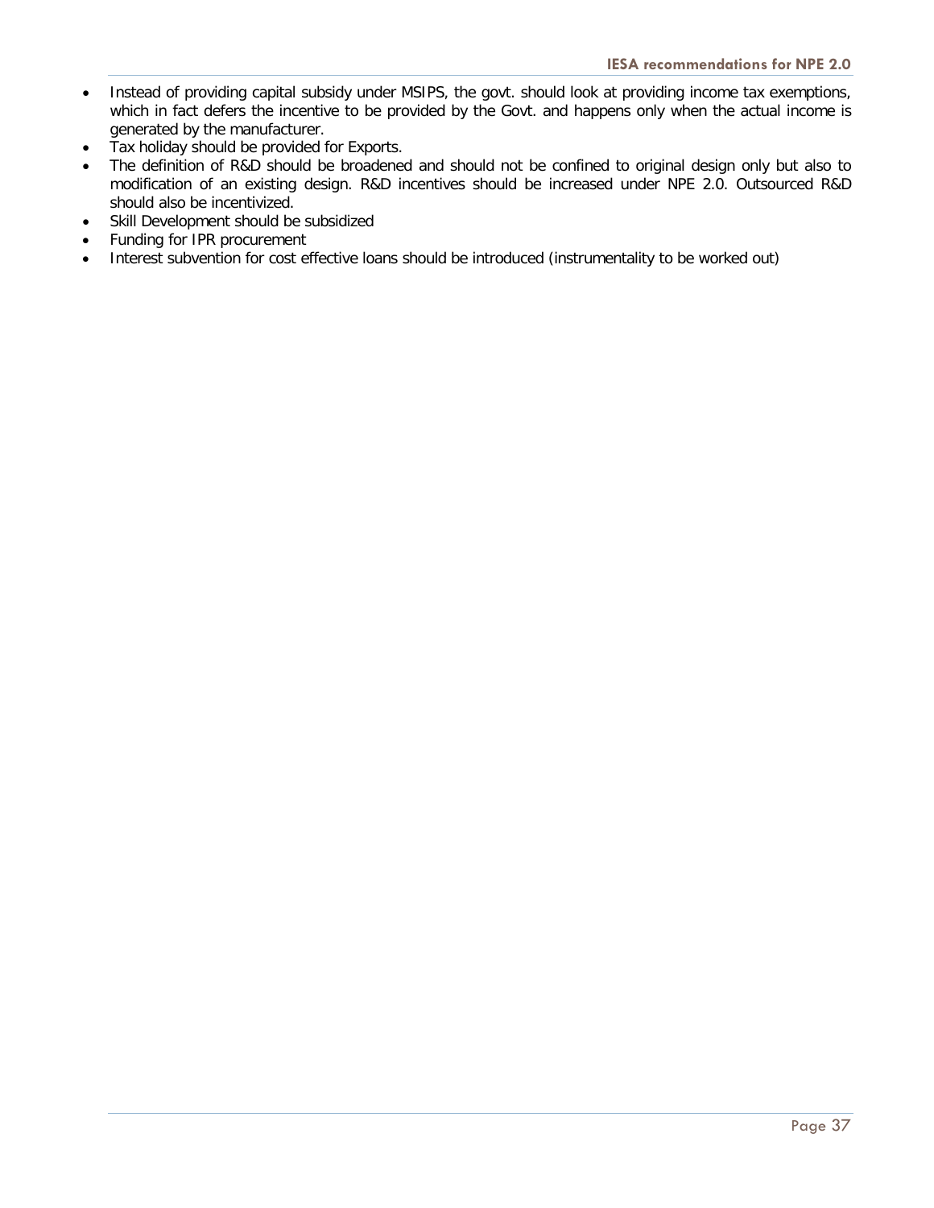- Instead of providing capital subsidy under MSIPS, the govt. should look at providing income tax exemptions, which in fact defers the incentive to be provided by the Govt. and happens only when the actual income is generated by the manufacturer.
- Tax holiday should be provided for Exports.
- The definition of R&D should be broadened and should not be confined to original design only but also to modification of an existing design. R&D incentives should be increased under NPE 2.0. Outsourced R&D should also be incentivized.
- Skill Development should be subsidized
- Funding for IPR procurement
- Interest subvention for cost effective loans should be introduced (instrumentality to be worked out)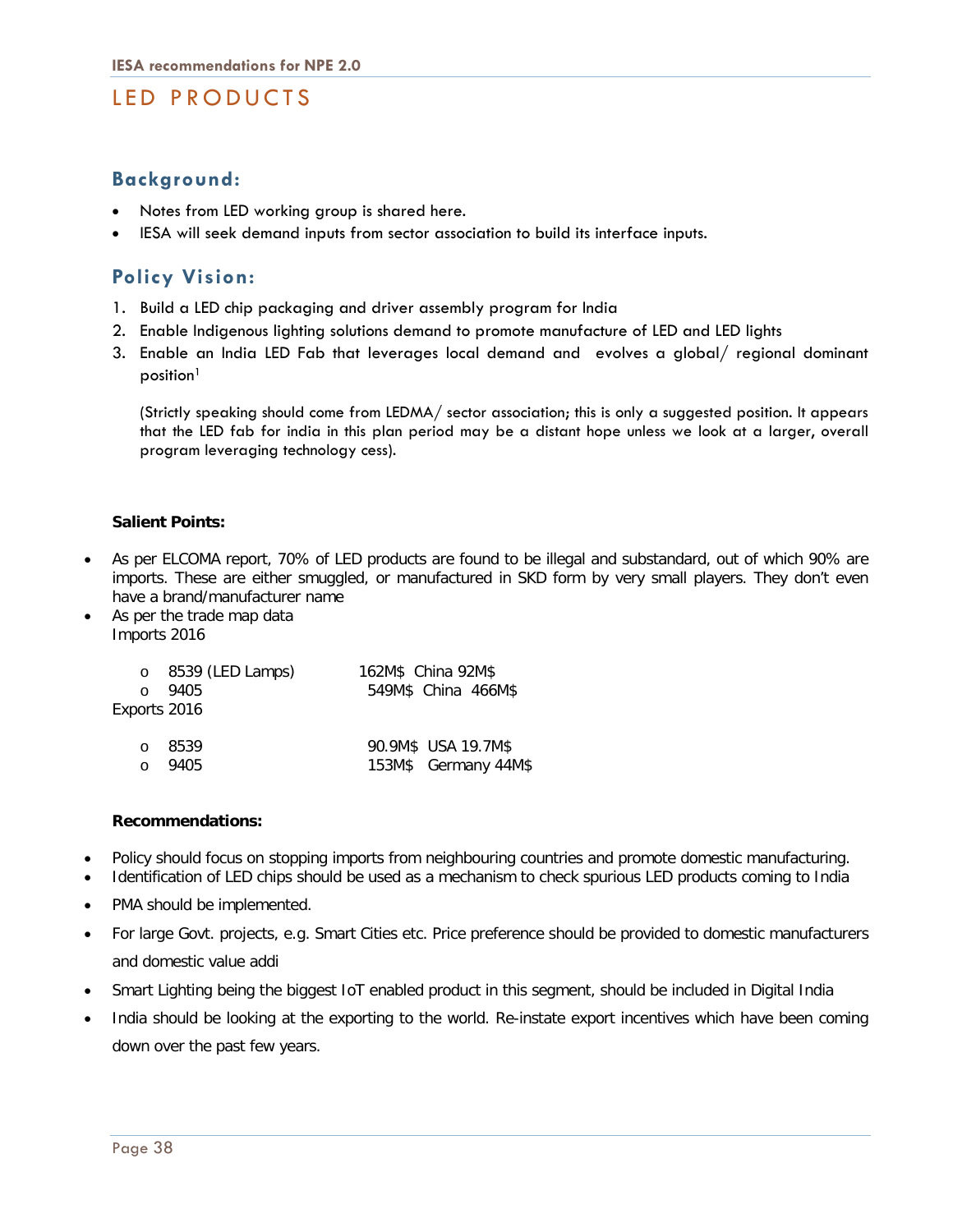# LED PRODUCTS

## Background:

- Notes from LED working group is shared here.
- IESA will seek demand inputs from sector association to build its interface inputs.

## Policy Vision:

1. Build a LED chip packaging and driver assembly program for India
2. Enable Indigenous lighting solutions demand to promote manufacture of LED and LED lights
3. Enable an India LED Fab that leverages local demand and evolves a global/ regional dominant position[1]

   (Strictly speaking should come from LEDMA/ sector association; this is only a suggested position. It appears that the LED fab for india in this plan period may be a distant hope unless we look at a larger, overall program leveraging technology cess).

**Salient Points:**

- As per ELCOMA report, 70% of LED products are found to be illegal and substandard, out of which 90% are imports. These are either smuggled, or manufactured in SKD form by very small players. They don't even have a brand/manufacturer name
- As per the trade map data
  Imports 2016
  - 8539 (LED Lamps) 162M$ China 92M$
  - 9405 549M$ China 466M$

  Exports 2016
  - 8539 90.9M$ USA 19.7M$
  - 9405 153M$ Germany 44M$

**Recommendations:**

- Policy should focus on stopping imports from neighbouring countries and promote domestic manufacturing.
- Identification of LED chips should be used as a mechanism to check spurious LED products coming to India
- PMA should be implemented.
- For large Govt. projects, e.g. Smart Cities etc. Price preference should be provided to domestic manufacturers and domestic value addi
- Smart Lighting being the biggest IoT enabled product in this segment, should be included in Digital India
- India should be looking at the exporting to the world. Re-instate export incentives which have been coming down over the past few years.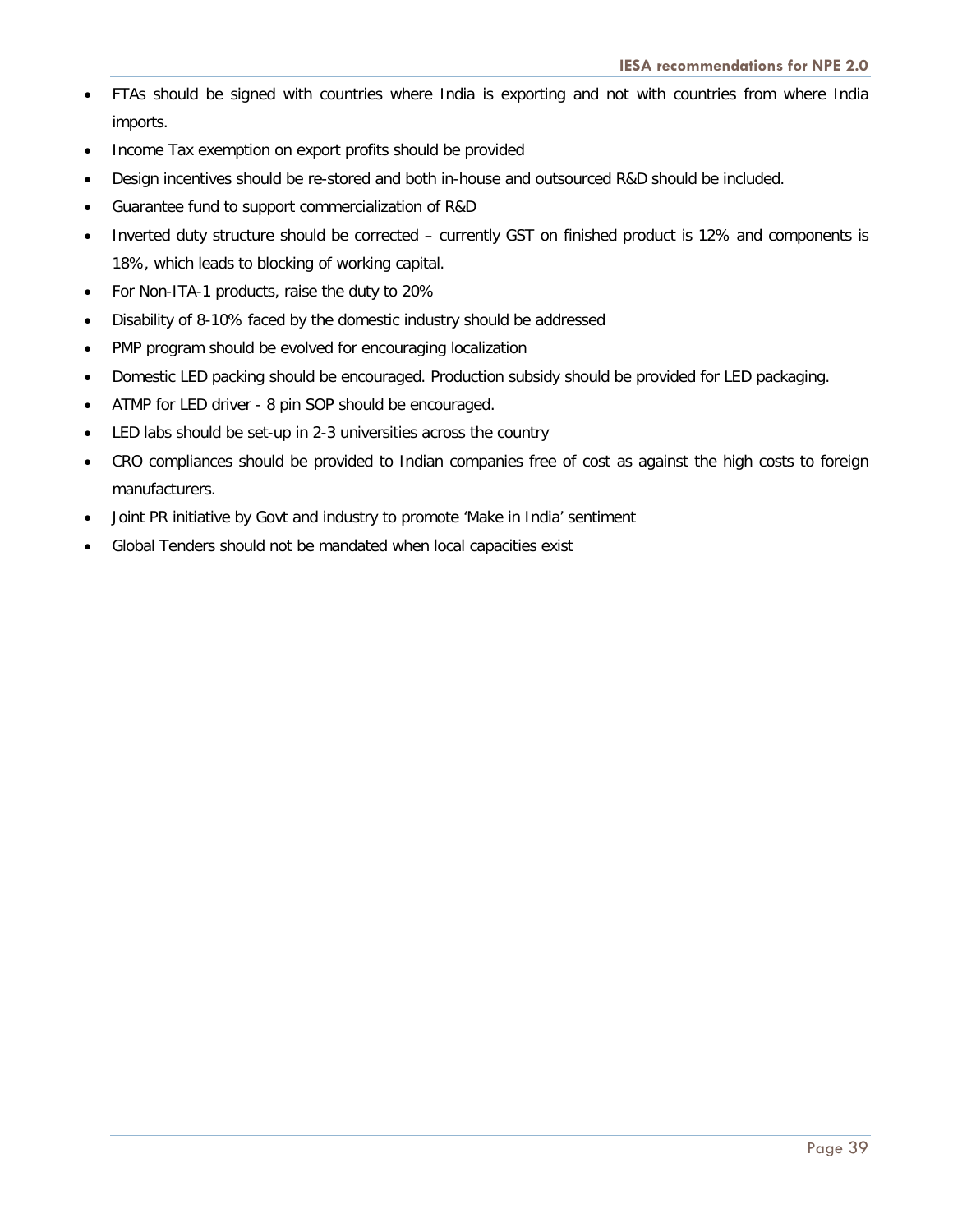- FTAs should be signed with countries where India is exporting and not with countries from where India imports.
- Income Tax exemption on export profits should be provided
- Design incentives should be re-stored and both in-house and outsourced R&D should be included.
- Guarantee fund to support commercialization of R&D
- Inverted duty structure should be corrected – currently GST on finished product is 12% and components is 18%, which leads to blocking of working capital.
- For Non-ITA-1 products, raise the duty to 20%
- Disability of 8-10% faced by the domestic industry should be addressed
- PMP program should be evolved for encouraging localization
- Domestic LED packing should be encouraged. Production subsidy should be provided for LED packaging.
- ATMP for LED driver - 8 pin SOP should be encouraged.
- LED labs should be set-up in 2-3 universities across the country
- CRO compliances should be provided to Indian companies free of cost as against the high costs to foreign manufacturers.
- Joint PR initiative by Govt and industry to promote 'Make in India' sentiment
- Global Tenders should not be mandated when local capacities exist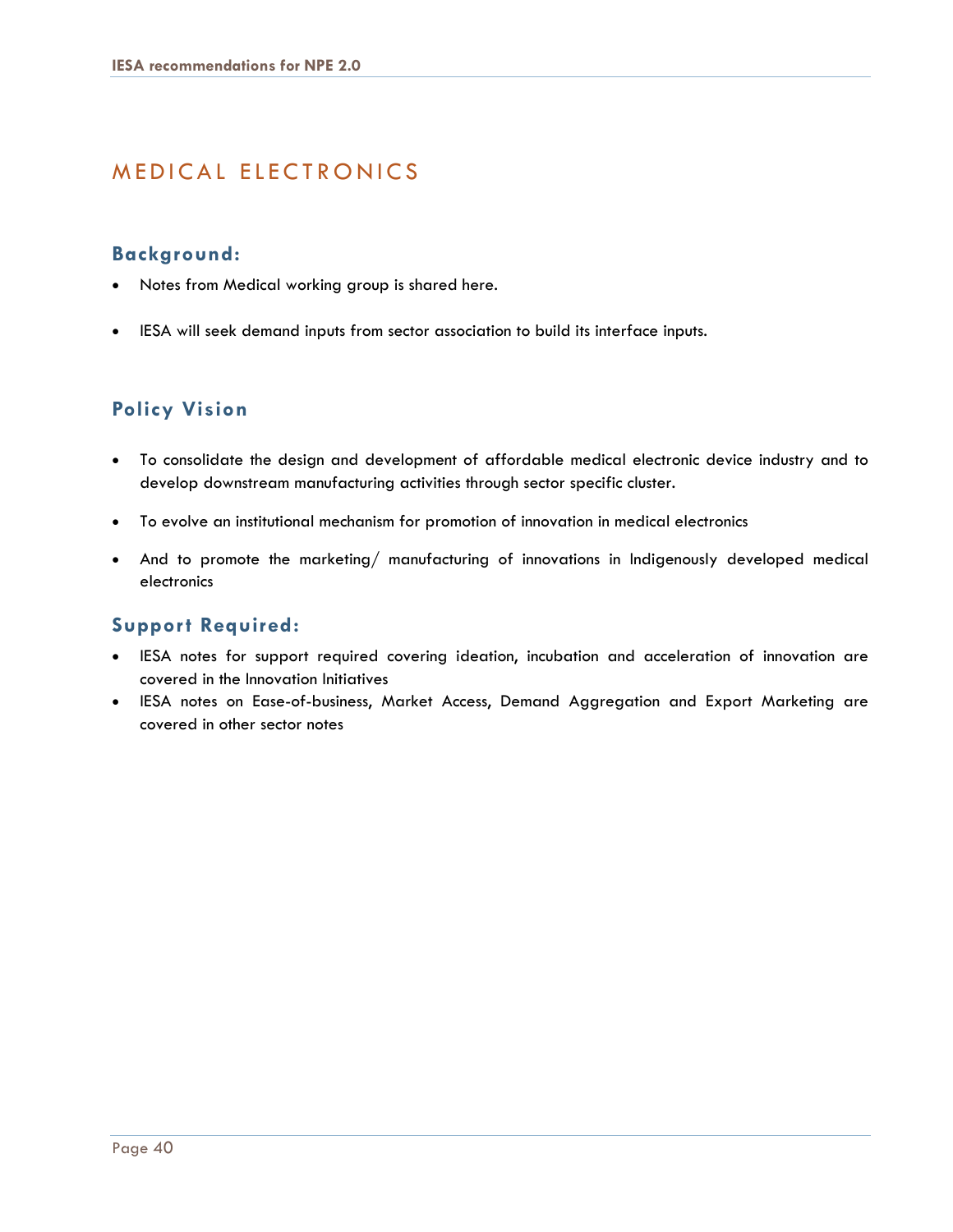# MEDICAL ELECTRONICS

## Background:

- Notes from Medical working group is shared here.
- IESA will seek demand inputs from sector association to build its interface inputs.

## Policy Vision

- To consolidate the design and development of affordable medical electronic device industry and to develop downstream manufacturing activities through sector specific cluster.
- To evolve an institutional mechanism for promotion of innovation in medical electronics
- And to promote the marketing/ manufacturing of innovations in Indigenously developed medical electronics

## Support Required:

- IESA notes for support required covering ideation, incubation and acceleration of innovation are covered in the Innovation Initiatives
- IESA notes on Ease-of-business, Market Access, Demand Aggregation and Export Marketing are covered in other sector notes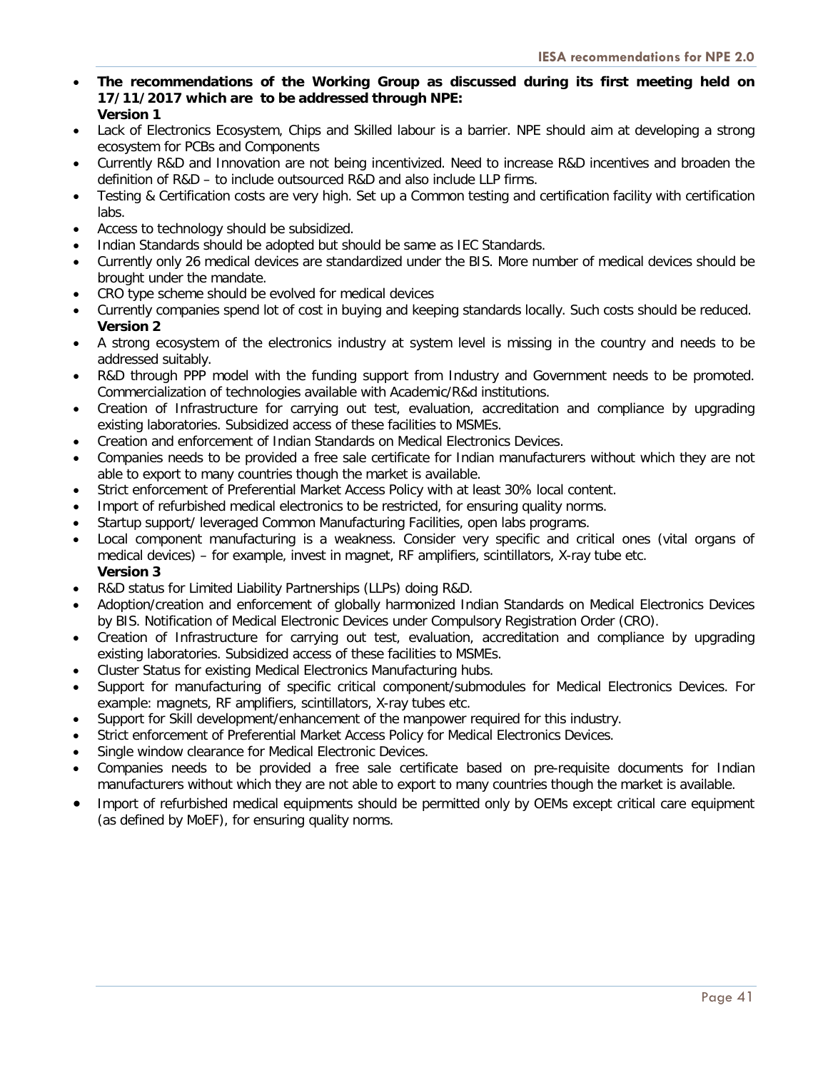- **The recommendations of the Working Group as discussed during its first meeting held on 17/11/2017 which are to be addressed through NPE:**
  **Version 1**
- Lack of Electronics Ecosystem, Chips and Skilled labour is a barrier. NPE should aim at developing a strong ecosystem for PCBs and Components
- Currently R&D and Innovation are not being incentivized. Need to increase R&D incentives and broaden the definition of R&D – to include outsourced R&D and also include LLP firms.
- Testing & Certification costs are very high. Set up a Common testing and certification facility with certification labs.
- Access to technology should be subsidized.
- Indian Standards should be adopted but should be same as IEC Standards.
- Currently only 26 medical devices are standardized under the BIS. More number of medical devices should be brought under the mandate.
- CRO type scheme should be evolved for medical devices
- Currently companies spend lot of cost in buying and keeping standards locally. Such costs should be reduced.
  **Version 2**
- A strong ecosystem of the electronics industry at system level is missing in the country and needs to be addressed suitably.
- R&D through PPP model with the funding support from Industry and Government needs to be promoted. Commercialization of technologies available with Academic/R&d institutions.
- Creation of Infrastructure for carrying out test, evaluation, accreditation and compliance by upgrading existing laboratories. Subsidized access of these facilities to MSMEs.
- Creation and enforcement of Indian Standards on Medical Electronics Devices.
- Companies needs to be provided a free sale certificate for Indian manufacturers without which they are not able to export to many countries though the market is available.
- Strict enforcement of Preferential Market Access Policy with at least 30% local content.
- Import of refurbished medical electronics to be restricted, for ensuring quality norms.
- Startup support/ leveraged Common Manufacturing Facilities, open labs programs.
- Local component manufacturing is a weakness. Consider very specific and critical ones (vital organs of medical devices) – for example, invest in magnet, RF amplifiers, scintillators, X-ray tube etc.
  **Version 3**
- R&D status for Limited Liability Partnerships (LLPs) doing R&D.
- Adoption/creation and enforcement of globally harmonized Indian Standards on Medical Electronics Devices by BIS. Notification of Medical Electronic Devices under Compulsory Registration Order (CRO).
- Creation of Infrastructure for carrying out test, evaluation, accreditation and compliance by upgrading existing laboratories. Subsidized access of these facilities to MSMEs.
- Cluster Status for existing Medical Electronics Manufacturing hubs.
- Support for manufacturing of specific critical component/submodules for Medical Electronics Devices. For example: magnets, RF amplifiers, scintillators, X-ray tubes etc.
- Support for Skill development/enhancement of the manpower required for this industry.
- Strict enforcement of Preferential Market Access Policy for Medical Electronics Devices.
- Single window clearance for Medical Electronic Devices.
- Companies needs to be provided a free sale certificate based on pre-requisite documents for Indian manufacturers without which they are not able to export to many countries though the market is available.
- Import of refurbished medical equipments should be permitted only by OEMs except critical care equipment (as defined by MoEF), for ensuring quality norms.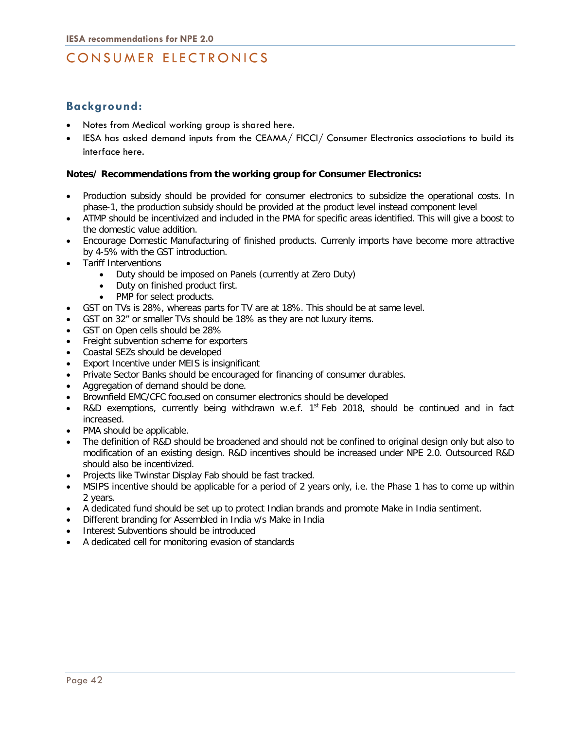# CONSUMER ELECTRONICS

## Background:

- Notes from Medical working group is shared here.
- IESA has asked demand inputs from the CEAMA/ FICCI/ Consumer Electronics associations to build its interface here.

**Notes/ Recommendations from the working group for Consumer Electronics:**

- Production subsidy should be provided for consumer electronics to subsidize the operational costs. In phase-1, the production subsidy should be provided at the product level instead component level
- ATMP should be incentivized and included in the PMA for specific areas identified. This will give a boost to the domestic value addition.
- Encourage Domestic Manufacturing of finished products. Currenly imports have become more attractive by 4-5% with the GST introduction.
- Tariff Interventions
    - Duty should be imposed on Panels (currently at Zero Duty)
    - Duty on finished product first.
    - PMP for select products.
- GST on TVs is 28%, whereas parts for TV are at 18%. This should be at same level.
- GST on 32" or smaller TVs should be 18% as they are not luxury items.
- GST on Open cells should be 28%
- Freight subvention scheme for exporters
- Coastal SEZs should be developed
- Export Incentive under MEIS is insignificant
- Private Sector Banks should be encouraged for financing of consumer durables.
- Aggregation of demand should be done.
- Brownfield EMC/CFC focused on consumer electronics should be developed
- R&D exemptions, currently being withdrawn w.e.f. 1st Feb 2018, should be continued and in fact increased.
- PMA should be applicable.
- The definition of R&D should be broadened and should not be confined to original design only but also to modification of an existing design. R&D incentives should be increased under NPE 2.0. Outsourced R&D should also be incentivized.
- Projects like Twinstar Display Fab should be fast tracked.
- MSIPS incentive should be applicable for a period of 2 years only, i.e. the Phase 1 has to come up within 2 years.
- A dedicated fund should be set up to protect Indian brands and promote Make in India sentiment.
- Different branding for Assembled in India v/s Make in India
- Interest Subventions should be introduced
- A dedicated cell for monitoring evasion of standards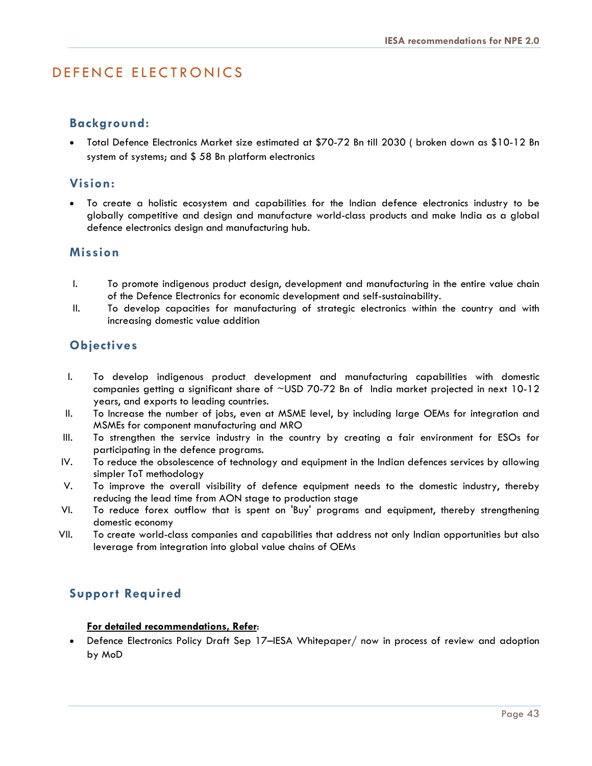# DEFENCE ELECTRONICS

## Background:

- Total Defence Electronics Market size estimated at $70-72 Bn till 2030 ( broken down as $10-12 Bn system of systems; and $ 58 Bn platform electronics

## Vision:

- To create a holistic ecosystem and capabilities for the Indian defence electronics industry to be globally competitive and design and manufacture world-class products and make India as a global defence electronics design and manufacturing hub.

## Mission

I. To promote indigenous product design, development and manufacturing in the entire value chain of the Defence Electronics for economic development and self-sustainability.

II. To develop capacities for manufacturing of strategic electronics within the country and with increasing domestic value addition

## Objectives

I. To develop indigenous product development and manufacturing capabilities with domestic companies getting a significant share of ~USD 70-72 Bn of India market projected in next 10-12 years, and exports to leading countries.

II. To Increase the number of jobs, even at MSME level, by including large OEMs for integration and MSMEs for component manufacturing and MRO

III. To strengthen the service industry in the country by creating a fair environment for ESOs for participating in the defence programs.

IV. To reduce the obsolescence of technology and equipment in the Indian defences services by allowing simpler ToT methodology

V. To improve the overall visibility of defence equipment needs to the domestic industry, thereby reducing the lead time from AON stage to production stage

VI. To reduce forex outflow that is spent on 'Buy' programs and equipment, thereby strengthening domestic economy

VII. To create world-class companies and capabilities that address not only Indian opportunities but also leverage from integration into global value chains of OEMs

## Support Required

**For detailed recommendations, Refer:**

- Defence Electronics Policy Draft Sep 17–IESA Whitepaper/ now in process of review and adoption by MoD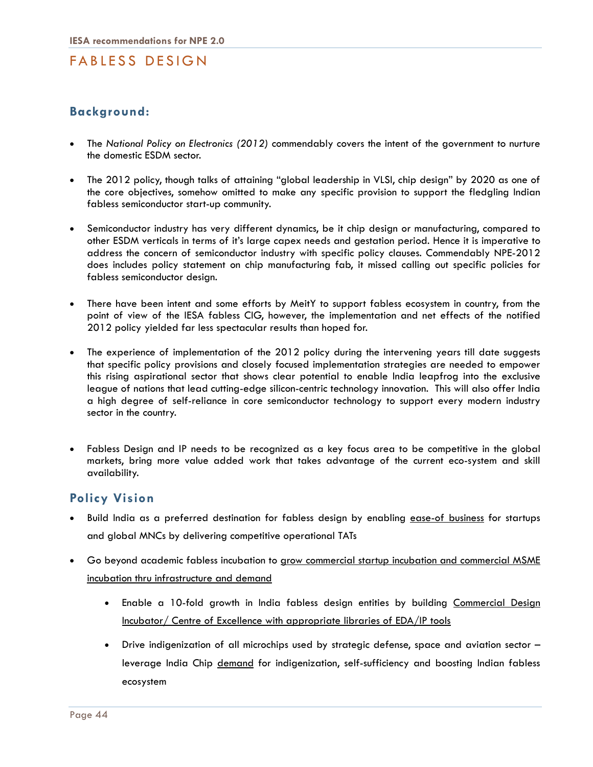# FABLESS DESIGN

## Background:

- The *National Policy on Electronics (2012)* commendably covers the intent of the government to nurture the domestic ESDM sector.
- The 2012 policy, though talks of attaining "global leadership in VLSI, chip design" by 2020 as one of the core objectives, somehow omitted to make any specific provision to support the fledgling Indian fabless semiconductor start-up community.
- Semiconductor industry has very different dynamics, be it chip design or manufacturing, compared to other ESDM verticals in terms of it's large capex needs and gestation period. Hence it is imperative to address the concern of semiconductor industry with specific policy clauses. Commendably NPE-2012 does includes policy statement on chip manufacturing fab, it missed calling out specific policies for fabless semiconductor design.
- There have been intent and some efforts by MeitY to support fabless ecosystem in country, from the point of view of the IESA fabless CIG, however, the implementation and net effects of the notified 2012 policy yielded far less spectacular results than hoped for.
- The experience of implementation of the 2012 policy during the intervening years till date suggests that specific policy provisions and closely focused implementation strategies are needed to empower this rising aspirational sector that shows clear potential to enable India leapfrog into the exclusive league of nations that lead cutting-edge silicon-centric technology innovation. This will also offer India a high degree of self-reliance in core semiconductor technology to support every modern industry sector in the country.
- Fabless Design and IP needs to be recognized as a key focus area to be competitive in the global markets, bring more value added work that takes advantage of the current eco-system and skill availability.

## Policy Vision

- Build India as a preferred destination for fabless design by enabling ease-of business for startups and global MNCs by delivering competitive operational TATs
- Go beyond academic fabless incubation to grow commercial startup incubation and commercial MSME incubation thru infrastructure and demand
  - Enable a 10-fold growth in India fabless design entities by building Commercial Design Incubator/ Centre of Excellence with appropriate libraries of EDA/IP tools
  - Drive indigenization of all microchips used by strategic defense, space and aviation sector – leverage India Chip demand for indigenization, self-sufficiency and boosting Indian fabless ecosystem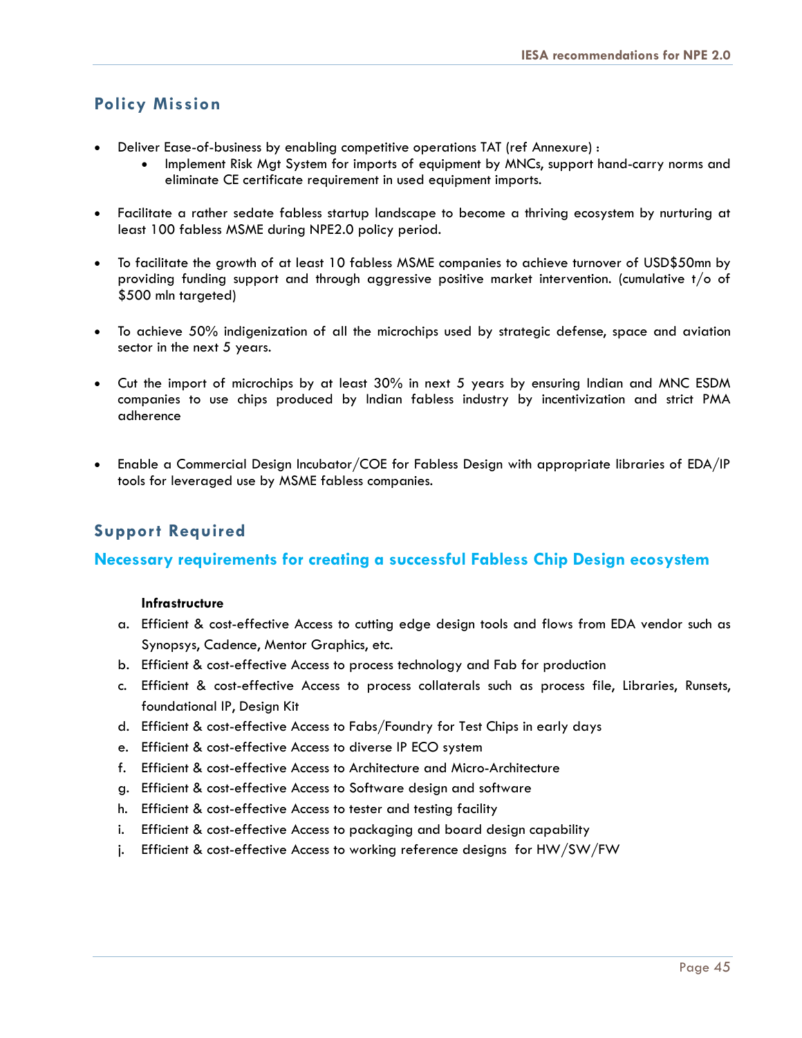## Policy Mission

- Deliver Ease-of-business by enabling competitive operations TAT (ref Annexure) :
  - Implement Risk Mgt System for imports of equipment by MNCs, support hand-carry norms and eliminate CE certificate requirement in used equipment imports.

- Facilitate a rather sedate fabless startup landscape to become a thriving ecosystem by nurturing at least 100 fabless MSME during NPE2.0 policy period.

- To facilitate the growth of at least 10 fabless MSME companies to achieve turnover of USD$50mn by providing funding support and through aggressive positive market intervention. (cumulative t/o of $500 mln targeted)

- To achieve 50% indigenization of all the microchips used by strategic defense, space and aviation sector in the next 5 years.

- Cut the import of microchips by at least 30% in next 5 years by ensuring Indian and MNC ESDM companies to use chips produced by Indian fabless industry by incentivization and strict PMA adherence

- Enable a Commercial Design Incubator/COE for Fabless Design with appropriate libraries of EDA/IP tools for leveraged use by MSME fabless companies.

## Support Required

### Necessary requirements for creating a successful Fabless Chip Design ecosystem

**Infrastructure**

a. Efficient & cost-effective Access to cutting edge design tools and flows from EDA vendor such as Synopsys, Cadence, Mentor Graphics, etc.
b. Efficient & cost-effective Access to process technology and Fab for production
c. Efficient & cost-effective Access to process collaterals such as process file, Libraries, Runsets, foundational IP, Design Kit
d. Efficient & cost-effective Access to Fabs/Foundry for Test Chips in early days
e. Efficient & cost-effective Access to diverse IP ECO system
f. Efficient & cost-effective Access to Architecture and Micro-Architecture
g. Efficient & cost-effective Access to Software design and software
h. Efficient & cost-effective Access to tester and testing facility
i. Efficient & cost-effective Access to packaging and board design capability
j. Efficient & cost-effective Access to working reference designs for HW/SW/FW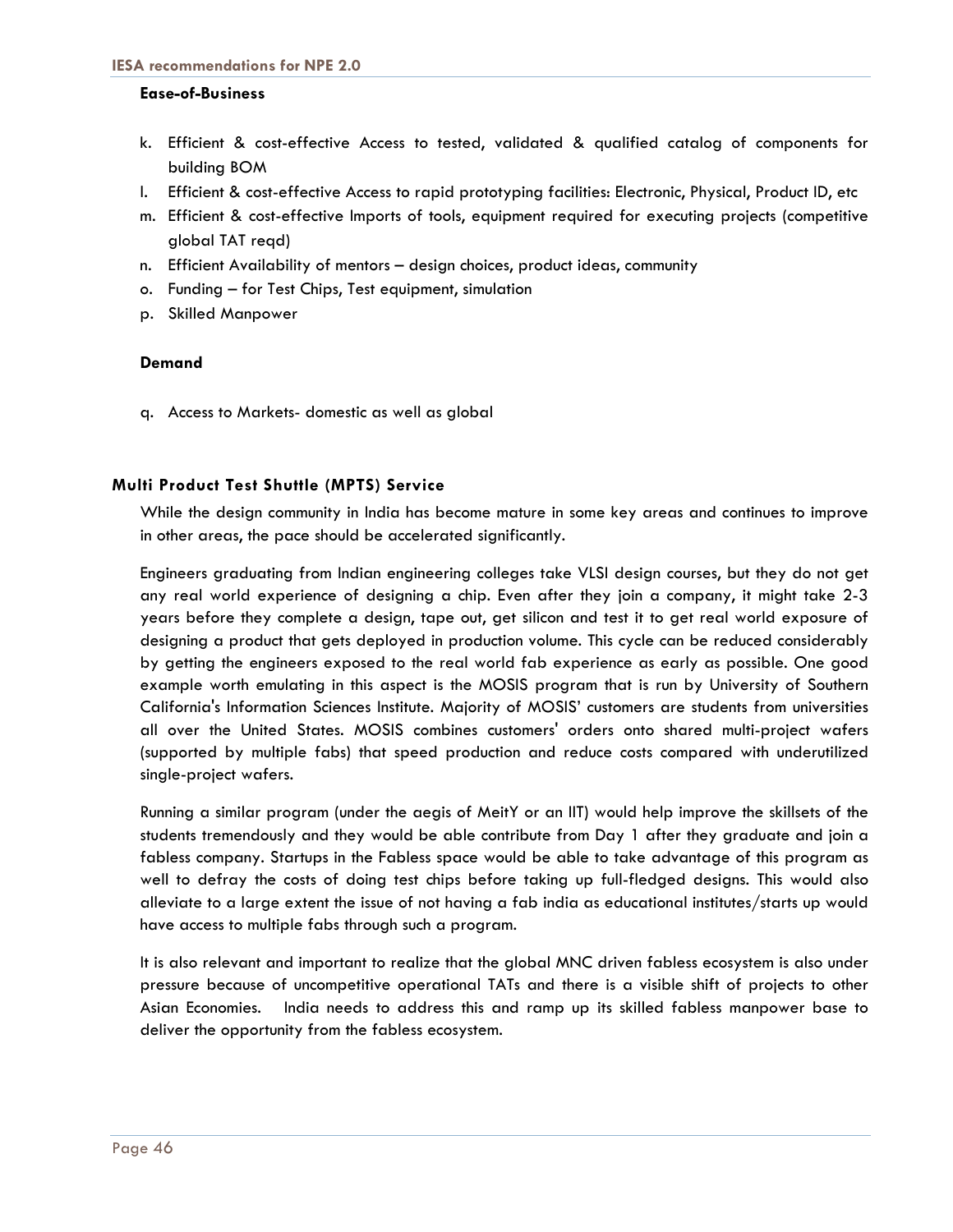**Ease-of-Business**

k. Efficient & cost-effective Access to tested, validated & qualified catalog of components for building BOM
l. Efficient & cost-effective Access to rapid prototyping facilities: Electronic, Physical, Product ID, etc
m. Efficient & cost-effective Imports of tools, equipment required for executing projects (competitive global TAT reqd)
n. Efficient Availability of mentors – design choices, product ideas, community
o. Funding – for Test Chips, Test equipment, simulation
p. Skilled Manpower

**Demand**

q. Access to Markets- domestic as well as global

### Multi Product Test Shuttle (MPTS) Service

While the design community in India has become mature in some key areas and continues to improve in other areas, the pace should be accelerated significantly.

Engineers graduating from Indian engineering colleges take VLSI design courses, but they do not get any real world experience of designing a chip. Even after they join a company, it might take 2-3 years before they complete a design, tape out, get silicon and test it to get real world exposure of designing a product that gets deployed in production volume. This cycle can be reduced considerably by getting the engineers exposed to the real world fab experience as early as possible. One good example worth emulating in this aspect is the MOSIS program that is run by University of Southern California's Information Sciences Institute. Majority of MOSIS' customers are students from universities all over the United States. MOSIS combines customers' orders onto shared multi-project wafers (supported by multiple fabs) that speed production and reduce costs compared with underutilized single-project wafers.

Running a similar program (under the aegis of MeitY or an IIT) would help improve the skillsets of the students tremendously and they would be able contribute from Day 1 after they graduate and join a fabless company. Startups in the Fabless space would be able to take advantage of this program as well to defray the costs of doing test chips before taking up full-fledged designs. This would also alleviate to a large extent the issue of not having a fab india as educational institutes/starts up would have access to multiple fabs through such a program.

It is also relevant and important to realize that the global MNC driven fabless ecosystem is also under pressure because of uncompetitive operational TATs and there is a visible shift of projects to other Asian Economies. India needs to address this and ramp up its skilled fabless manpower base to deliver the opportunity from the fabless ecosystem.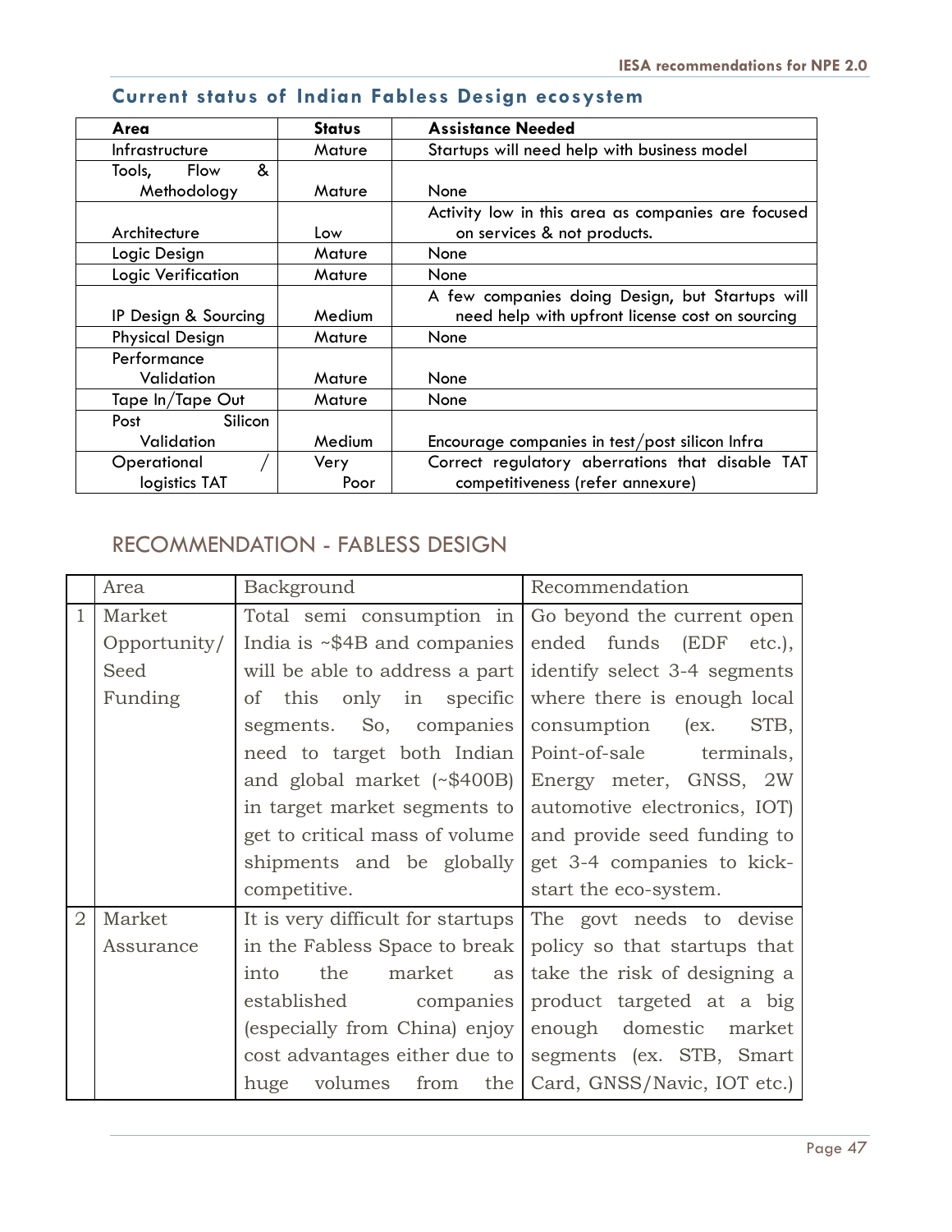## Current status of Indian Fabless Design ecosystem

| Area | Status | Assistance Needed |
|---|---|---|
| Infrastructure | Mature | Startups will need help with business model |
| Tools, Flow & Methodology | Mature | None |
| Architecture | Low | Activity low in this area as companies are focused on services & not products. |
| Logic Design | Mature | None |
| Logic Verification | Mature | None |
| IP Design & Sourcing | Medium | A few companies doing Design, but Startups will need help with upfront license cost on sourcing |
| Physical Design | Mature | None |
| Performance Validation | Mature | None |
| Tape In/Tape Out | Mature | None |
| Post Silicon Validation | Medium | Encourage companies in test/post silicon Infra |
| Operational / logistics TAT | Very Poor | Correct regulatory aberrations that disable TAT competitiveness (refer annexure) |

## RECOMMENDATION - FABLESS DESIGN

| | Area | Background | Recommendation |
|---|---|---|---|
| 1 | Market Opportunity/ Seed Funding | Total semi consumption in India is ~$4B and companies will be able to address a part of this only in specific segments. So, companies need to target both Indian and global market (~$400B) in target market segments to get to critical mass of volume shipments and be globally competitive. | Go beyond the current open ended funds (EDF etc.), identify select 3-4 segments where there is enough local consumption (ex. STB, Point-of-sale terminals, Energy meter, GNSS, 2W automotive electronics, IOT) and provide seed funding to get 3-4 companies to kick-start the eco-system. |
| 2 | Market Assurance | It is very difficult for startups in the Fabless Space to break into the market as established companies (especially from China) enjoy cost advantages either due to huge volumes from the | The govt needs to devise policy so that startups that take the risk of designing a product targeted at a big enough domestic market segments (ex. STB, Smart Card, GNSS/Navic, IOT etc.) |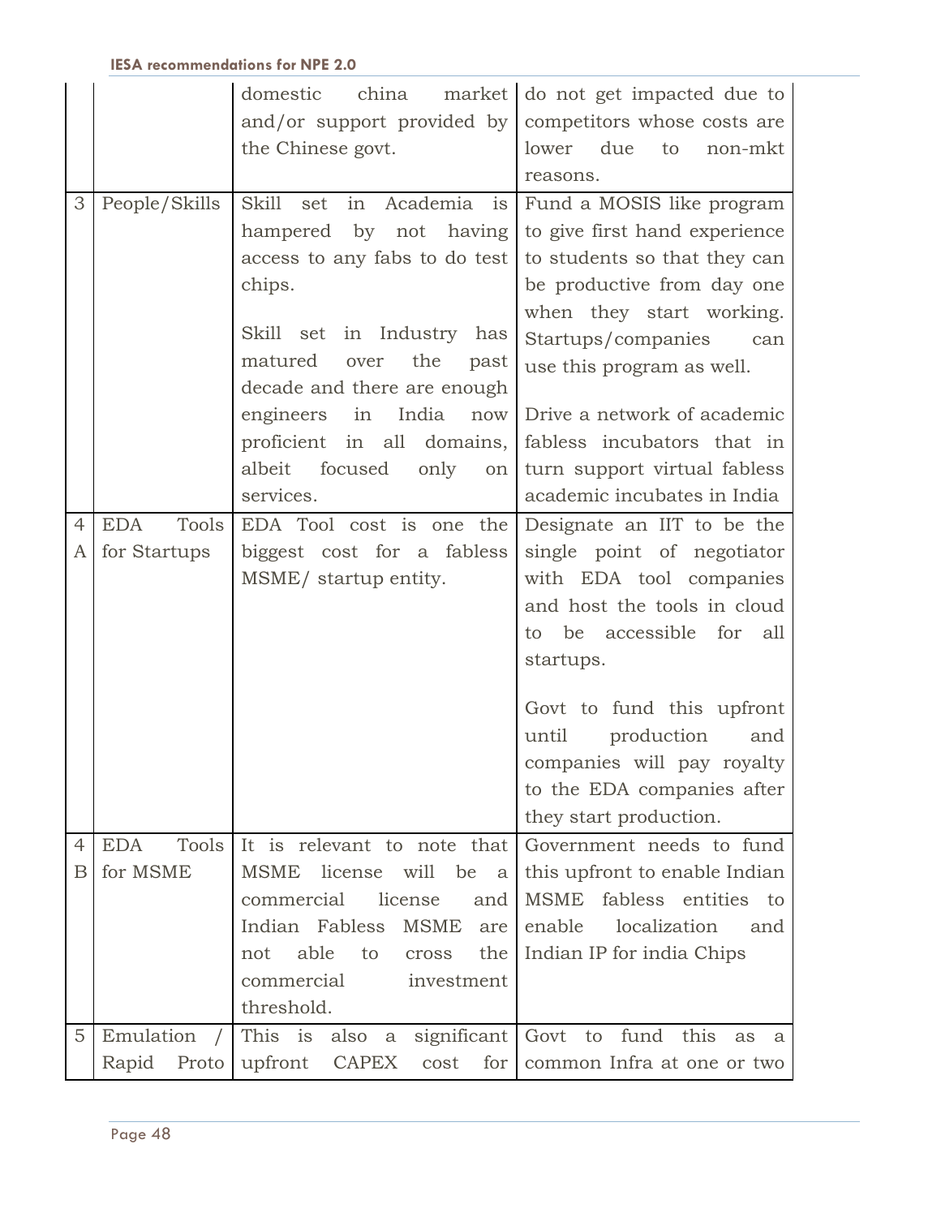| | | | |
|---|---|---|---|
| | | domestic china market and/or support provided by the Chinese govt. | do not get impacted due to competitors whose costs are lower due to non-mkt reasons. |
| 3 | People/Skills | Skill set in Academia is hampered by not having access to any fabs to do test chips.<br><br>Skill set in Industry has matured over the past decade and there are enough engineers in India now proficient in all domains, albeit focused only on services. | Fund a MOSIS like program to give first hand experience to students so that they can be productive from day one when they start working. Startups/companies can use this program as well.<br><br>Drive a network of academic fabless incubators that in turn support virtual fabless academic incubates in India |
| 4 A | EDA Tools for Startups | EDA Tool cost is one the biggest cost for a fabless MSME/ startup entity. | Designate an IIT to be the single point of negotiator with EDA tool companies and host the tools in cloud to be accessible for all startups.<br><br>Govt to fund this upfront until production and companies will pay royalty to the EDA companies after they start production. |
| 4 B | EDA Tools for MSME | It is relevant to note that MSME license will be a commercial license and Indian Fabless MSME are not able to cross the commercial investment threshold. | Government needs to fund this upfront to enable Indian MSME fabless entities to enable localization and Indian IP for india Chips |
| 5 | Emulation / Rapid Proto | This is also a significant upfront CAPEX cost for | Govt to fund this as a common Infra at one or two |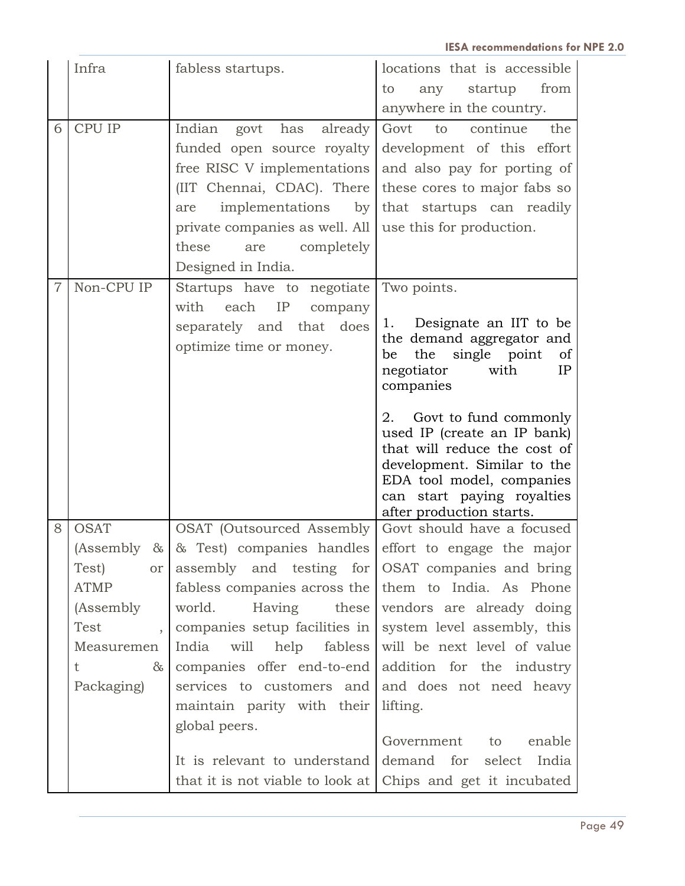|  |  |  |  |
|---|---|---|---|
|  | Infra | fabless startups. | locations that is accessible to any startup from anywhere in the country. |
| 6 | CPU IP | Indian govt has already funded open source royalty free RISC V implementations (IIT Chennai, CDAC). There are implementations by private companies as well. All these are completely Designed in India. | Govt to continue the development of this effort and also pay for porting of these cores to major fabs so that startups can readily use this for production. |
| 7 | Non-CPU IP | Startups have to negotiate with each IP company separately and that does optimize time or money. | Two points.<br><br>1. Designate an IIT to be the demand aggregator and be the single point of negotiator with IP companies<br><br>2. Govt to fund commonly used IP (create an IP bank) that will reduce the cost of development. Similar to the EDA tool model, companies can start paying royalties after production starts. |
| 8 | OSAT (Assembly & Test) or ATMP (Assembly Test , Measurement & Packaging) | OSAT (Outsourced Assembly & Test) companies handles assembly and testing for fabless companies across the world. Having these companies setup facilities in India will help fabless companies offer end-to-end services to customers and maintain parity with their global peers.<br><br>It is relevant to understand that it is not viable to look at | Govt should have a focused effort to engage the major OSAT companies and bring them to India. As Phone vendors are already doing system level assembly, this will be next level of value addition for the industry and does not need heavy lifting.<br><br>Government to enable demand for select India Chips and get it incubated |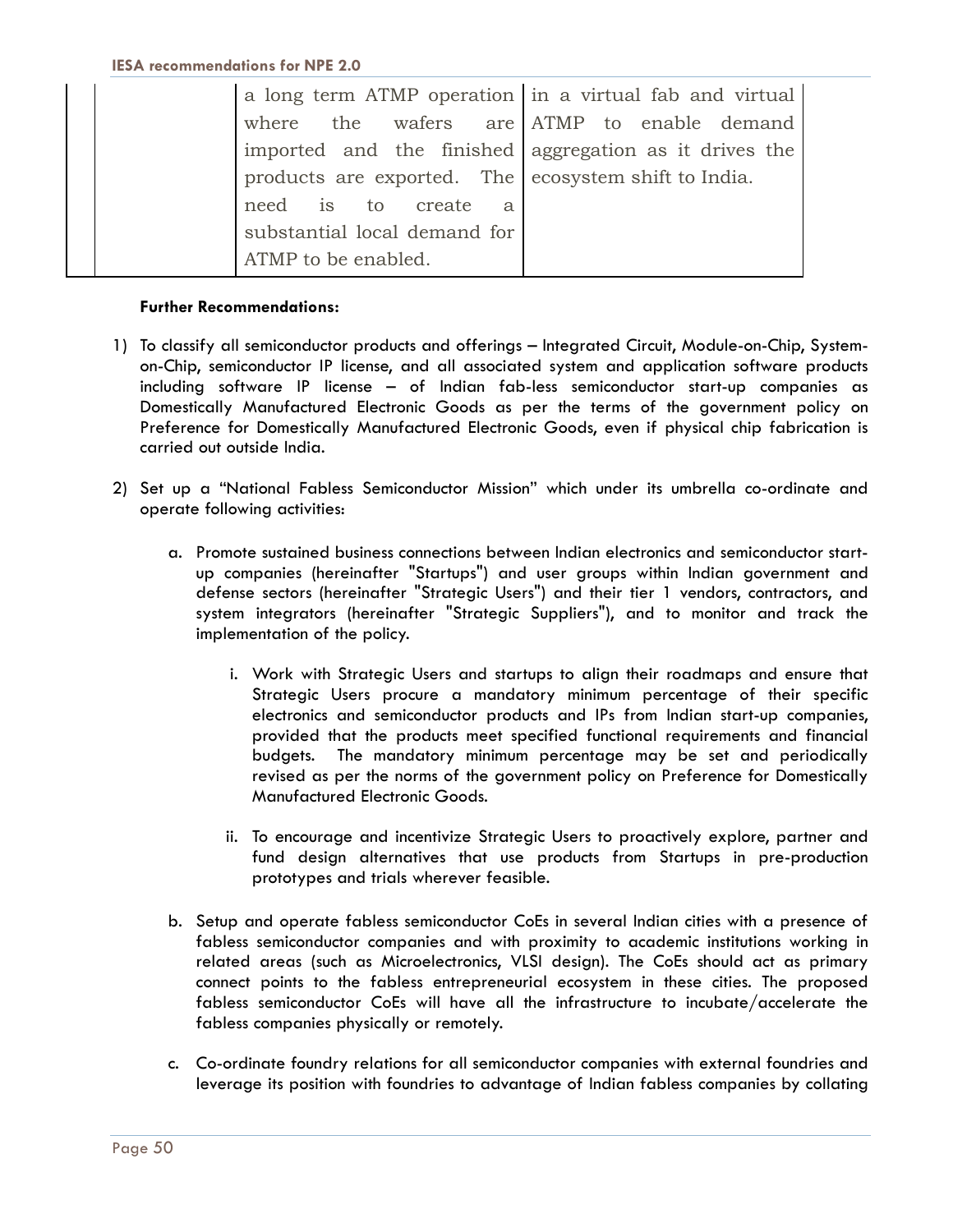| | | | |
|---|---|---|---|
| | | a long term ATMP operation where the wafers are imported and the finished products are exported. The need is to create a substantial local demand for ATMP to be enabled. | in a virtual fab and virtual ATMP to enable demand aggregation as it drives the ecosystem shift to India. |

**Further Recommendations:**

1) To classify all semiconductor products and offerings – Integrated Circuit, Module-on-Chip, System-on-Chip, semiconductor IP license, and all associated system and application software products including software IP license – of Indian fab-less semiconductor start-up companies as Domestically Manufactured Electronic Goods as per the terms of the government policy on Preference for Domestically Manufactured Electronic Goods, even if physical chip fabrication is carried out outside India.

2) Set up a "National Fabless Semiconductor Mission" which under its umbrella co-ordinate and operate following activities:

   a. Promote sustained business connections between Indian electronics and semiconductor start-up companies (hereinafter "Startups") and user groups within Indian government and defense sectors (hereinafter "Strategic Users") and their tier 1 vendors, contractors, and system integrators (hereinafter "Strategic Suppliers"), and to monitor and track the implementation of the policy.

      i. Work with Strategic Users and startups to align their roadmaps and ensure that Strategic Users procure a mandatory minimum percentage of their specific electronics and semiconductor products and IPs from Indian start-up companies, provided that the products meet specified functional requirements and financial budgets. The mandatory minimum percentage may be set and periodically revised as per the norms of the government policy on Preference for Domestically Manufactured Electronic Goods.

      ii. To encourage and incentivize Strategic Users to proactively explore, partner and fund design alternatives that use products from Startups in pre-production prototypes and trials wherever feasible.

   b. Setup and operate fabless semiconductor CoEs in several Indian cities with a presence of fabless semiconductor companies and with proximity to academic institutions working in related areas (such as Microelectronics, VLSI design). The CoEs should act as primary connect points to the fabless entrepreneurial ecosystem in these cities. The proposed fabless semiconductor CoEs will have all the infrastructure to incubate/accelerate the fabless companies physically or remotely.

   c. Co-ordinate foundry relations for all semiconductor companies with external foundries and leverage its position with foundries to advantage of Indian fabless companies by collating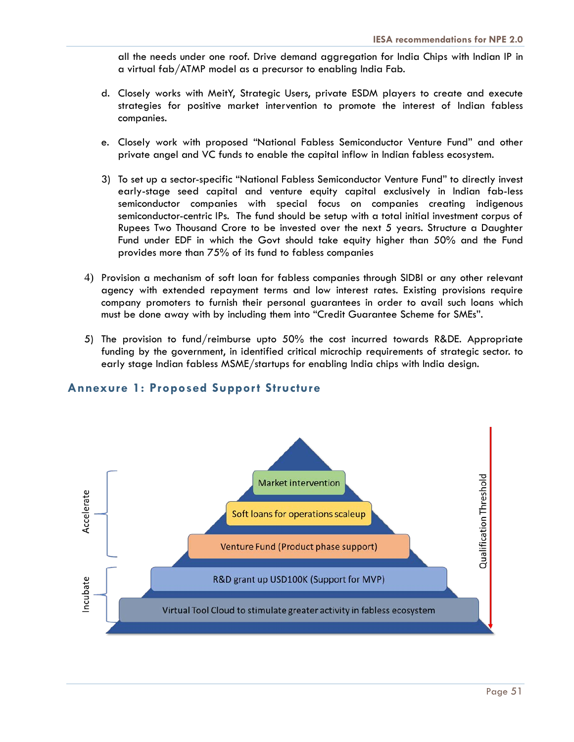all the needs under one roof. Drive demand aggregation for India Chips with Indian IP in a virtual fab/ATMP model as a precursor to enabling India Fab.

d. Closely works with MeitY, Strategic Users, private ESDM players to create and execute strategies for positive market intervention to promote the interest of Indian fabless companies.

e. Closely work with proposed "National Fabless Semiconductor Venture Fund" and other private angel and VC funds to enable the capital inflow in Indian fabless ecosystem.

3) To set up a sector-specific "National Fabless Semiconductor Venture Fund" to directly invest early-stage seed capital and venture equity capital exclusively in Indian fab-less semiconductor companies with special focus on companies creating indigenous semiconductor-centric IPs. The fund should be setup with a total initial investment corpus of Rupees Two Thousand Crore to be invested over the next 5 years. Structure a Daughter Fund under EDF in which the Govt should take equity higher than 50% and the Fund provides more than 75% of its fund to fabless companies

4) Provision a mechanism of soft loan for fabless companies through SIDBI or any other relevant agency with extended repayment terms and low interest rates. Existing provisions require company promoters to furnish their personal guarantees in order to avail such loans which must be done away with by including them into "Credit Guarantee Scheme for SMEs".

5) The provision to fund/reimburse upto 50% the cost incurred towards R&DE. Appropriate funding by the government, in identified critical microchip requirements of strategic sector. to early stage Indian fabless MSME/startups for enabling India chips with India design.

## Annexure 1: Proposed Support Structure

| Phase | Support (top to bottom of pyramid) |
|---|---|
| Accelerate | Market intervention |
| Accelerate | Soft loans for operations scaleup |
| Accelerate | Venture Fund (Product phase support) |
| Incubate | R&D grant up USD100K (Support for MVP) |
| Incubate | Virtual Tool Cloud to stimulate greater activity in fabless ecosystem |

Qualification Threshold (arrow pointing down, from top of pyramid to base)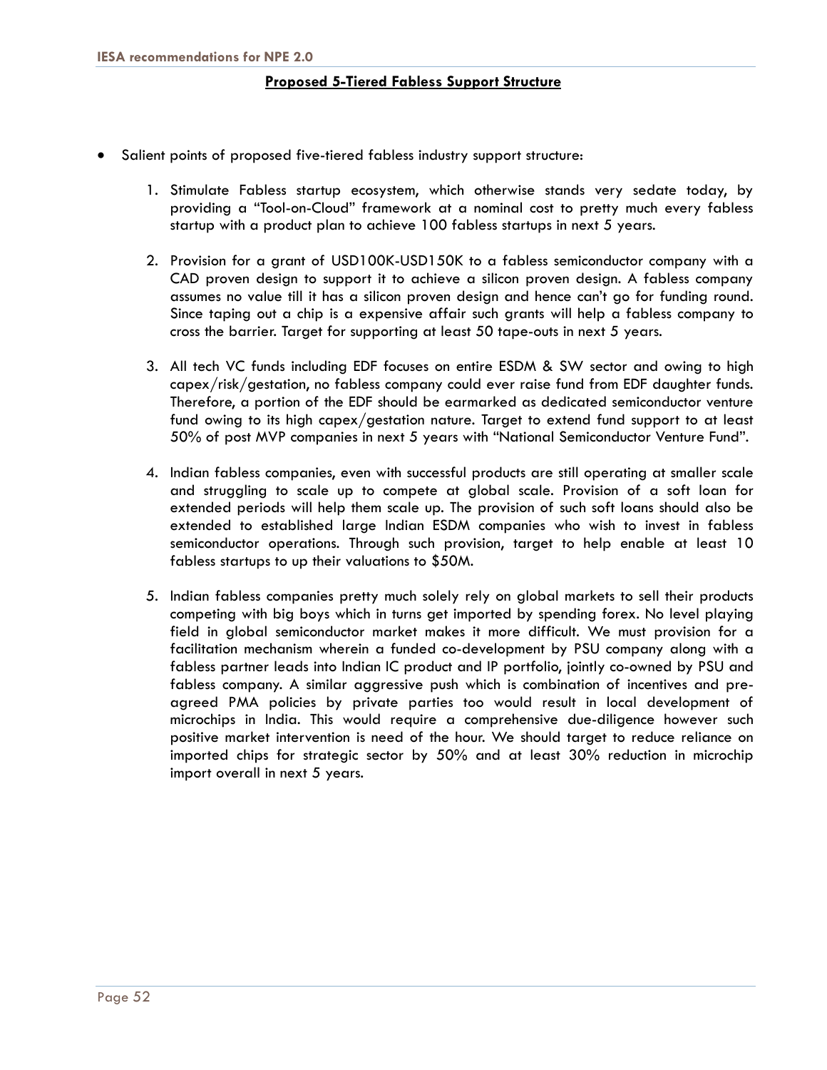**Proposed 5-Tiered Fabless Support Structure**

- Salient points of proposed five-tiered fabless industry support structure:

  1. Stimulate Fabless startup ecosystem, which otherwise stands very sedate today, by providing a "Tool-on-Cloud" framework at a nominal cost to pretty much every fabless startup with a product plan to achieve 100 fabless startups in next 5 years.

  2. Provision for a grant of USD100K-USD150K to a fabless semiconductor company with a CAD proven design to support it to achieve a silicon proven design. A fabless company assumes no value till it has a silicon proven design and hence can't go for funding round. Since taping out a chip is a expensive affair such grants will help a fabless company to cross the barrier. Target for supporting at least 50 tape-outs in next 5 years.

  3. All tech VC funds including EDF focuses on entire ESDM & SW sector and owing to high capex/risk/gestation, no fabless company could ever raise fund from EDF daughter funds. Therefore, a portion of the EDF should be earmarked as dedicated semiconductor venture fund owing to its high capex/gestation nature. Target to extend fund support to at least 50% of post MVP companies in next 5 years with "National Semiconductor Venture Fund".

  4. Indian fabless companies, even with successful products are still operating at smaller scale and struggling to scale up to compete at global scale. Provision of a soft loan for extended periods will help them scale up. The provision of such soft loans should also be extended to established large Indian ESDM companies who wish to invest in fabless semiconductor operations. Through such provision, target to help enable at least 10 fabless startups to up their valuations to $50M.

  5. Indian fabless companies pretty much solely rely on global markets to sell their products competing with big boys which in turns get imported by spending forex. No level playing field in global semiconductor market makes it more difficult. We must provision for a facilitation mechanism wherein a funded co-development by PSU company along with a fabless partner leads into Indian IC product and IP portfolio, jointly co-owned by PSU and fabless company. A similar aggressive push which is combination of incentives and pre-agreed PMA policies by private parties too would result in local development of microchips in India. This would require a comprehensive due-diligence however such positive market intervention is need of the hour. We should target to reduce reliance on imported chips for strategic sector by 50% and at least 30% reduction in microchip import overall in next 5 years.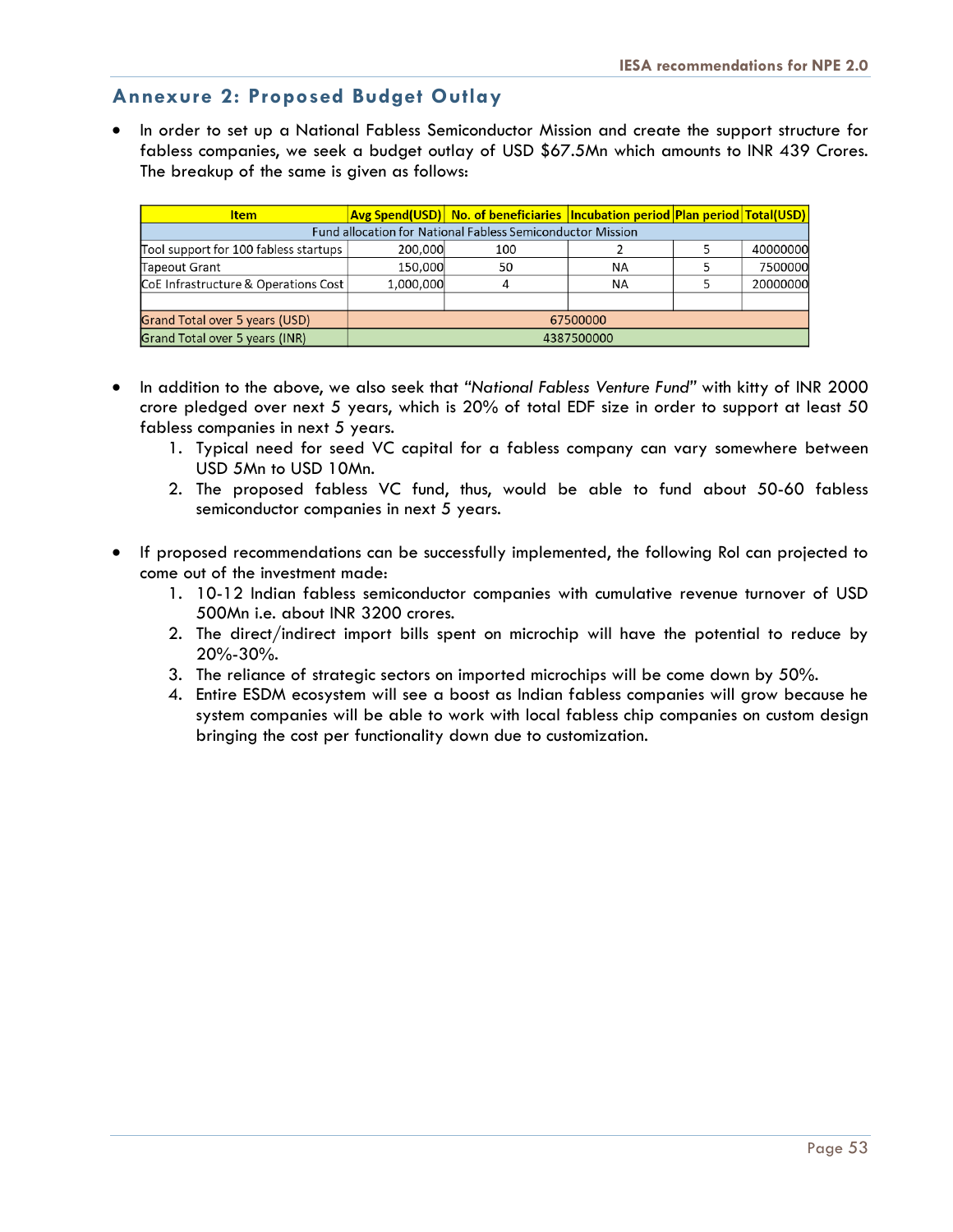## Annexure 2: Proposed Budget Outlay

- In order to set up a National Fabless Semiconductor Mission and create the support structure for fabless companies, we seek a budget outlay of USD $67.5Mn which amounts to INR 439 Crores. The breakup of the same is given as follows:

| Item | Avg Spend(USD) | No. of beneficiaries | Incubation period | Plan period | Total(USD) |
|---|---|---|---|---|---|
| Fund allocation for National Fabless Semiconductor Mission | | | | | |
| Tool support for 100 fabless startups | 200,000 | 100 | 2 | 5 | 40000000 |
| Tapeout Grant | 150,000 | 50 | NA | 5 | 7500000 |
| CoE Infrastructure & Operations Cost | 1,000,000 | 4 | NA | 5 | 20000000 |
| | | | | | |
| Grand Total over 5 years (USD) | 67500000 | | | | |
| Grand Total over 5 years (INR) | 4387500000 | | | | |

- In addition to the above, we also seek that *"National Fabless Venture Fund"* with kitty of INR 2000 crore pledged over next 5 years, which is 20% of total EDF size in order to support at least 50 fabless companies in next 5 years.
    1. Typical need for seed VC capital for a fabless company can vary somewhere between USD 5Mn to USD 10Mn.
    2. The proposed fabless VC fund, thus, would be able to fund about 50-60 fabless semiconductor companies in next 5 years.

- If proposed recommendations can be successfully implemented, the following RoI can projected to come out of the investment made:
    1. 10-12 Indian fabless semiconductor companies with cumulative revenue turnover of USD 500Mn i.e. about INR 3200 crores.
    2. The direct/indirect import bills spent on microchip will have the potential to reduce by 20%-30%.
    3. The reliance of strategic sectors on imported microchips will be come down by 50%.
    4. Entire ESDM ecosystem will see a boost as Indian fabless companies will grow because he system companies will be able to work with local fabless chip companies on custom design bringing the cost per functionality down due to customization.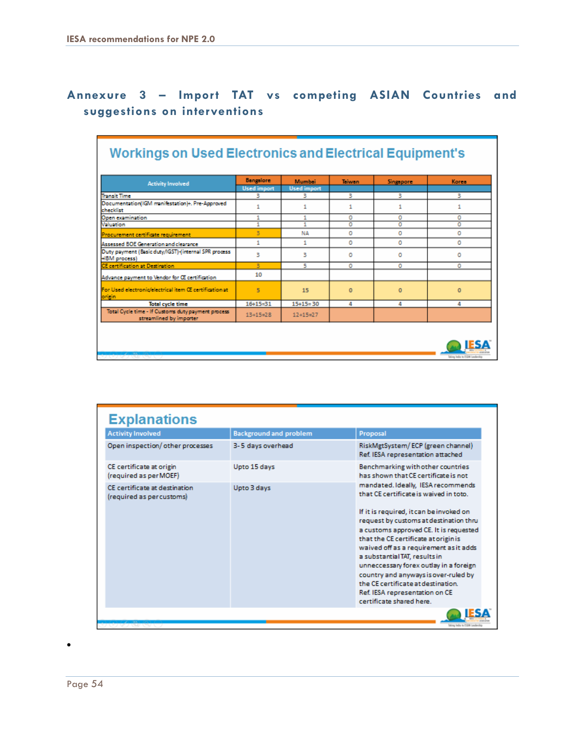## Annexure 3 – Import TAT vs competing ASIAN Countries and suggestions on interventions

### Workings on Used Electronics and Electrical Equipment's

| Activity Involved | Bengalore Used import | Mumbai Used import | Taiwan | Singapore | Korea |
|---|---|---|---|---|---|
| Transit Time | 3 | 3 | 3 | 3 | 3 |
| Documentation(IGM manifestation)+. Pre-Approved checklist | 1 | 1 | 1 | 1 | 1 |
| Open examination | 1 | 1 | 0 | 0 | 0 |
| Valuation | 1 | 1 | 0 | 0 | 0 |
| Procurement certificate requirement | 3 | NA | 0 | 0 | 0 |
| Assessed BOE Generation and clearance | 1 | 1 | 0 | 0 | 0 |
| Duty payment (Basic duty/IGST)-(internal SPR process +IBM process) | 3 | 3 | 0 | 0 | 0 |
| CE certification at Destination | 3 | 5 | 0 | 0 | 0 |
| Advance payment to Vendor for CE certification | 10 | | | | |
| For Used electronic/electrical item CE certification at origin | 5 | 15 | 0 | 0 | 0 |
| Total cycle time | 16+15=31 | 15+15=30 | 4 | 4 | 4 |
| Total Cycle time - If Customs duty payment process streamlined by importer | 13+15=28 | 12+15=27 | | | |

### Explanations

| Activity Involved | Background and problem | Proposal |
|---|---|---|
| Open inspection/ other processes | 3-5 days overhead | RiskMgtSystem/ ECP (green channel) Ref. IESA representation attached |
| CE certificate at origin (required as per MOEF) | Upto 15 days | Benchmarking with other countries has shown that CE certificate is not mandated. Ideally, IESA recommends that CE certificate is waived in toto. |
| CE certificate at destination (required as per customs) | Upto 3 days | If it is required, it can be invoked on request by customs at destination thru a customs approved CE. It is requested that the CE certificate at origin is waived off as a requirement as it adds a substantial TAT, results in unneccessary forex outlay in a foreign country and anyways is over-ruled by the CE certificate at destination. Ref. IESA representation on CE certificate shared here. |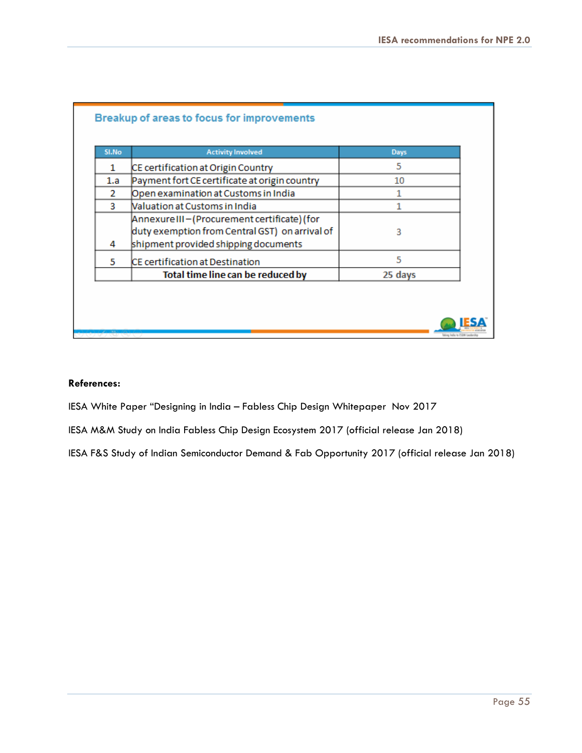## Breakup of areas to focus for improvements

| Sl.No | Activity Involved | Days |
|---|---|---|
| 1 | CE certification at Origin Country | 5 |
| 1.a | Payment fort CE certificate at origin country | 10 |
| 2 | Open examination at Customs in India | 1 |
| 3 | Valuation at Customs in India | 1 |
| 4 | Annexure III – (Procurement certificate) (for duty exemption from Central GST) on arrival of shipment provided shipping documents | 3 |
| 5 | CE certification at Destination | 5 |
| | **Total time line can be reduced by** | 25 days |

**References:**

IESA White Paper "Designing in India – Fabless Chip Design Whitepaper Nov 2017

IESA M&M Study on India Fabless Chip Design Ecosystem 2017 (official release Jan 2018)

IESA F&S Study of Indian Semiconductor Demand & Fab Opportunity 2017 (official release Jan 2018)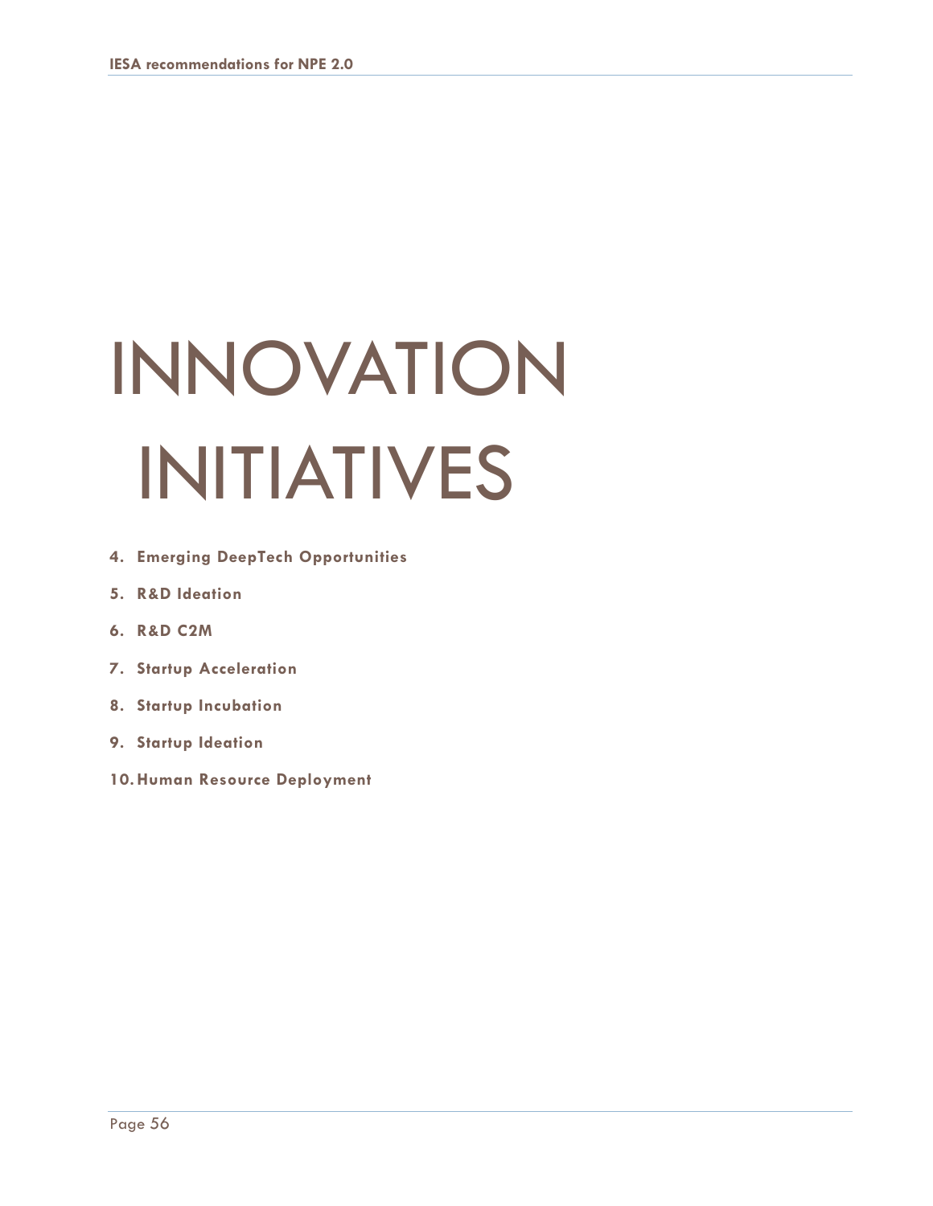# INNOVATION INITIATIVES

4. **Emerging DeepTech Opportunities**
5. **R&D Ideation**
6. **R&D C2M**
7. **Startup Acceleration**
8. **Startup Incubation**
9. **Startup Ideation**
10. **Human Resource Deployment**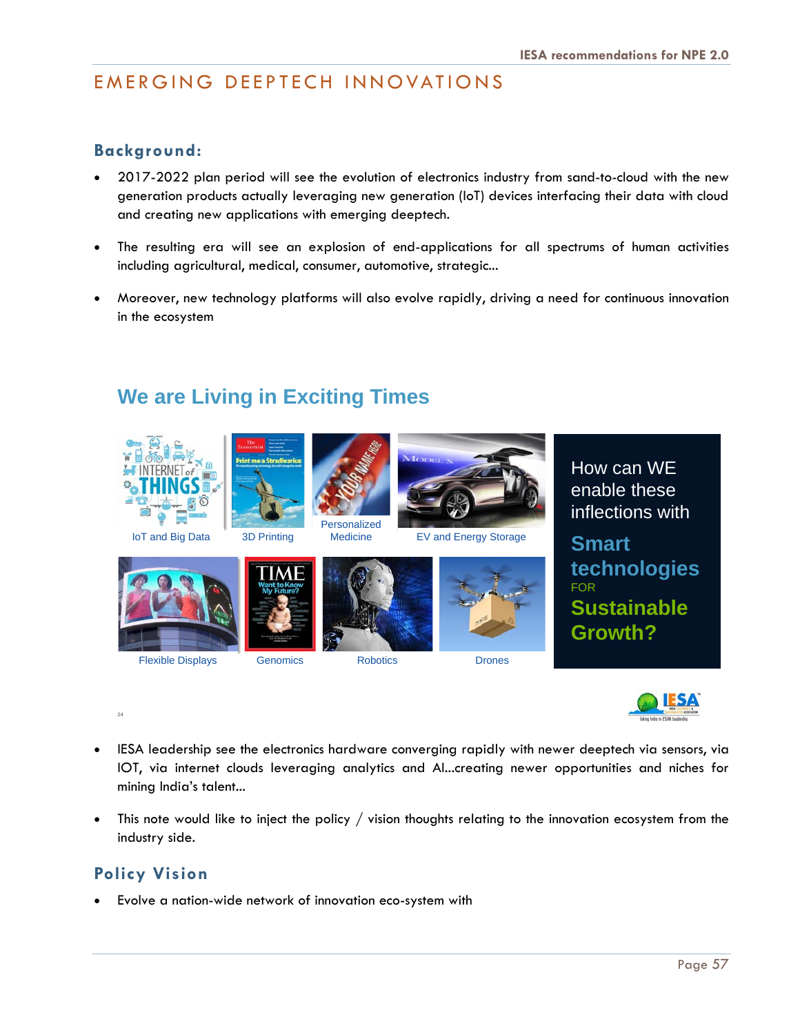# EMERGING DEEPTECH INNOVATIONS

## Background:

- 2017-2022 plan period will see the evolution of electronics industry from sand-to-cloud with the new generation products actually leveraging new generation (IoT) devices interfacing their data with cloud and creating new applications with emerging deeptech.
- The resulting era will see an explosion of end-applications for all spectrums of human activities including agricultural, medical, consumer, automotive, strategic...
- Moreover, new technology platforms will also evolve rapidly, driving a need for continuous innovation in the ecosystem

### We are Living in Exciting Times

IoT and Big Data | 3D Printing | Personalized Medicine | EV and Energy Storage | Flexible Displays | Genomics | Robotics | Drones

How can WE enable these inflections with **Smart technologies** FOR **Sustainable Growth?**

- IESA leadership see the electronics hardware converging rapidly with newer deeptech via sensors, via IOT, via internet clouds leveraging analytics and AI...creating newer opportunities and niches for mining India's talent...
- This note would like to inject the policy / vision thoughts relating to the innovation ecosystem from the industry side.

## Policy Vision

- Evolve a nation-wide network of innovation eco-system with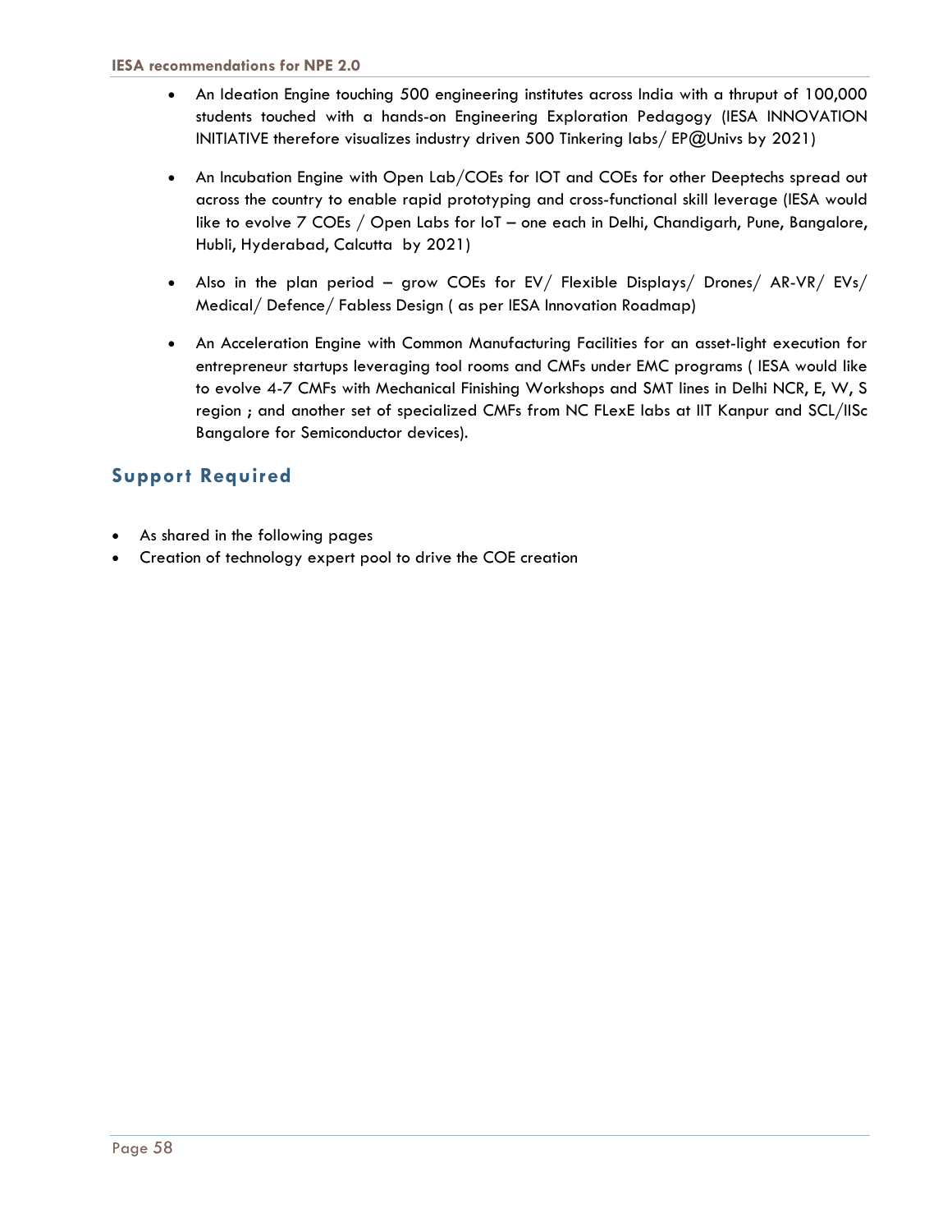- An Ideation Engine touching 500 engineering institutes across India with a thruput of 100,000 students touched with a hands-on Engineering Exploration Pedagogy (IESA INNOVATION INITIATIVE therefore visualizes industry driven 500 Tinkering labs/ EP@Univs by 2021)

- An Incubation Engine with Open Lab/COEs for IOT and COEs for other Deeptechs spread out across the country to enable rapid prototyping and cross-functional skill leverage (IESA would like to evolve 7 COEs / Open Labs for IoT – one each in Delhi, Chandigarh, Pune, Bangalore, Hubli, Hyderabad, Calcutta by 2021)

- Also in the plan period – grow COEs for EV/ Flexible Displays/ Drones/ AR-VR/ EVs/ Medical/ Defence/ Fabless Design ( as per IESA Innovation Roadmap)

- An Acceleration Engine with Common Manufacturing Facilities for an asset-light execution for entrepreneur startups leveraging tool rooms and CMFs under EMC programs ( IESA would like to evolve 4-7 CMFs with Mechanical Finishing Workshops and SMT lines in Delhi NCR, E, W, S region ; and another set of specialized CMFs from NC FLexE labs at IIT Kanpur and SCL/IISc Bangalore for Semiconductor devices).

## Support Required

- As shared in the following pages
- Creation of technology expert pool to drive the COE creation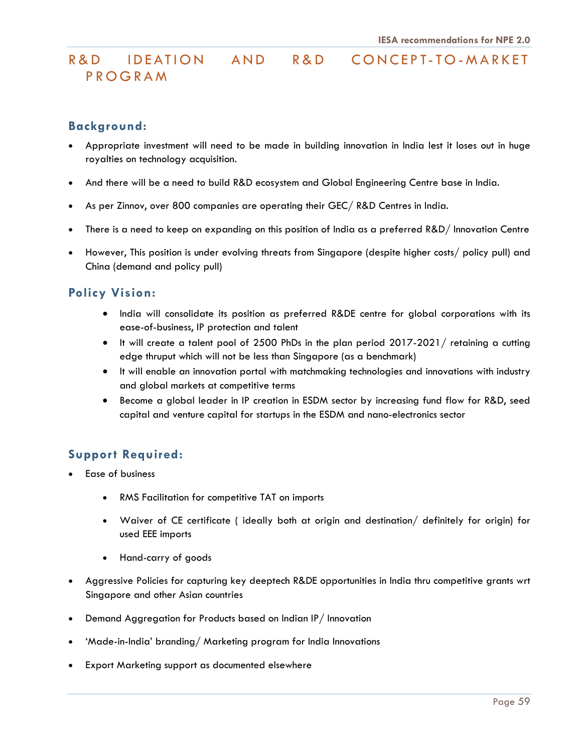# R&D IDEATION AND R&D CONCEPT-TO-MARKET PROGRAM

## Background:

- Appropriate investment will need to be made in building innovation in India lest it loses out in huge royalties on technology acquisition.
- And there will be a need to build R&D ecosystem and Global Engineering Centre base in India.
- As per Zinnov, over 800 companies are operating their GEC/ R&D Centres in India.
- There is a need to keep on expanding on this position of India as a preferred R&D/ Innovation Centre
- However, This position is under evolving threats from Singapore (despite higher costs/ policy pull) and China (demand and policy pull)

## Policy Vision:

- India will consolidate its position as preferred R&DE centre for global corporations with its ease-of-business, IP protection and talent
- It will create a talent pool of 2500 PhDs in the plan period 2017-2021/ retaining a cutting edge thruput which will not be less than Singapore (as a benchmark)
- It will enable an innovation portal with matchmaking technologies and innovations with industry and global markets at competitive terms
- Become a global leader in IP creation in ESDM sector by increasing fund flow for R&D, seed capital and venture capital for startups in the ESDM and nano-electronics sector

## Support Required:

- Ease of business
  - RMS Facilitation for competitive TAT on imports
  - Waiver of CE certificate ( ideally both at origin and destination/ definitely for origin) for used EEE imports
  - Hand-carry of goods
- Aggressive Policies for capturing key deeptech R&DE opportunities in India thru competitive grants wrt Singapore and other Asian countries
- Demand Aggregation for Products based on Indian IP/ Innovation
- 'Made-in-India' branding/ Marketing program for India Innovations
- Export Marketing support as documented elsewhere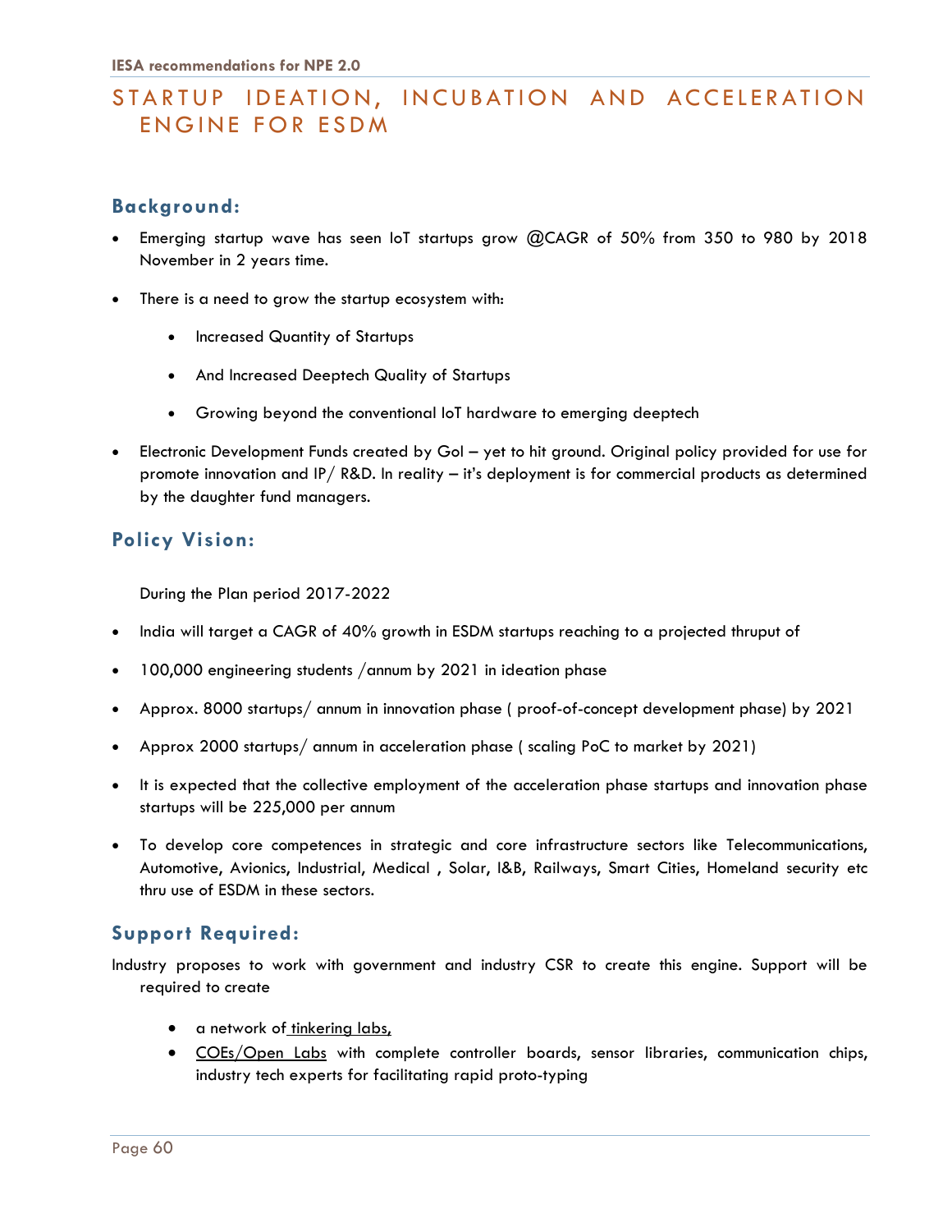# STARTUP IDEATION, INCUBATION AND ACCELERATION ENGINE FOR ESDM

## Background:

- Emerging startup wave has seen IoT startups grow @CAGR of 50% from 350 to 980 by 2018 November in 2 years time.
- There is a need to grow the startup ecosystem with:
  - Increased Quantity of Startups
  - And Increased Deeptech Quality of Startups
  - Growing beyond the conventional IoT hardware to emerging deeptech
- Electronic Development Funds created by GoI – yet to hit ground. Original policy provided for use for promote innovation and IP/ R&D. In reality – it's deployment is for commercial products as determined by the daughter fund managers.

## Policy Vision:

During the Plan period 2017-2022

- India will target a CAGR of 40% growth in ESDM startups reaching to a projected thruput of
- 100,000 engineering students /annum by 2021 in ideation phase
- Approx. 8000 startups/ annum in innovation phase ( proof-of-concept development phase) by 2021
- Approx 2000 startups/ annum in acceleration phase ( scaling PoC to market by 2021)
- It is expected that the collective employment of the acceleration phase startups and innovation phase startups will be 225,000 per annum
- To develop core competences in strategic and core infrastructure sectors like Telecommunications, Automotive, Avionics, Industrial, Medical , Solar, I&B, Railways, Smart Cities, Homeland security etc thru use of ESDM in these sectors.

## Support Required:

Industry proposes to work with government and industry CSR to create this engine. Support will be required to create

- a network of tinkering labs,
- COEs/Open Labs with complete controller boards, sensor libraries, communication chips, industry tech experts for facilitating rapid proto-typing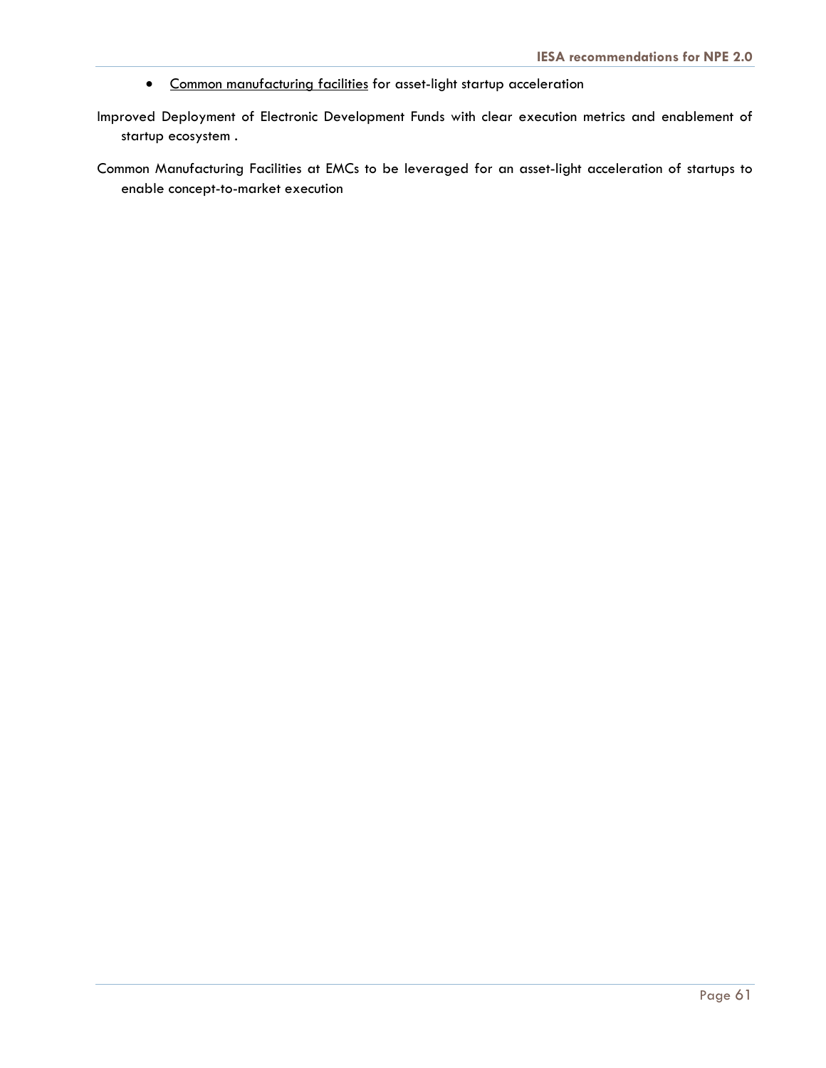- <u>Common manufacturing facilities</u> for asset-light startup acceleration

Improved Deployment of Electronic Development Funds with clear execution metrics and enablement of startup ecosystem .

Common Manufacturing Facilities at EMCs to be leveraged for an asset-light acceleration of startups to enable concept-to-market execution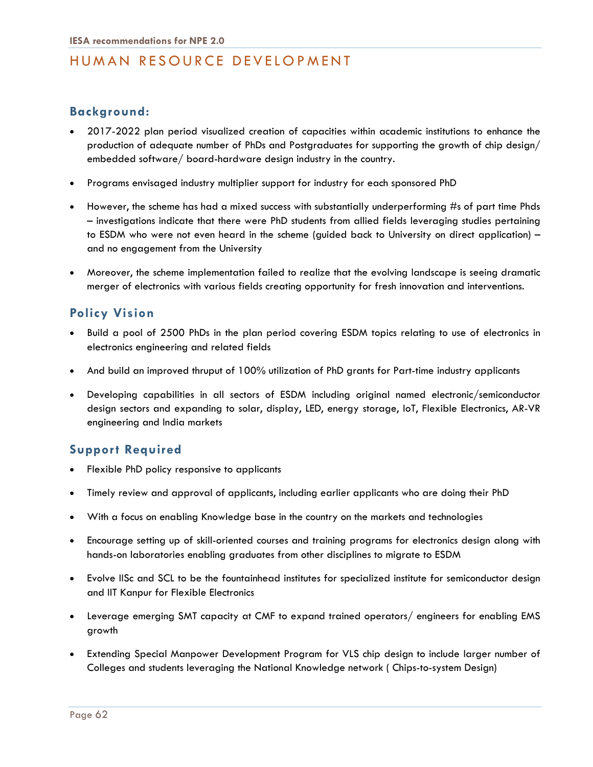# HUMAN RESOURCE DEVELOPMENT

## Background:

- 2017-2022 plan period visualized creation of capacities within academic institutions to enhance the production of adequate number of PhDs and Postgraduates for supporting the growth of chip design/ embedded software/ board-hardware design industry in the country.
- Programs envisaged industry multiplier support for industry for each sponsored PhD
- However, the scheme has had a mixed success with substantially underperforming #s of part time Phds – investigations indicate that there were PhD students from allied fields leveraging studies pertaining to ESDM who were not even heard in the scheme (guided back to University on direct application) – and no engagement from the University
- Moreover, the scheme implementation failed to realize that the evolving landscape is seeing dramatic merger of electronics with various fields creating opportunity for fresh innovation and interventions.

## Policy Vision

- Build a pool of 2500 PhDs in the plan period covering ESDM topics relating to use of electronics in electronics engineering and related fields
- And build an improved thruput of 100% utilization of PhD grants for Part-time industry applicants
- Developing capabilities in all sectors of ESDM including original named electronic/semiconductor design sectors and expanding to solar, display, LED, energy storage, IoT, Flexible Electronics, AR-VR engineering and India markets

## Support Required

- Flexible PhD policy responsive to applicants
- Timely review and approval of applicants, including earlier applicants who are doing their PhD
- With a focus on enabling Knowledge base in the country on the markets and technologies
- Encourage setting up of skill-oriented courses and training programs for electronics design along with hands-on laboratories enabling graduates from other disciplines to migrate to ESDM
- Evolve IISc and SCL to be the fountainhead institutes for specialized institute for semiconductor design and IIT Kanpur for Flexible Electronics
- Leverage emerging SMT capacity at CMF to expand trained operators/ engineers for enabling EMS growth
- Extending Special Manpower Development Program for VLS chip design to include larger number of Colleges and students leveraging the National Knowledge network ( Chips-to-system Design)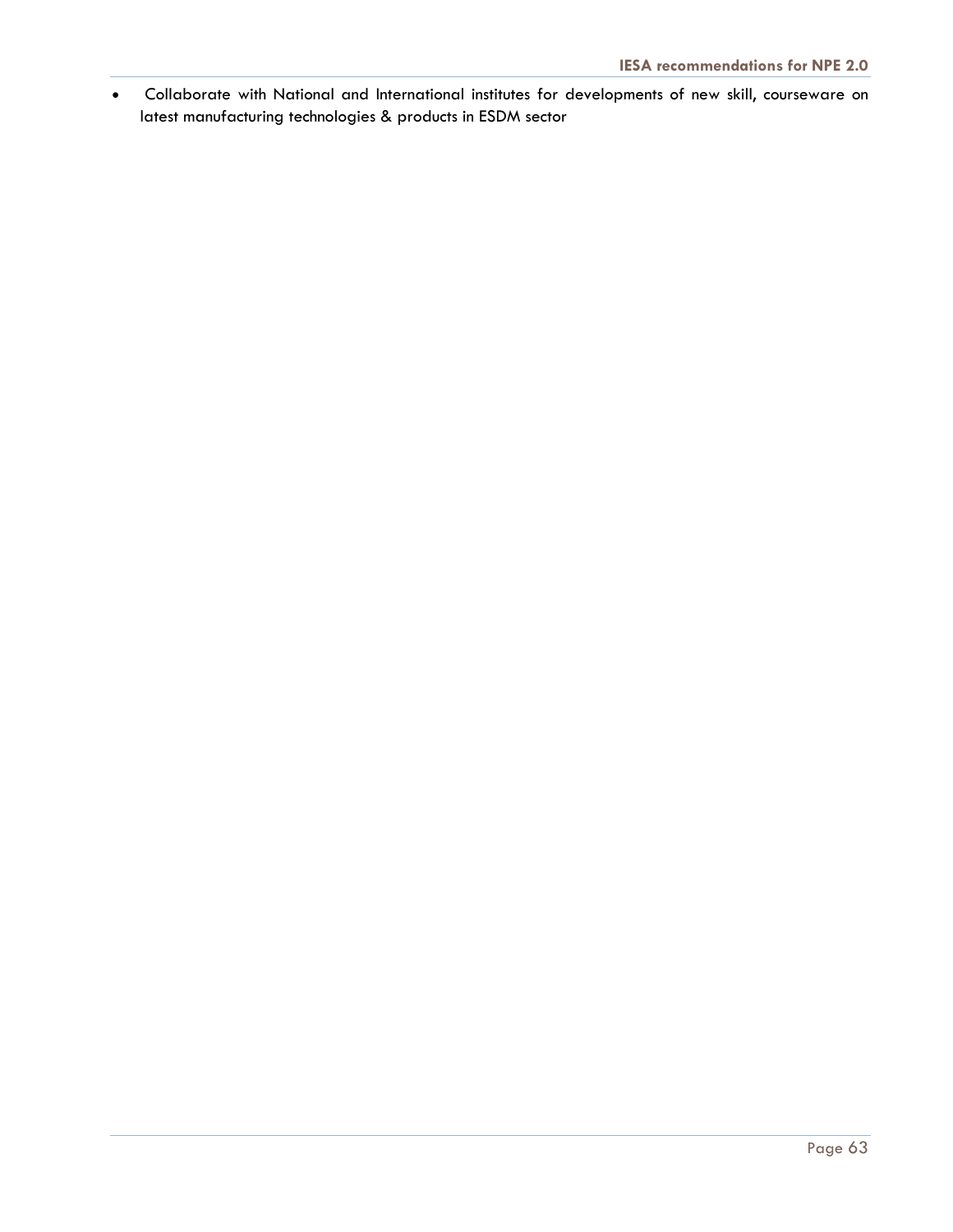- Collaborate with National and International institutes for developments of new skill, courseware on latest manufacturing technologies & products in ESDM sector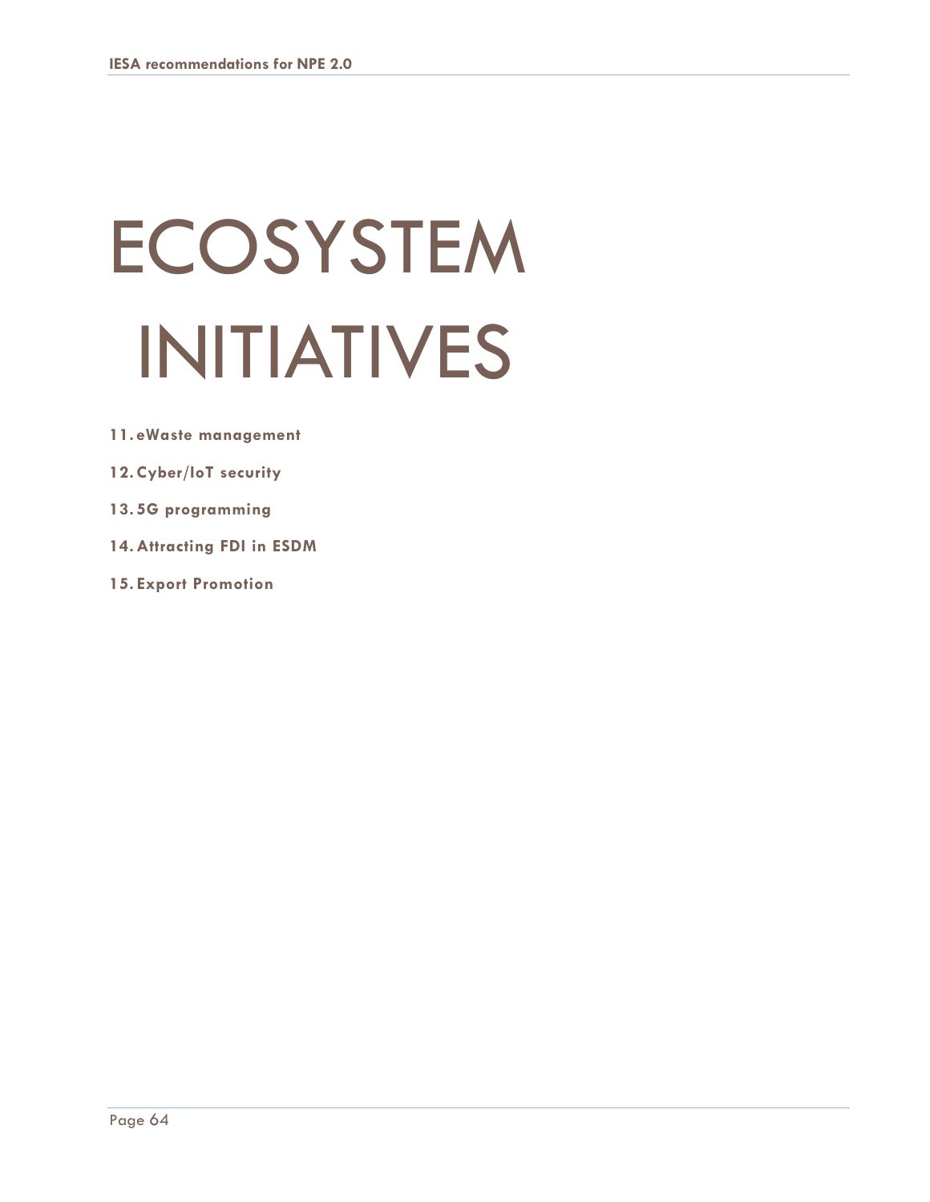# ECOSYSTEM INITIATIVES

11. **eWaste management**
12. **Cyber/IoT security**
13. **5G programming**
14. **Attracting FDI in ESDM**
15. **Export Promotion**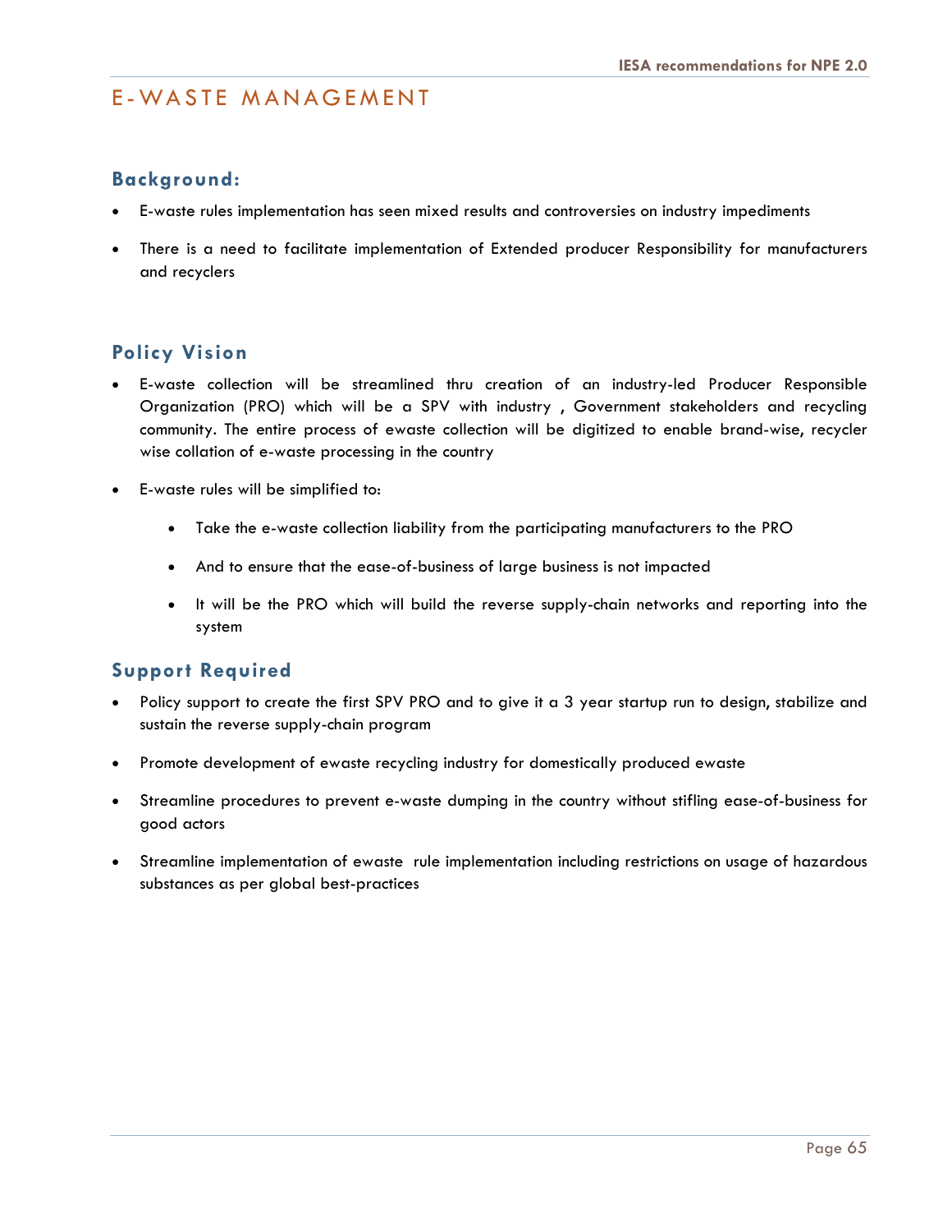# E-WASTE MANAGEMENT

## Background:

- E-waste rules implementation has seen mixed results and controversies on industry impediments
- There is a need to facilitate implementation of Extended producer Responsibility for manufacturers and recyclers

## Policy Vision

- E-waste collection will be streamlined thru creation of an industry-led Producer Responsible Organization (PRO) which will be a SPV with industry , Government stakeholders and recycling community. The entire process of ewaste collection will be digitized to enable brand-wise, recycler wise collation of e-waste processing in the country
- E-waste rules will be simplified to:
  - Take the e-waste collection liability from the participating manufacturers to the PRO
  - And to ensure that the ease-of-business of large business is not impacted
  - It will be the PRO which will build the reverse supply-chain networks and reporting into the system

## Support Required

- Policy support to create the first SPV PRO and to give it a 3 year startup run to design, stabilize and sustain the reverse supply-chain program
- Promote development of ewaste recycling industry for domestically produced ewaste
- Streamline procedures to prevent e-waste dumping in the country without stifling ease-of-business for good actors
- Streamline implementation of ewaste rule implementation including restrictions on usage of hazardous substances as per global best-practices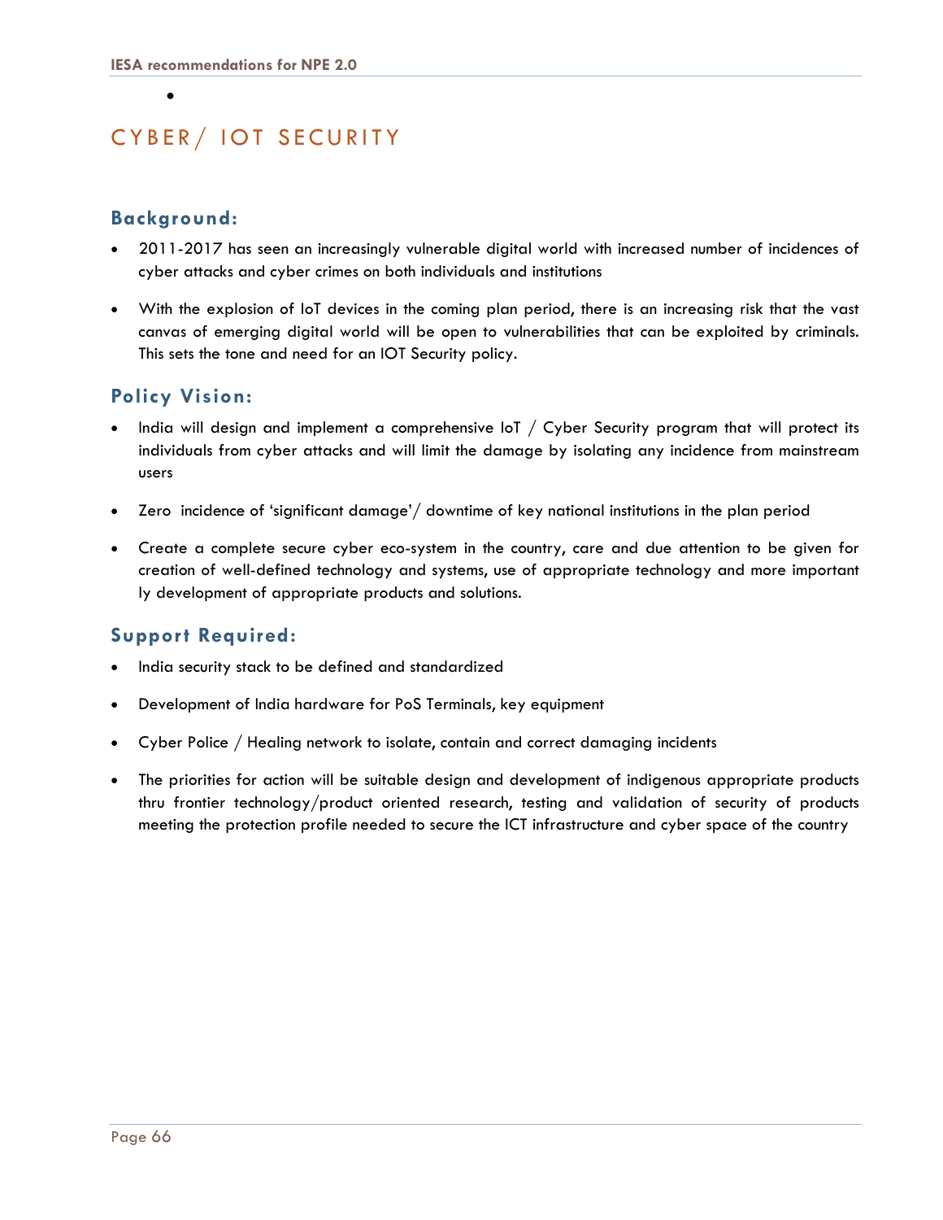# CYBER/ IOT SECURITY

## Background:

- 2011-2017 has seen an increasingly vulnerable digital world with increased number of incidences of cyber attacks and cyber crimes on both individuals and institutions
- With the explosion of IoT devices in the coming plan period, there is an increasing risk that the vast canvas of emerging digital world will be open to vulnerabilities that can be exploited by criminals. This sets the tone and need for an IOT Security policy.

## Policy Vision:

- India will design and implement a comprehensive IoT / Cyber Security program that will protect its individuals from cyber attacks and will limit the damage by isolating any incidence from mainstream users
- Zero incidence of 'significant damage'/ downtime of key national institutions in the plan period
- Create a complete secure cyber eco-system in the country, care and due attention to be given for creation of well-defined technology and systems, use of appropriate technology and more important ly development of appropriate products and solutions.

## Support Required:

- India security stack to be defined and standardized
- Development of India hardware for PoS Terminals, key equipment
- Cyber Police / Healing network to isolate, contain and correct damaging incidents
- The priorities for action will be suitable design and development of indigenous appropriate products thru frontier technology/product oriented research, testing and validation of security of products meeting the protection profile needed to secure the ICT infrastructure and cyber space of the country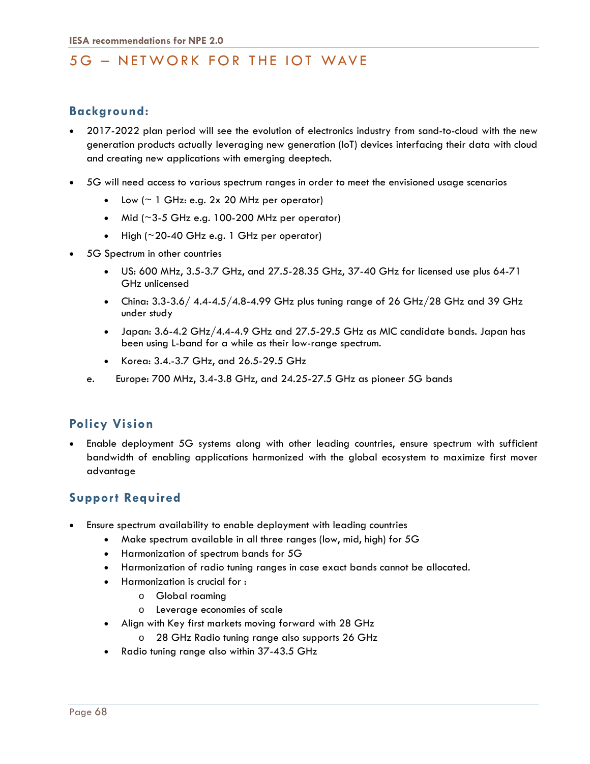# 5G – NETWORK FOR THE IOT WAVE

## Background:

- 2017-2022 plan period will see the evolution of electronics industry from sand-to-cloud with the new generation products actually leveraging new generation (IoT) devices interfacing their data with cloud and creating new applications with emerging deeptech.
- 5G will need access to various spectrum ranges in order to meet the envisioned usage scenarios
  - Low (~ 1 GHz: e.g. 2x 20 MHz per operator)
  - Mid (~3-5 GHz e.g. 100-200 MHz per operator)
  - High (~20-40 GHz e.g. 1 GHz per operator)
- 5G Spectrum in other countries
  - US: 600 MHz, 3.5-3.7 GHz, and 27.5-28.35 GHz, 37-40 GHz for licensed use plus 64-71 GHz unlicensed
  - China: 3.3-3.6/ 4.4-4.5/4.8-4.99 GHz plus tuning range of 26 GHz/28 GHz and 39 GHz under study
  - Japan: 3.6-4.2 GHz/4.4-4.9 GHz and 27.5-29.5 GHz as MIC candidate bands. Japan has been using L-band for a while as their low-range spectrum.
  - Korea: 3.4.-3.7 GHz, and 26.5-29.5 GHz

  e. Europe: 700 MHz, 3.4-3.8 GHz, and 24.25-27.5 GHz as pioneer 5G bands

## Policy Vision

- Enable deployment 5G systems along with other leading countries, ensure spectrum with sufficient bandwidth of enabling applications harmonized with the global ecosystem to maximize first mover advantage

## Support Required

- Ensure spectrum availability to enable deployment with leading countries
  - Make spectrum available in all three ranges (low, mid, high) for 5G
  - Harmonization of spectrum bands for 5G
  - Harmonization of radio tuning ranges in case exact bands cannot be allocated.
  - Harmonization is crucial for :
    - Global roaming
    - Leverage economies of scale
  - Align with Key first markets moving forward with 28 GHz
    - 28 GHz Radio tuning range also supports 26 GHz
  - Radio tuning range also within 37-43.5 GHz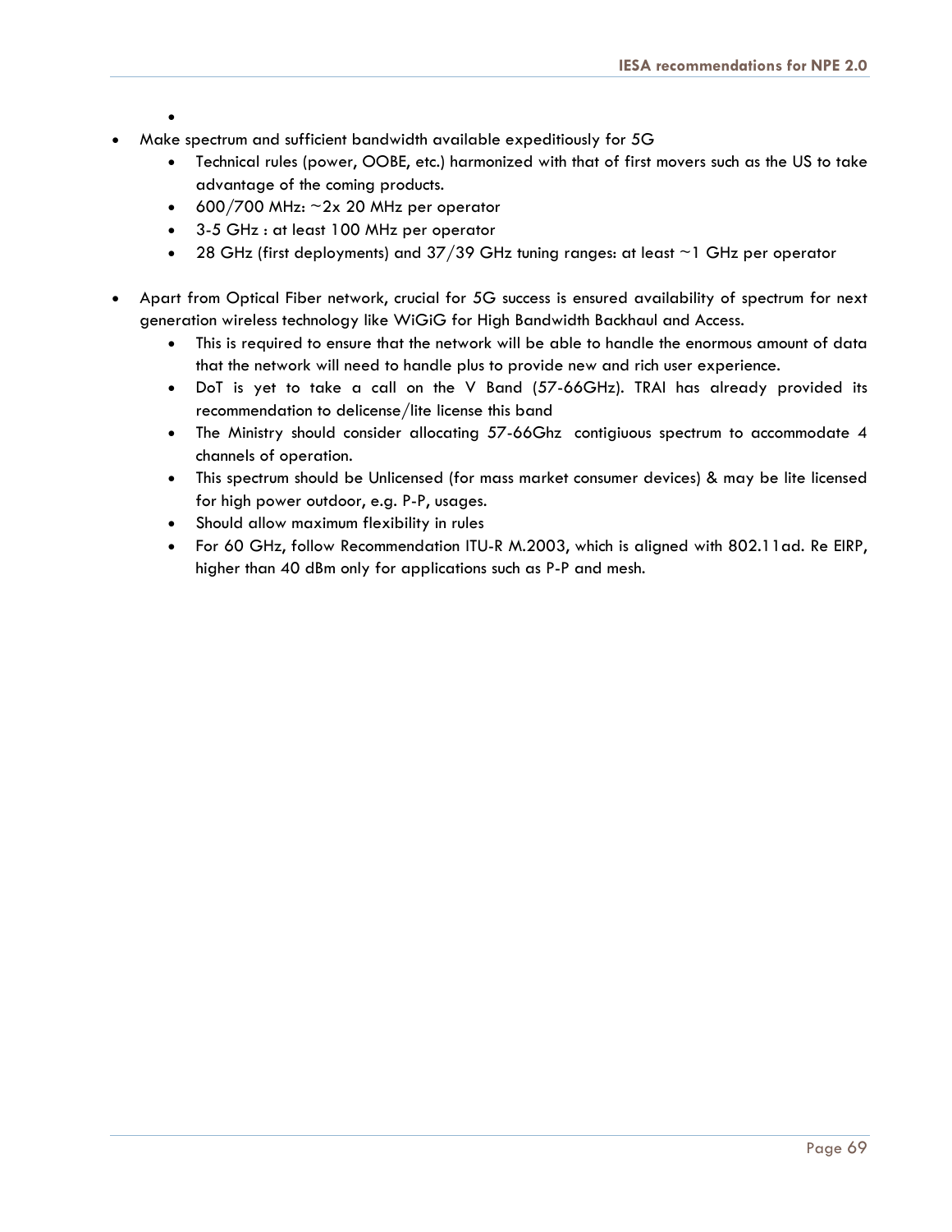- Make spectrum and sufficient bandwidth available expeditiously for 5G
    - Technical rules (power, OOBE, etc.) harmonized with that of first movers such as the US to take advantage of the coming products.
    - 600/700 MHz: ~2x 20 MHz per operator
    - 3-5 GHz : at least 100 MHz per operator
    - 28 GHz (first deployments) and 37/39 GHz tuning ranges: at least ~1 GHz per operator

- Apart from Optical Fiber network, crucial for 5G success is ensured availability of spectrum for next generation wireless technology like WiGiG for High Bandwidth Backhaul and Access.
    - This is required to ensure that the network will be able to handle the enormous amount of data that the network will need to handle plus to provide new and rich user experience.
    - DoT is yet to take a call on the V Band (57-66GHz). TRAI has already provided its recommendation to delicense/lite license this band
    - The Ministry should consider allocating 57-66Ghz contigiuous spectrum to accommodate 4 channels of operation.
    - This spectrum should be Unlicensed (for mass market consumer devices) & may be lite licensed for high power outdoor, e.g. P-P, usages.
    - Should allow maximum flexibility in rules
    - For 60 GHz, follow Recommendation ITU-R M.2003, which is aligned with 802.11ad. Re EIRP, higher than 40 dBm only for applications such as P-P and mesh.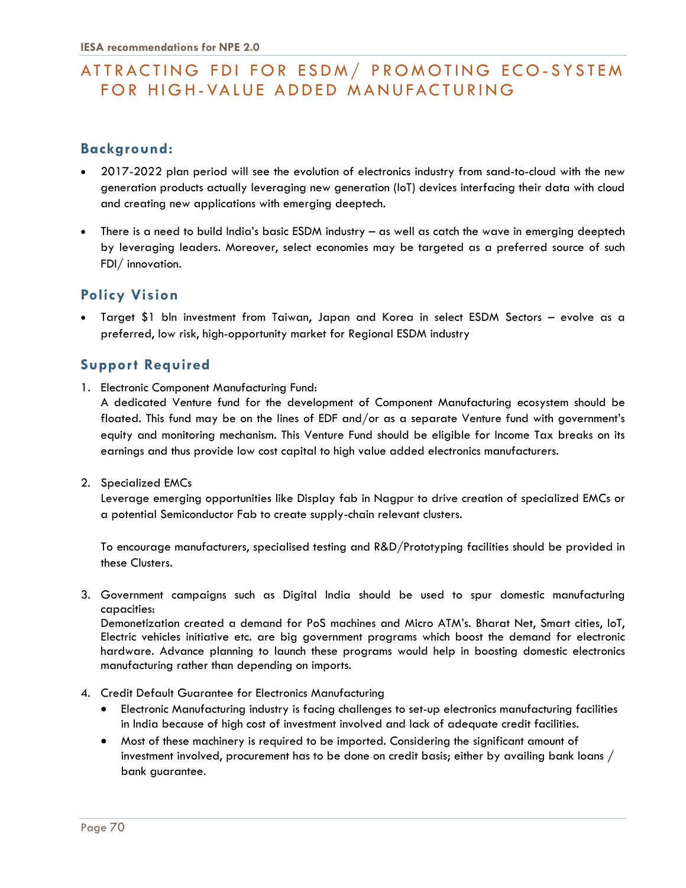# ATTRACTING FDI FOR ESDM/ PROMOTING ECO-SYSTEM FOR HIGH-VALUE ADDED MANUFACTURING

## Background:

- 2017-2022 plan period will see the evolution of electronics industry from sand-to-cloud with the new generation products actually leveraging new generation (IoT) devices interfacing their data with cloud and creating new applications with emerging deeptech.
- There is a need to build India's basic ESDM industry – as well as catch the wave in emerging deeptech by leveraging leaders. Moreover, select economies may be targeted as a preferred source of such FDI/ innovation.

## Policy Vision

- Target $1 bln investment from Taiwan, Japan and Korea in select ESDM Sectors – evolve as a preferred, low risk, high-opportunity market for Regional ESDM industry

## Support Required

1. Electronic Component Manufacturing Fund:
   A dedicated Venture fund for the development of Component Manufacturing ecosystem should be floated. This fund may be on the lines of EDF and/or as a separate Venture fund with government's equity and monitoring mechanism. This Venture Fund should be eligible for Income Tax breaks on its earnings and thus provide low cost capital to high value added electronics manufacturers.

2. Specialized EMCs
   Leverage emerging opportunities like Display fab in Nagpur to drive creation of specialized EMCs or a potential Semiconductor Fab to create supply-chain relevant clusters.

   To encourage manufacturers, specialised testing and R&D/Prototyping facilities should be provided in these Clusters.

3. Government campaigns such as Digital India should be used to spur domestic manufacturing capacities:
   Demonetization created a demand for PoS machines and Micro ATM's. Bharat Net, Smart cities, IoT, Electric vehicles initiative etc. are big government programs which boost the demand for electronic hardware. Advance planning to launch these programs would help in boosting domestic electronics manufacturing rather than depending on imports.

4. Credit Default Guarantee for Electronics Manufacturing
   - Electronic Manufacturing industry is facing challenges to set-up electronics manufacturing facilities in India because of high cost of investment involved and lack of adequate credit facilities.
   - Most of these machinery is required to be imported. Considering the significant amount of investment involved, procurement has to be done on credit basis; either by availing bank loans / bank guarantee.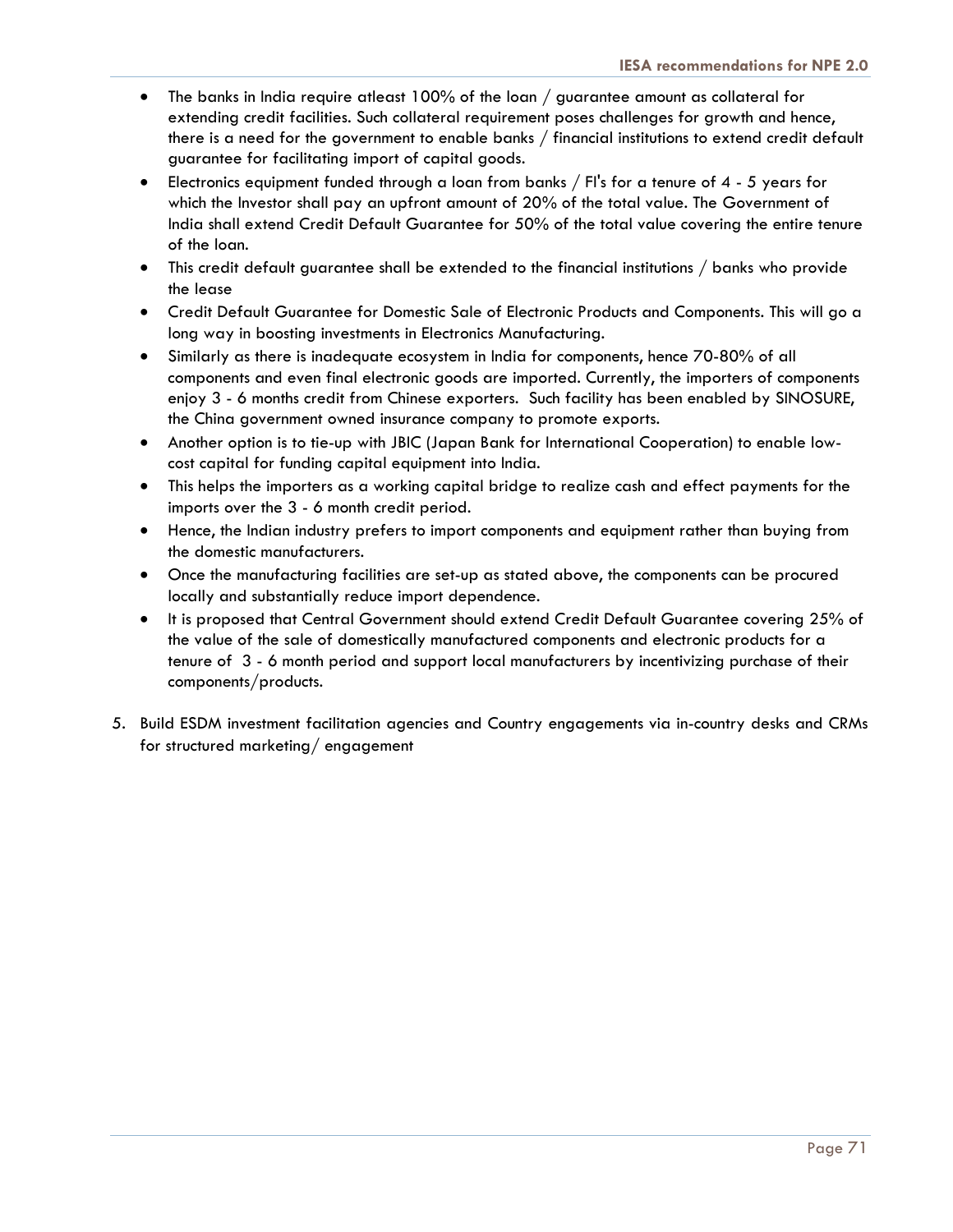- The banks in India require atleast 100% of the loan / guarantee amount as collateral for extending credit facilities. Such collateral requirement poses challenges for growth and hence, there is a need for the government to enable banks / financial institutions to extend credit default guarantee for facilitating import of capital goods.
- Electronics equipment funded through a loan from banks / FI's for a tenure of 4 - 5 years for which the Investor shall pay an upfront amount of 20% of the total value. The Government of India shall extend Credit Default Guarantee for 50% of the total value covering the entire tenure of the loan.
- This credit default guarantee shall be extended to the financial institutions / banks who provide the lease
- Credit Default Guarantee for Domestic Sale of Electronic Products and Components. This will go a long way in boosting investments in Electronics Manufacturing.
- Similarly as there is inadequate ecosystem in India for components, hence 70-80% of all components and even final electronic goods are imported. Currently, the importers of components enjoy 3 - 6 months credit from Chinese exporters. Such facility has been enabled by SINOSURE, the China government owned insurance company to promote exports.
- Another option is to tie-up with JBIC (Japan Bank for International Cooperation) to enable low-cost capital for funding capital equipment into India.
- This helps the importers as a working capital bridge to realize cash and effect payments for the imports over the 3 - 6 month credit period.
- Hence, the Indian industry prefers to import components and equipment rather than buying from the domestic manufacturers.
- Once the manufacturing facilities are set-up as stated above, the components can be procured locally and substantially reduce import dependence.
- It is proposed that Central Government should extend Credit Default Guarantee covering 25% of the value of the sale of domestically manufactured components and electronic products for a tenure of 3 - 6 month period and support local manufacturers by incentivizing purchase of their components/products.

5. Build ESDM investment facilitation agencies and Country engagements via in-country desks and CRMs for structured marketing/ engagement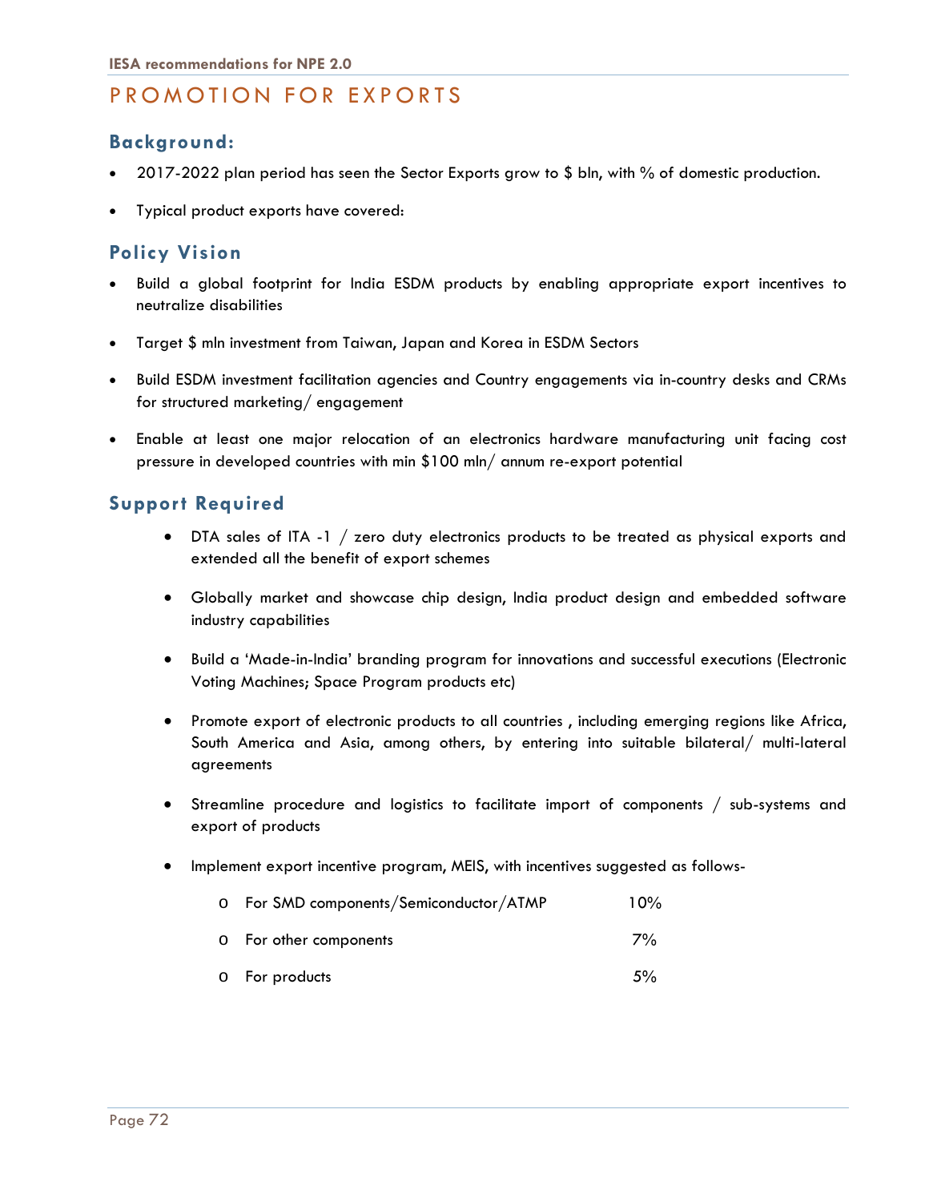# PROMOTION FOR EXPORTS

## Background:

- 2017-2022 plan period has seen the Sector Exports grow to $ bln, with % of domestic production.
- Typical product exports have covered:

## Policy Vision

- Build a global footprint for India ESDM products by enabling appropriate export incentives to neutralize disabilities
- Target $ mln investment from Taiwan, Japan and Korea in ESDM Sectors
- Build ESDM investment facilitation agencies and Country engagements via in-country desks and CRMs for structured marketing/ engagement
- Enable at least one major relocation of an electronics hardware manufacturing unit facing cost pressure in developed countries with min $100 mln/ annum re-export potential

## Support Required

- DTA sales of ITA -1 / zero duty electronics products to be treated as physical exports and extended all the benefit of export schemes
- Globally market and showcase chip design, India product design and embedded software industry capabilities
- Build a 'Made-in-India' branding program for innovations and successful executions (Electronic Voting Machines; Space Program products etc)
- Promote export of electronic products to all countries , including emerging regions like Africa, South America and Asia, among others, by entering into suitable bilateral/ multi-lateral agreements
- Streamline procedure and logistics to facilitate import of components / sub-systems and export of products
- Implement export incentive program, MEIS, with incentives suggested as follows-
  - For SMD components/Semiconductor/ATMP 10%
  - For other components 7%
  - For products 5%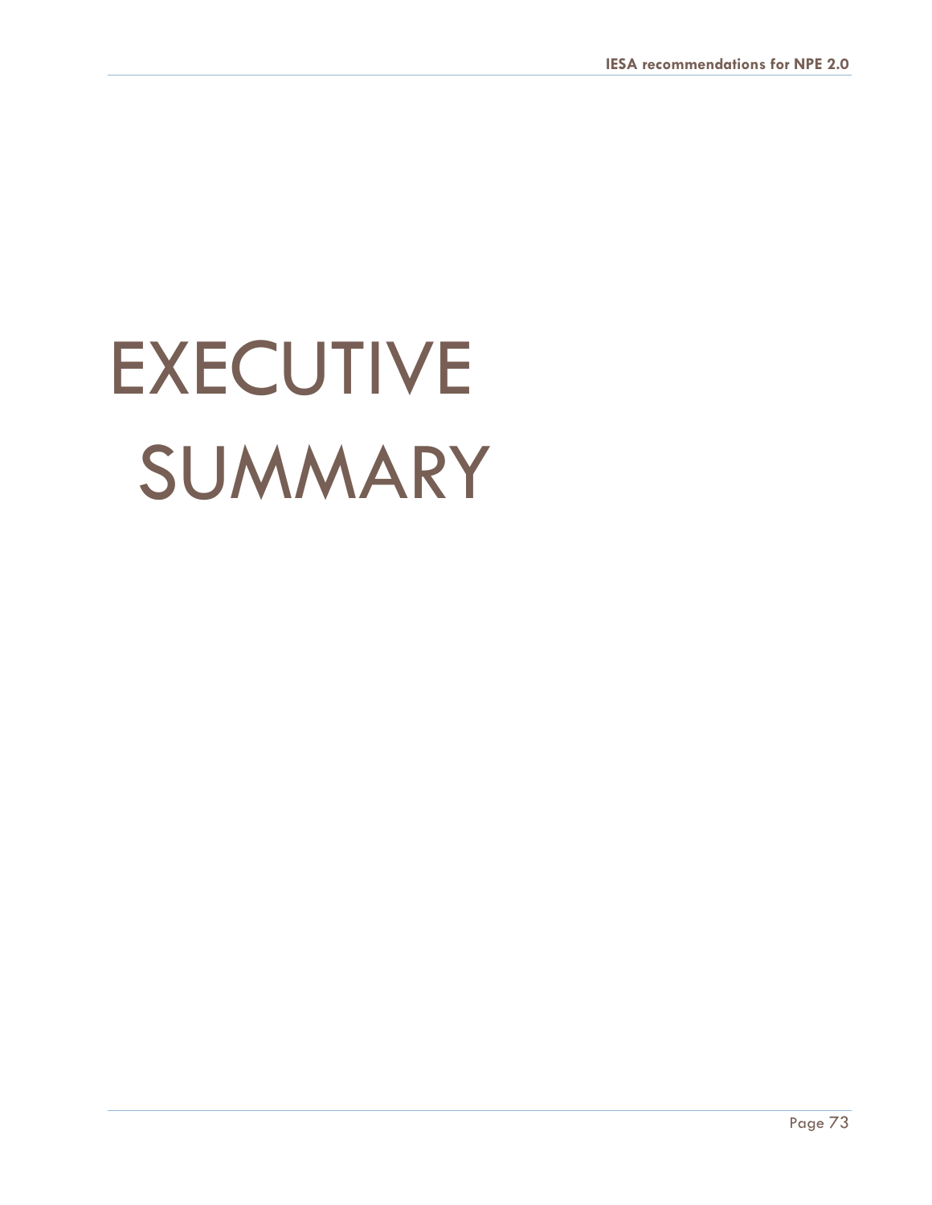# EXECUTIVE SUMMARY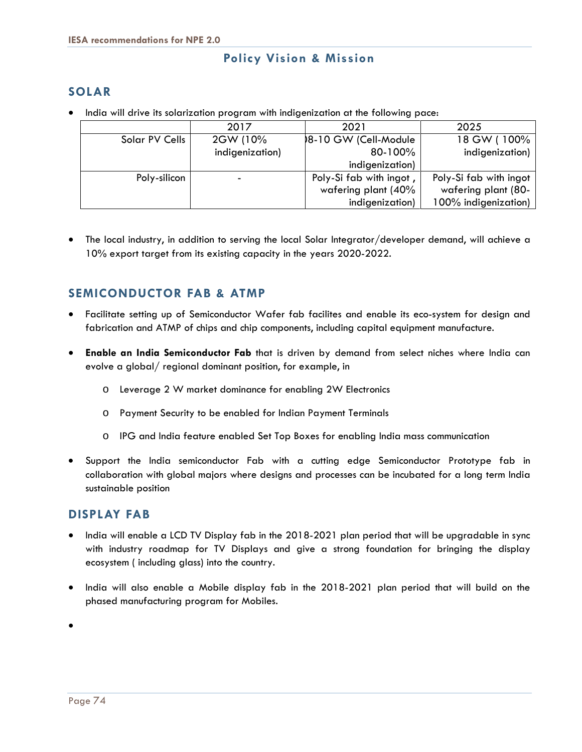## Policy Vision & Mission

### SOLAR

- India will drive its solarization program with indigenization at the following pace:

| | 2017 | 2021 | 2025 |
|---|---|---|---|
| Solar PV Cells | 2GW (10% indigenization) | 08-10 GW (Cell-Module 80-100% indigenization) | 18 GW ( 100% indigenization) |
| Poly-silicon | - | Poly-Si fab with ingot , wafering plant (40% indigenization) | Poly-Si fab with ingot wafering plant (80-100% indigenization) |

- The local industry, in addition to serving the local Solar Integrator/developer demand, will achieve a 10% export target from its existing capacity in the years 2020-2022.

### SEMICONDUCTOR FAB & ATMP

- Facilitate setting up of Semiconductor Wafer fab facilites and enable its eco-system for design and fabrication and ATMP of chips and chip components, including capital equipment manufacture.
- **Enable an India Semiconductor Fab** that is driven by demand from select niches where India can evolve a global/ regional dominant position, for example, in
  - Leverage 2 W market dominance for enabling 2W Electronics
  - Payment Security to be enabled for Indian Payment Terminals
  - IPG and India feature enabled Set Top Boxes for enabling India mass communication
- Support the India semiconductor Fab with a cutting edge Semiconductor Prototype fab in collaboration with global majors where designs and processes can be incubated for a long term India sustainable position

### DISPLAY FAB

- India will enable a LCD TV Display fab in the 2018-2021 plan period that will be upgradable in sync with industry roadmap for TV Displays and give a strong foundation for bringing the display ecosystem ( including glass) into the country.
- India will also enable a Mobile display fab in the 2018-2021 plan period that will build on the phased manufacturing program for Mobiles.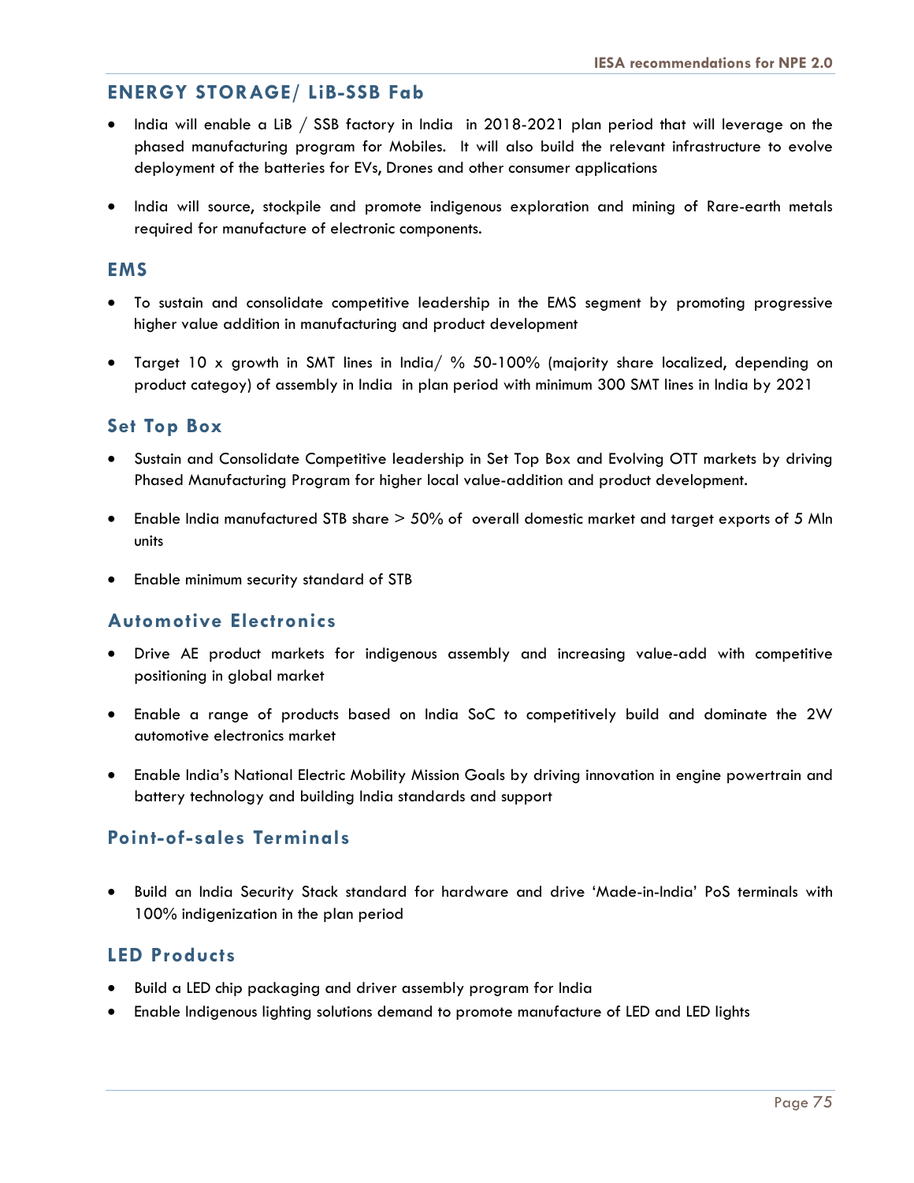## ENERGY STORAGE/ LiB-SSB Fab

- India will enable a LiB / SSB factory in India in 2018-2021 plan period that will leverage on the phased manufacturing program for Mobiles. It will also build the relevant infrastructure to evolve deployment of the batteries for EVs, Drones and other consumer applications
- India will source, stockpile and promote indigenous exploration and mining of Rare-earth metals required for manufacture of electronic components.

## EMS

- To sustain and consolidate competitive leadership in the EMS segment by promoting progressive higher value addition in manufacturing and product development
- Target 10 x growth in SMT lines in India/ % 50-100% (majority share localized, depending on product categoy) of assembly in India in plan period with minimum 300 SMT lines in India by 2021

## Set Top Box

- Sustain and Consolidate Competitive leadership in Set Top Box and Evolving OTT markets by driving Phased Manufacturing Program for higher local value-addition and product development.
- Enable India manufactured STB share > 50% of overall domestic market and target exports of 5 Mln units
- Enable minimum security standard of STB

## Automotive Electronics

- Drive AE product markets for indigenous assembly and increasing value-add with competitive positioning in global market
- Enable a range of products based on India SoC to competitively build and dominate the 2W automotive electronics market
- Enable India's National Electric Mobility Mission Goals by driving innovation in engine powertrain and battery technology and building India standards and support

## Point-of-sales Terminals

- Build an India Security Stack standard for hardware and drive 'Made-in-India' PoS terminals with 100% indigenization in the plan period

## LED Products

- Build a LED chip packaging and driver assembly program for India
- Enable Indigenous lighting solutions demand to promote manufacture of LED and LED lights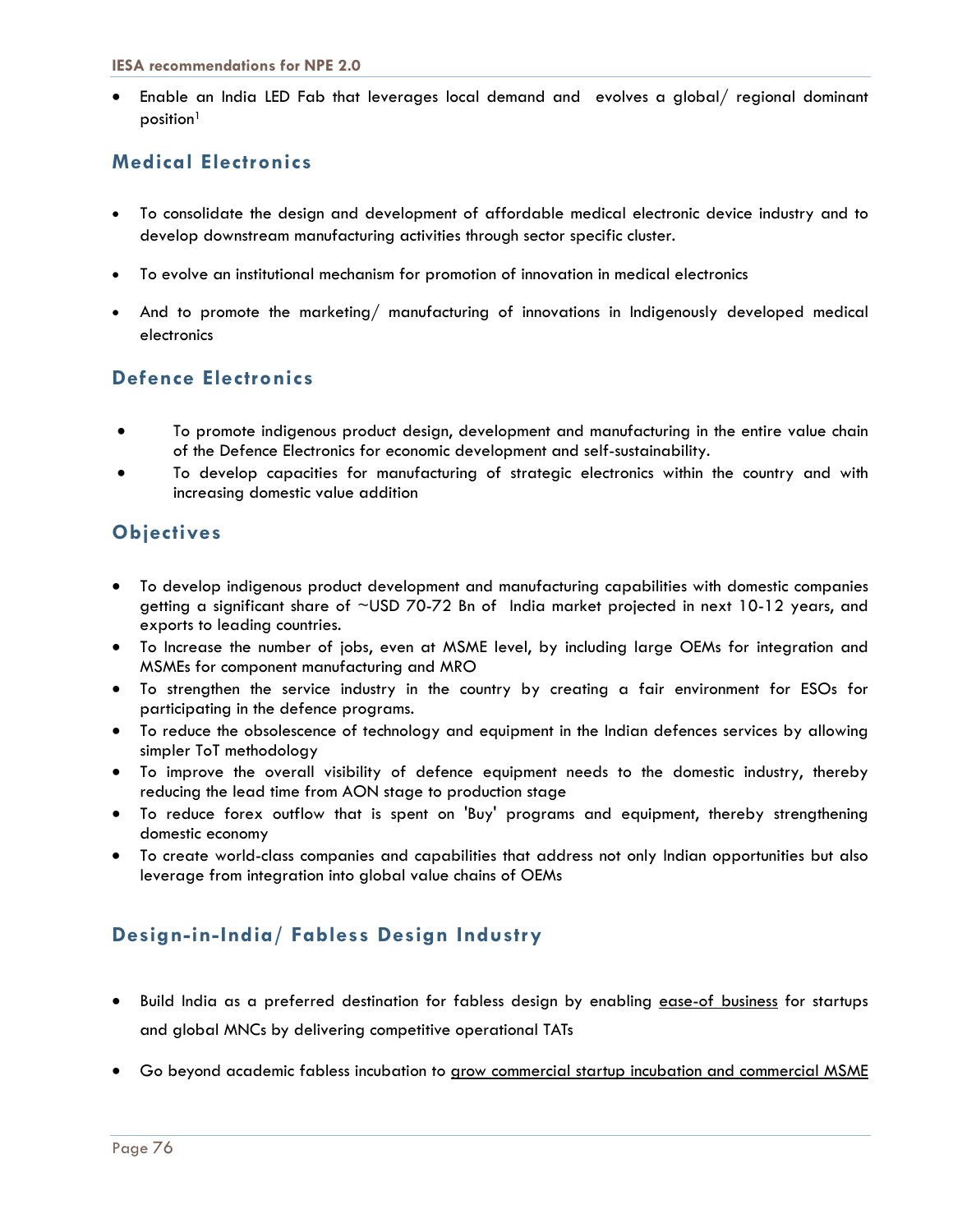- Enable an India LED Fab that leverages local demand and evolves a global/ regional dominant position[1]

## Medical Electronics

- To consolidate the design and development of affordable medical electronic device industry and to develop downstream manufacturing activities through sector specific cluster.
- To evolve an institutional mechanism for promotion of innovation in medical electronics
- And to promote the marketing/ manufacturing of innovations in Indigenously developed medical electronics

## Defence Electronics

- To promote indigenous product design, development and manufacturing in the entire value chain of the Defence Electronics for economic development and self-sustainability.
- To develop capacities for manufacturing of strategic electronics within the country and with increasing domestic value addition

## Objectives

- To develop indigenous product development and manufacturing capabilities with domestic companies getting a significant share of ~USD 70-72 Bn of India market projected in next 10-12 years, and exports to leading countries.
- To Increase the number of jobs, even at MSME level, by including large OEMs for integration and MSMEs for component manufacturing and MRO
- To strengthen the service industry in the country by creating a fair environment for ESOs for participating in the defence programs.
- To reduce the obsolescence of technology and equipment in the Indian defences services by allowing simpler ToT methodology
- To improve the overall visibility of defence equipment needs to the domestic industry, thereby reducing the lead time from AON stage to production stage
- To reduce forex outflow that is spent on 'Buy' programs and equipment, thereby strengthening domestic economy
- To create world-class companies and capabilities that address not only Indian opportunities but also leverage from integration into global value chains of OEMs

## Design-in-India/ Fabless Design Industry

- Build India as a preferred destination for fabless design by enabling <u>ease-of business</u> for startups and global MNCs by delivering competitive operational TATs
- Go beyond academic fabless incubation to <u>grow commercial startup incubation and commercial MSME</u>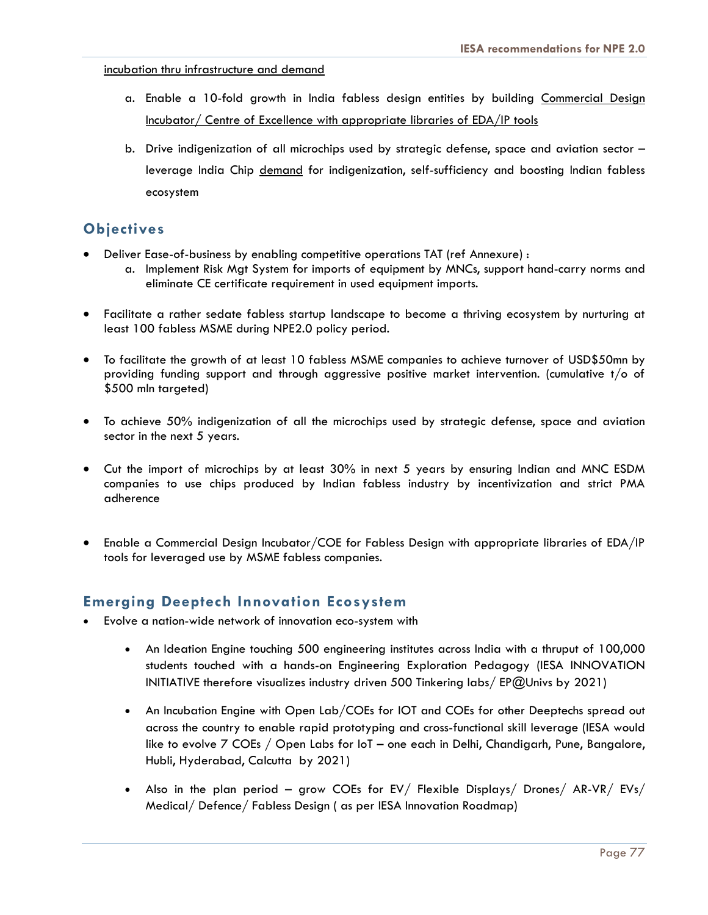incubation thru infrastructure and demand

a. Enable a 10-fold growth in India fabless design entities by building Commercial Design Incubator/ Centre of Excellence with appropriate libraries of EDA/IP tools

b. Drive indigenization of all microchips used by strategic defense, space and aviation sector – leverage India Chip demand for indigenization, self-sufficiency and boosting Indian fabless ecosystem

## Objectives

- Deliver Ease-of-business by enabling competitive operations TAT (ref Annexure) :
  a. Implement Risk Mgt System for imports of equipment by MNCs, support hand-carry norms and eliminate CE certificate requirement in used equipment imports.

- Facilitate a rather sedate fabless startup landscape to become a thriving ecosystem by nurturing at least 100 fabless MSME during NPE2.0 policy period.

- To facilitate the growth of at least 10 fabless MSME companies to achieve turnover of USD$50mn by providing funding support and through aggressive positive market intervention. (cumulative t/o of $500 mln targeted)

- To achieve 50% indigenization of all the microchips used by strategic defense, space and aviation sector in the next 5 years.

- Cut the import of microchips by at least 30% in next 5 years by ensuring Indian and MNC ESDM companies to use chips produced by Indian fabless industry by incentivization and strict PMA adherence

- Enable a Commercial Design Incubator/COE for Fabless Design with appropriate libraries of EDA/IP tools for leveraged use by MSME fabless companies.

## Emerging Deeptech Innovation Ecosystem

- Evolve a nation-wide network of innovation eco-system with

  - An Ideation Engine touching 500 engineering institutes across India with a thruput of 100,000 students touched with a hands-on Engineering Exploration Pedagogy (IESA INNOVATION INITIATIVE therefore visualizes industry driven 500 Tinkering labs/ EP@Univs by 2021)

  - An Incubation Engine with Open Lab/COEs for IOT and COEs for other Deeptechs spread out across the country to enable rapid prototyping and cross-functional skill leverage (IESA would like to evolve 7 COEs / Open Labs for IoT – one each in Delhi, Chandigarh, Pune, Bangalore, Hubli, Hyderabad, Calcutta by 2021)

  - Also in the plan period – grow COEs for EV/ Flexible Displays/ Drones/ AR-VR/ EVs/ Medical/ Defence/ Fabless Design ( as per IESA Innovation Roadmap)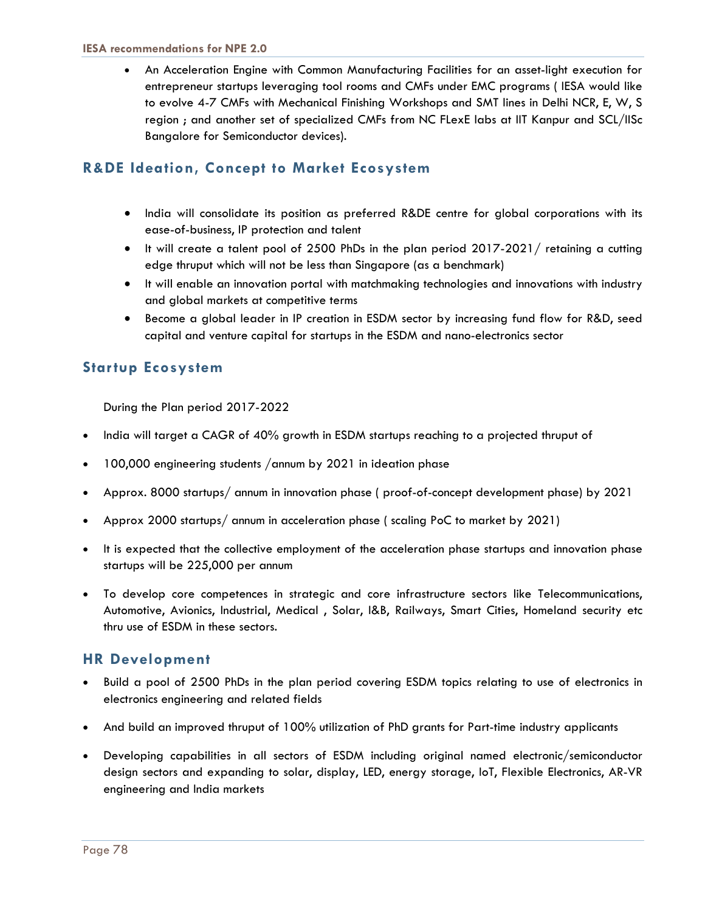- An Acceleration Engine with Common Manufacturing Facilities for an asset-light execution for entrepreneur startups leveraging tool rooms and CMFs under EMC programs ( IESA would like to evolve 4-7 CMFs with Mechanical Finishing Workshops and SMT lines in Delhi NCR, E, W, S region ; and another set of specialized CMFs from NC FLexE labs at IIT Kanpur and SCL/IISc Bangalore for Semiconductor devices).

## R&DE Ideation, Concept to Market Ecosystem

- India will consolidate its position as preferred R&DE centre for global corporations with its ease-of-business, IP protection and talent
- It will create a talent pool of 2500 PhDs in the plan period 2017-2021/ retaining a cutting edge thruput which will not be less than Singapore (as a benchmark)
- It will enable an innovation portal with matchmaking technologies and innovations with industry and global markets at competitive terms
- Become a global leader in IP creation in ESDM sector by increasing fund flow for R&D, seed capital and venture capital for startups in the ESDM and nano-electronics sector

## Startup Ecosystem

During the Plan period 2017-2022

- India will target a CAGR of 40% growth in ESDM startups reaching to a projected thruput of
- 100,000 engineering students /annum by 2021 in ideation phase
- Approx. 8000 startups/ annum in innovation phase ( proof-of-concept development phase) by 2021
- Approx 2000 startups/ annum in acceleration phase ( scaling PoC to market by 2021)
- It is expected that the collective employment of the acceleration phase startups and innovation phase startups will be 225,000 per annum
- To develop core competences in strategic and core infrastructure sectors like Telecommunications, Automotive, Avionics, Industrial, Medical , Solar, I&B, Railways, Smart Cities, Homeland security etc thru use of ESDM in these sectors.

## HR Development

- Build a pool of 2500 PhDs in the plan period covering ESDM topics relating to use of electronics in electronics engineering and related fields
- And build an improved thruput of 100% utilization of PhD grants for Part-time industry applicants
- Developing capabilities in all sectors of ESDM including original named electronic/semiconductor design sectors and expanding to solar, display, LED, energy storage, IoT, Flexible Electronics, AR-VR engineering and India markets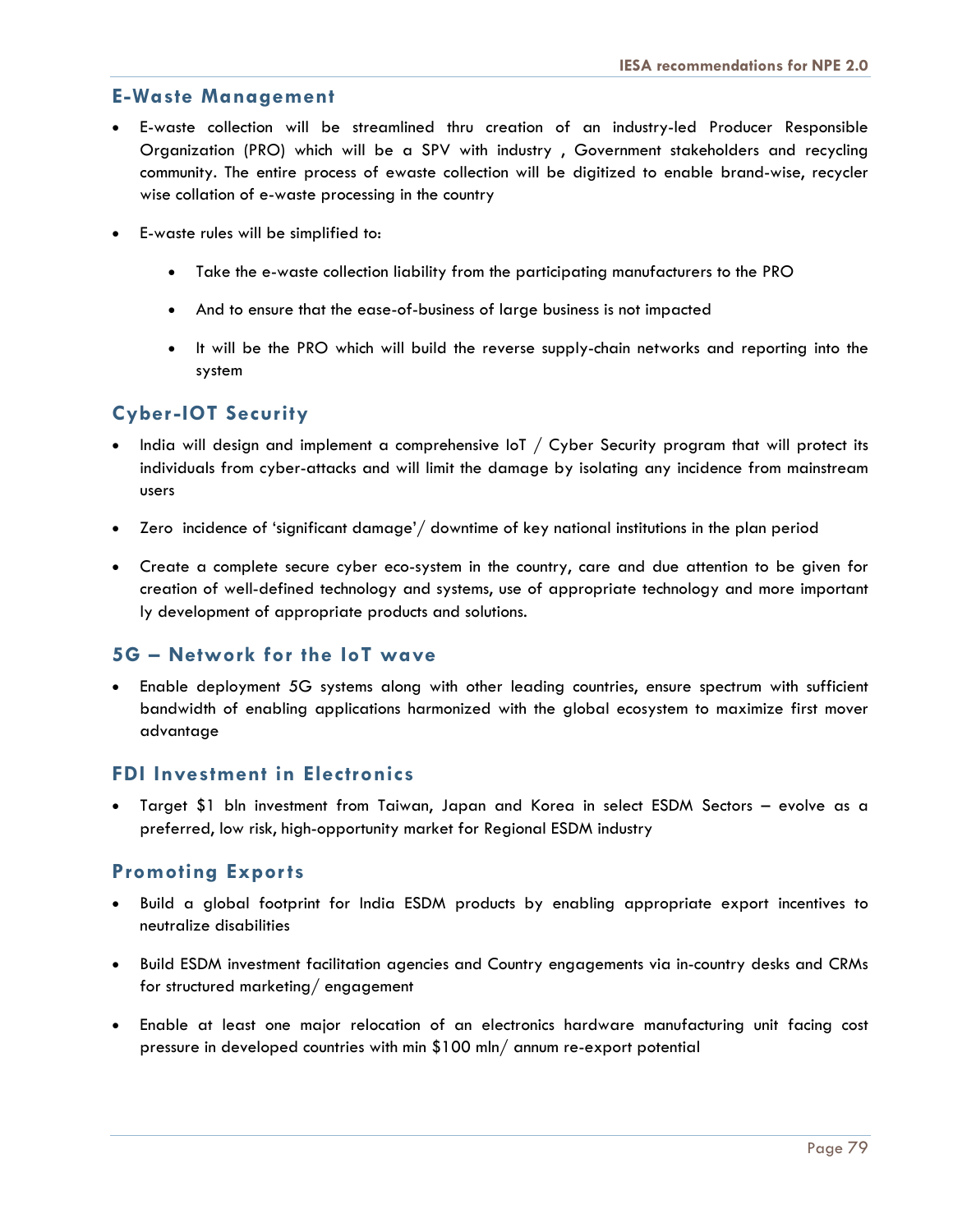## E-Waste Management

- E-waste collection will be streamlined thru creation of an industry-led Producer Responsible Organization (PRO) which will be a SPV with industry , Government stakeholders and recycling community. The entire process of ewaste collection will be digitized to enable brand-wise, recycler wise collation of e-waste processing in the country
- E-waste rules will be simplified to:
  - Take the e-waste collection liability from the participating manufacturers to the PRO
  - And to ensure that the ease-of-business of large business is not impacted
  - It will be the PRO which will build the reverse supply-chain networks and reporting into the system

## Cyber-IOT Security

- India will design and implement a comprehensive IoT / Cyber Security program that will protect its individuals from cyber-attacks and will limit the damage by isolating any incidence from mainstream users
- Zero incidence of 'significant damage'/ downtime of key national institutions in the plan period
- Create a complete secure cyber eco-system in the country, care and due attention to be given for creation of well-defined technology and systems, use of appropriate technology and more important ly development of appropriate products and solutions.

## 5G – Network for the IoT wave

- Enable deployment 5G systems along with other leading countries, ensure spectrum with sufficient bandwidth of enabling applications harmonized with the global ecosystem to maximize first mover advantage

## FDI Investment in Electronics

- Target $1 bln investment from Taiwan, Japan and Korea in select ESDM Sectors – evolve as a preferred, low risk, high-opportunity market for Regional ESDM industry

## Promoting Exports

- Build a global footprint for India ESDM products by enabling appropriate export incentives to neutralize disabilities
- Build ESDM investment facilitation agencies and Country engagements via in-country desks and CRMs for structured marketing/ engagement
- Enable at least one major relocation of an electronics hardware manufacturing unit facing cost pressure in developed countries with min $100 mln/ annum re-export potential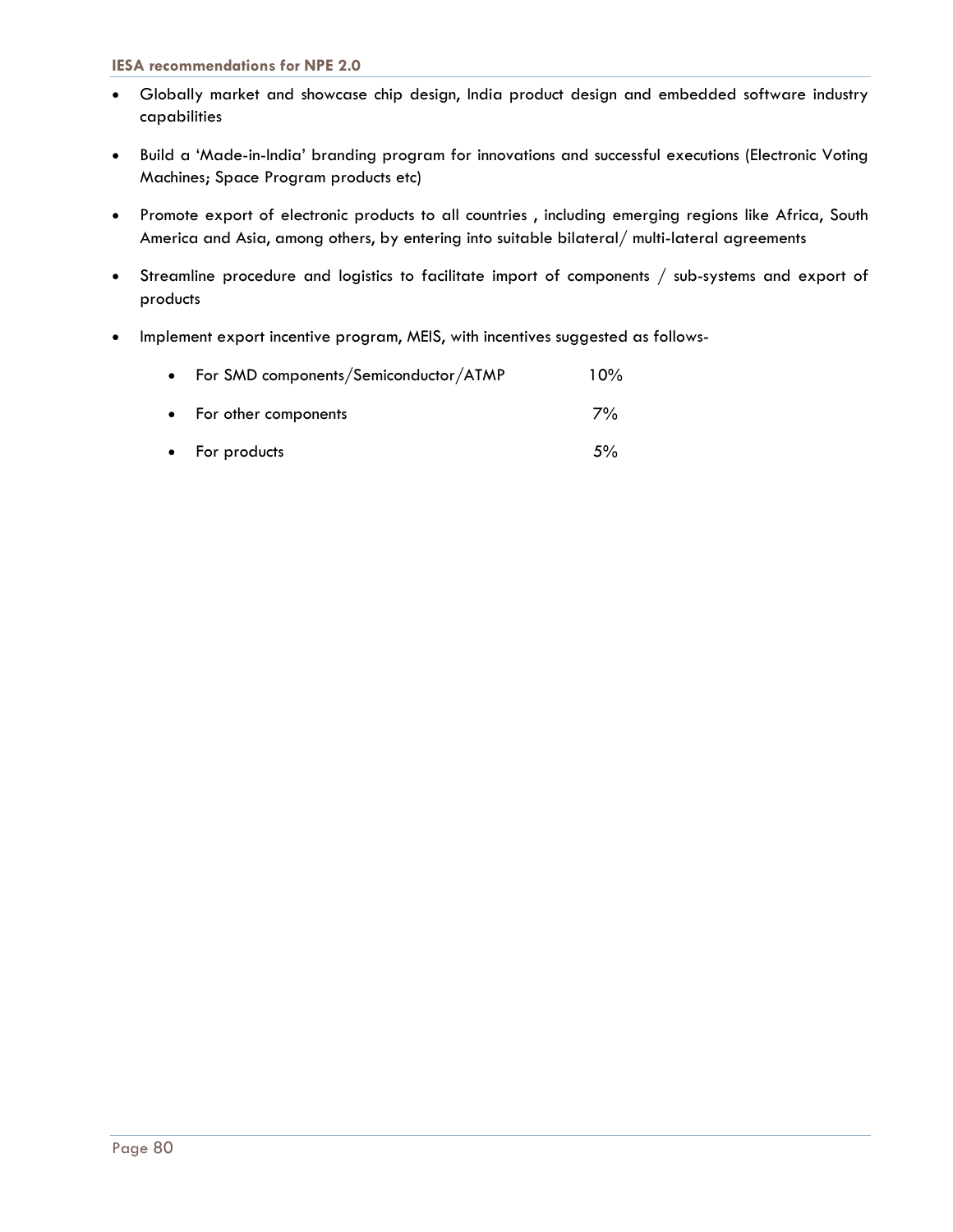- Globally market and showcase chip design, India product design and embedded software industry capabilities
- Build a 'Made-in-India' branding program for innovations and successful executions (Electronic Voting Machines; Space Program products etc)
- Promote export of electronic products to all countries , including emerging regions like Africa, South America and Asia, among others, by entering into suitable bilateral/ multi-lateral agreements
- Streamline procedure and logistics to facilitate import of components / sub-systems and export of products
- Implement export incentive program, MEIS, with incentives suggested as follows-
    - For SMD components/Semiconductor/ATMP 10%
    - For other components 7%
    - For products 5%